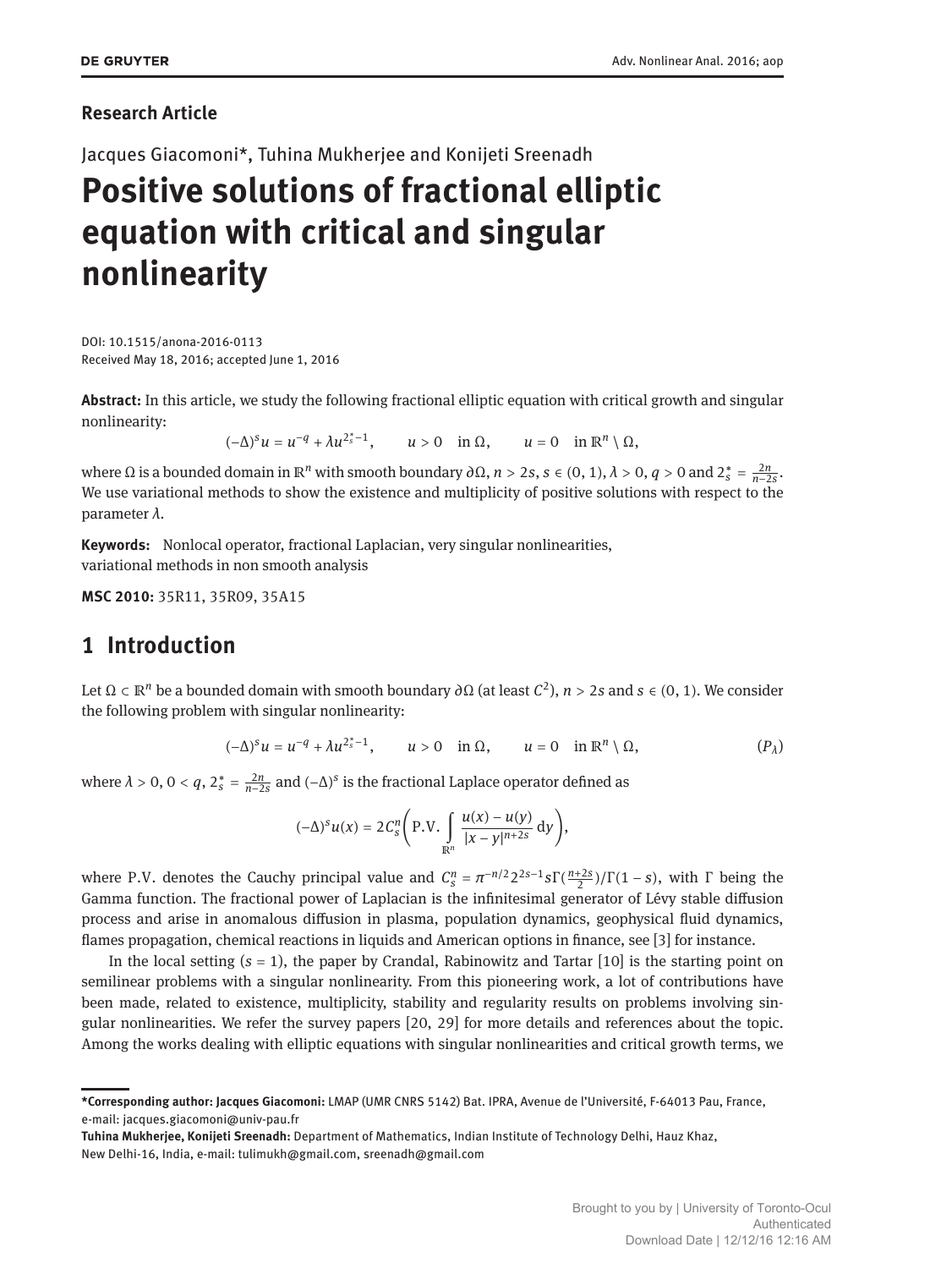**Research Article**

Jacques Giacomoni*, Tuhina Mukherjee and Konijeti Sreenadh

# Positive solutions of fractional elliptic equation with critical and singular nonlinearity

DOI: 10.1515/anona-2016-0113
Received May 18, 2016; accepted June 1, 2016

**Abstract:** In this article, we study the following fractional elliptic equation with critical growth and singular nonlinearity:

$$(-\Delta)^s u = u^{-q} + \lambda u^{2_s^*-1}, \qquad u > 0 \quad \text{in } \Omega, \qquad u = 0 \quad \text{in } \mathbb{R}^n \setminus \Omega,$$

where $\Omega$ is a bounded domain in $\mathbb{R}^n$ with smooth boundary $\partial\Omega$, $n > 2s$, $s \in (0,1)$, $\lambda > 0$, $q > 0$ and $2_s^* = \frac{2n}{n-2s}$. We use variational methods to show the existence and multiplicity of positive solutions with respect to the parameter $\lambda$.

**Keywords:** Nonlocal operator, fractional Laplacian, very singular nonlinearities, variational methods in non smooth analysis

**MSC 2010:** 35R11, 35R09, 35A15

## 1 Introduction

Let $\Omega \subset \mathbb{R}^n$ be a bounded domain with smooth boundary $\partial\Omega$ (at least $C^2$), $n > 2s$ and $s \in (0,1)$. We consider the following problem with singular nonlinearity:

$$(-\Delta)^s u = u^{-q} + \lambda u^{2_s^*-1}, \qquad u > 0 \quad \text{in } \Omega, \qquad u = 0 \quad \text{in } \mathbb{R}^n \setminus \Omega, \tag{$P_\lambda$}$$

where $\lambda > 0$, $0 < q$, $2_s^* = \frac{2n}{n-2s}$ and $(-\Delta)^s$ is the fractional Laplace operator defined as

$$(-\Delta)^s u(x) = 2C_s^n\left(\text{P.V.} \int_{\mathbb{R}^n} \frac{u(x)-u(y)}{|x-y|^{n+2s}}\,\mathrm{d}y\right),$$

where P.V. denotes the Cauchy principal value and $C_s^n = \pi^{-n/2}2^{2s-1}s\Gamma(\frac{n+2s}{2})/\Gamma(1-s)$, with $\Gamma$ being the Gamma function. The fractional power of Laplacian is the infinitesimal generator of Lévy stable diffusion process and arise in anomalous diffusion in plasma, population dynamics, geophysical fluid dynamics, flames propagation, chemical reactions in liquids and American options in finance, see [3] for instance.

In the local setting ($s = 1$), the paper by Crandal, Rabinowitz and Tartar [10] is the starting point on semilinear problems with a singular nonlinearity. From this pioneering work, a lot of contributions have been made, related to existence, multiplicity, stability and regularity results on problems involving singular nonlinearities. We refer the survey papers [20, 29] for more details and references about the topic. Among the works dealing with elliptic equations with singular nonlinearities and critical growth terms, we

---

**\*Corresponding author: Jacques Giacomoni:** LMAP (UMR CNRS 5142) Bat. IPRA, Avenue de l'Université, F-64013 Pau, France, e-mail: jacques.giacomoni@univ-pau.fr

**Tuhina Mukherjee, Konijeti Sreenadh:** Department of Mathematics, Indian Institute of Technology Delhi, Hauz Khaz, New Delhi-16, India, e-mail: tulimukh@gmail.com, sreenadh@gmail.com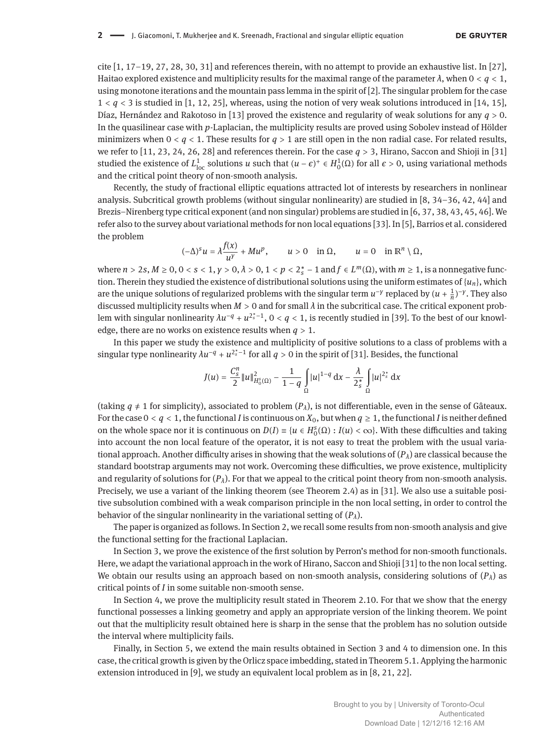cite [1, 17–19, 27, 28, 30, 31] and references therein, with no attempt to provide an exhaustive list. In [27], Haitao explored existence and multiplicity results for the maximal range of the parameter $\lambda$, when $0 < q < 1$, using monotone iterations and the mountain pass lemma in the spirit of [2]. The singular problem for the case $1 < q < 3$ is studied in [1, 12, 25], whereas, using the notion of very weak solutions introduced in [14, 15], Díaz, Hernández and Rakotoso in [13] proved the existence and regularity of weak solutions for any $q > 0$. In the quasilinear case with $p$-Laplacian, the multiplicity results are proved using Sobolev instead of Hölder minimizers when $0 < q < 1$. These results for $q > 1$ are still open in the non radial case. For related results, we refer to [11, 23, 24, 26, 28] and references therein. For the case $q > 3$, Hirano, Saccon and Shioji in [31] studied the existence of $L^1_{\mathrm{loc}}$ solutions $u$ such that $(u - \epsilon)^+ \in H^1_0(\Omega)$ for all $\epsilon > 0$, using variational methods and the critical point theory of non-smooth analysis.

Recently, the study of fractional elliptic equations attracted lot of interests by researchers in nonlinear analysis. Subcritical growth problems (without singular nonlinearity) are studied in [8, 34–36, 42, 44] and Brezis–Nirenberg type critical exponent (and non singular) problems are studied in [6, 37, 38, 43, 45, 46]. We refer also to the survey about variational methods for non local equations [33]. In [5], Barrios et al. considered the problem

$$(-\Delta)^s u = \lambda \frac{f(x)}{u^\gamma} + M u^p, \qquad u > 0 \quad \text{in } \Omega, \qquad u = 0 \quad \text{in } \mathbb{R}^n \setminus \Omega,$$

where $n > 2s$, $M \geq 0$, $0 < s < 1$, $\gamma > 0$, $\lambda > 0$, $1 < p < 2^*_s - 1$ and $f \in L^m(\Omega)$, with $m \geq 1$, is a nonnegative function. Therein they studied the existence of distributional solutions using the uniform estimates of $\{u_n\}$, which are the unique solutions of regularized problems with the singular term $u^{-\gamma}$ replaced by $(u + \frac{1}{n})^{-\gamma}$. They also discussed multiplicity results when $M > 0$ and for small $\lambda$ in the subcritical case. The critical exponent problem with singular nonlinearity $\lambda u^{-q} + u^{2^*_s - 1}$, $0 < q < 1$, is recently studied in [39]. To the best of our knowledge, there are no works on existence results when $q > 1$.

In this paper we study the existence and multiplicity of positive solutions to a class of problems with a singular type nonlinearity $\lambda u^{-q} + u^{2^*_s - 1}$ for all $q > 0$ in the spirit of [31]. Besides, the functional

$$J(u) = \frac{C^n_s}{2} \|u\|^2_{H^s_0(\Omega)} - \frac{1}{1-q} \int_\Omega |u|^{1-q} \, dx - \frac{\lambda}{2^*_s} \int_\Omega |u|^{2^*_s} \, dx$$

(taking $q \neq 1$ for simplicity), associated to problem $(P_\lambda)$, is not differentiable, even in the sense of Gâteaux. For the case $0 < q < 1$, the functional $I$ is continuous on $X_0$, but when $q \geq 1$, the functional $I$ is neither defined on the whole space nor it is continuous on $D(I) \equiv \{u \in H^s_0(\Omega) : I(u) < \infty\}$. With these difficulties and taking into account the non local feature of the operator, it is not easy to treat the problem with the usual variational approach. Another difficulty arises in showing that the weak solutions of $(P_\lambda)$ are classical because the standard bootstrap arguments may not work. Overcoming these difficulties, we prove existence, multiplicity and regularity of solutions for $(P_\lambda)$. For that we appeal to the critical point theory from non-smooth analysis. Precisely, we use a variant of the linking theorem (see Theorem 2.4) as in [31]. We also use a suitable positive subsolution combined with a weak comparison principle in the non local setting, in order to control the behavior of the singular nonlinearity in the variational setting of $(P_\lambda)$.

The paper is organized as follows. In Section 2, we recall some results from non-smooth analysis and give the functional setting for the fractional Laplacian.

In Section 3, we prove the existence of the first solution by Perron's method for non-smooth functionals. Here, we adapt the variational approach in the work of Hirano, Saccon and Shioji [31] to the non local setting. We obtain our results using an approach based on non-smooth analysis, considering solutions of $(P_\lambda)$ as critical points of $I$ in some suitable non-smooth sense.

In Section 4, we prove the multiplicity result stated in Theorem 2.10. For that we show that the energy functional possesses a linking geometry and apply an appropriate version of the linking theorem. We point out that the multiplicity result obtained here is sharp in the sense that the problem has no solution outside the interval where multiplicity fails.

Finally, in Section 5, we extend the main results obtained in Section 3 and 4 to dimension one. In this case, the critical growth is given by the Orlicz space imbedding, stated in Theorem 5.1. Applying the harmonic extension introduced in [9], we study an equivalent local problem as in [8, 21, 22].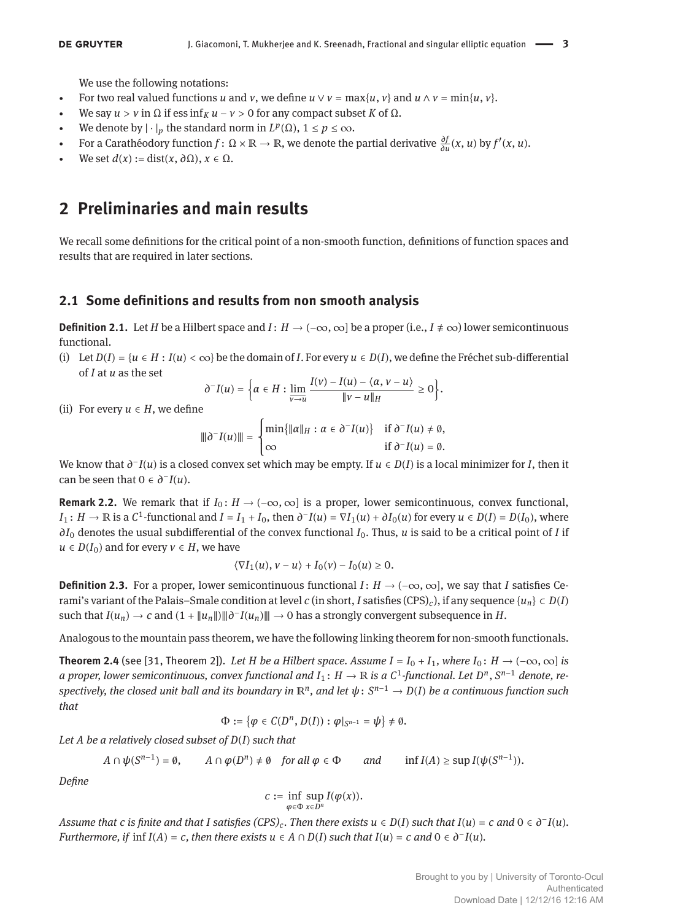We use the following notations:

- For two real valued functions $u$ and $v$, we define $u \vee v = \max\{u, v\}$ and $u \wedge v = \min\{u, v\}$.
- We say $u > v$ in $\Omega$ if $\operatorname{ess\,inf}_K u - v > 0$ for any compact subset $K$ of $\Omega$.
- We denote by $|\cdot|_p$ the standard norm in $L^p(\Omega)$, $1 \leq p \leq \infty$.
- For a Carathéodory function $f\colon \Omega \times \mathbb{R} \to \mathbb{R}$, we denote the partial derivative $\frac{\partial f}{\partial u}(x, u)$ by $f'(x, u)$.
- We set $d(x) := \operatorname{dist}(x, \partial\Omega)$, $x \in \Omega$.

## 2 Preliminaries and main results

We recall some definitions for the critical point of a non-smooth function, definitions of function spaces and results that are required in later sections.

### 2.1 Some definitions and results from non smooth analysis

**Definition 2.1.** Let $H$ be a Hilbert space and $I\colon H \to (-\infty, \infty]$ be a proper (i.e., $I \not\equiv \infty$) lower semicontinuous functional.

(i) Let $D(I) = \{u \in H : I(u) < \infty\}$ be the domain of $I$. For every $u \in D(I)$, we define the Fréchet sub-differential of $I$ at $u$ as the set

$$\partial^- I(u) = \left\{\alpha \in H : \varliminf_{v \to u} \frac{I(v) - I(u) - \langle \alpha, v - u\rangle}{\|v - u\|_H} \geq 0\right\}.$$

(ii) For every $u \in H$, we define

$$|||\partial^- I(u)||| = \begin{cases} \min\{\|\alpha\|_H : \alpha \in \partial^- I(u)\} & \text{if } \partial^- I(u) \neq \emptyset, \\ \infty & \text{if } \partial^- I(u) = \emptyset. \end{cases}$$

We know that $\partial^- I(u)$ is a closed convex set which may be empty. If $u \in D(I)$ is a local minimizer for $I$, then it can be seen that $0 \in \partial^- I(u)$.

**Remark 2.2.** We remark that if $I_0\colon H \to (-\infty, \infty]$ is a proper, lower semicontinuous, convex functional, $I_1\colon H \to \mathbb{R}$ is a $C^1$-functional and $I = I_1 + I_0$, then $\partial^- I(u) = \nabla I_1(u) + \partial I_0(u)$ for every $u \in D(I) = D(I_0)$, where $\partial I_0$ denotes the usual subdifferential of the convex functional $I_0$. Thus, $u$ is said to be a critical point of $I$ if $u \in D(I_0)$ and for every $v \in H$, we have

$$\langle \nabla I_1(u), v - u\rangle + I_0(v) - I_0(u) \geq 0.$$

**Definition 2.3.** For a proper, lower semicontinuous functional $I\colon H \to (-\infty, \infty]$, we say that $I$ satisfies Cerami's variant of the Palais–Smale condition at level $c$ (in short, $I$ satisfies $(\mathrm{CPS})_c$), if any sequence $\{u_n\} \subset D(I)$ such that $I(u_n) \to c$ and $(1 + \|u_n\|)|||\partial^- I(u_n)||| \to 0$ has a strongly convergent subsequence in $H$.

Analogous to the mountain pass theorem, we have the following linking theorem for non-smooth functionals.

**Theorem 2.4** (see [31, Theorem 2]). *Let $H$ be a Hilbert space. Assume $I = I_0 + I_1$, where $I_0\colon H \to (-\infty, \infty]$ is a proper, lower semicontinuous, convex functional and $I_1\colon H \to \mathbb{R}$ is a $C^1$-functional. Let $D^n$, $S^{n-1}$ denote, respectively, the closed unit ball and its boundary in $\mathbb{R}^n$, and let $\psi\colon S^{n-1} \to D(I)$ be a continuous function such that*

$$\Phi := \{\varphi \in C(D^n, D(I)) : \varphi|_{S^{n-1}} = \psi\} \neq \emptyset.$$

*Let $A$ be a relatively closed subset of $D(I)$ such that*

$$A \cap \psi(S^{n-1}) = \emptyset, \qquad A \cap \varphi(D^n) \neq \emptyset \quad \text{for all } \varphi \in \Phi \qquad \text{and} \qquad \inf I(A) \geq \sup I(\psi(S^{n-1})).$$

*Define*

$$c := \inf_{\varphi \in \Phi} \sup_{x \in D^n} I(\varphi(x)).$$

*Assume that $c$ is finite and that $I$ satisfies $(\mathrm{CPS})_c$. Then there exists $u \in D(I)$ such that $I(u) = c$ and $0 \in \partial^- I(u)$. Furthermore, if $\inf I(A) = c$, then there exists $u \in A \cap D(I)$ such that $I(u) = c$ and $0 \in \partial^- I(u)$.*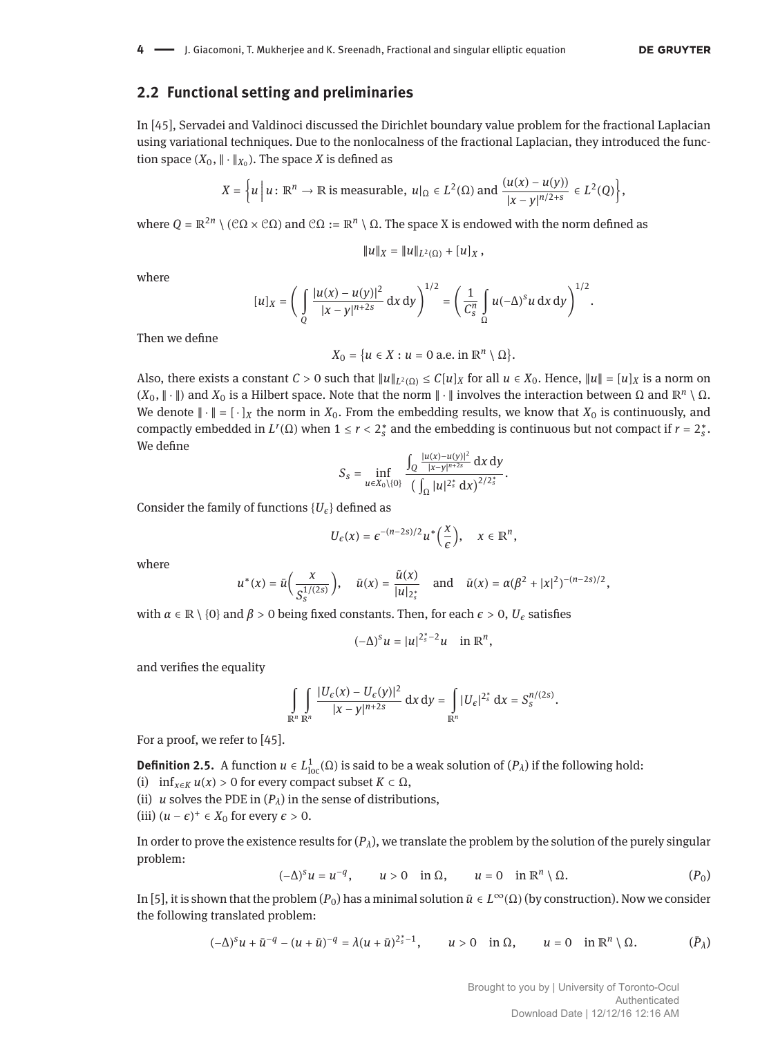## 2.2 Functional setting and preliminaries

In [45], Servadei and Valdinoci discussed the Dirichlet boundary value problem for the fractional Laplacian using variational techniques. Due to the nonlocalness of the fractional Laplacian, they introduced the function space $(X_0, \|\cdot\|_{X_0})$. The space $X$ is defined as

$$X = \Big\{u \,\Big|\, u\colon \mathbb{R}^n \to \mathbb{R} \text{ is measurable, } u|_\Omega \in L^2(\Omega) \text{ and } \frac{(u(x)-u(y))}{|x-y|^{n/2+s}} \in L^2(Q)\Big\},$$

where $Q = \mathbb{R}^{2n} \setminus (\mathcal{C}\Omega \times \mathcal{C}\Omega)$ and $\mathcal{C}\Omega := \mathbb{R}^n \setminus \Omega$. The space X is endowed with the norm defined as

$$\|u\|_X = \|u\|_{L^2(\Omega)} + [u]_X\,,$$

where

$$[u]_X = \bigg(\int_Q \frac{|u(x)-u(y)|^2}{|x-y|^{n+2s}}\,\mathrm{d}x\,\mathrm{d}y\bigg)^{1/2} = \bigg(\frac{1}{C_s^n}\int_\Omega u(-\Delta)^s u\,\mathrm{d}x\,\mathrm{d}y\bigg)^{1/2}.$$

Then we define

$$X_0 = \{u \in X : u = 0 \text{ a.e. in } \mathbb{R}^n \setminus \Omega\}.$$

Also, there exists a constant $C > 0$ such that $\|u\|_{L^2(\Omega)} \le C[u]_X$ for all $u \in X_0$. Hence, $\|u\| = [u]_X$ is a norm on $(X_0, \|\cdot\|)$ and $X_0$ is a Hilbert space. Note that the norm $\|\cdot\|$ involves the interaction between $\Omega$ and $\mathbb{R}^n \setminus \Omega$. We denote $\|\cdot\| = [\cdot]_X$ the norm in $X_0$. From the embedding results, we know that $X_0$ is continuously, and compactly embedded in $L^r(\Omega)$ when $1 \le r < 2_s^*$ and the embedding is continuous but not compact if $r = 2_s^*$. We define

$$S_s = \inf_{u \in X_0\setminus\{0\}} \frac{\int_Q \frac{|u(x)-u(y)|^2}{|x-y|^{n+2s}}\,\mathrm{d}x\,\mathrm{d}y}{\big(\int_\Omega |u|^{2_s^*}\,\mathrm{d}x\big)^{2/2_s^*}}.$$

Consider the family of functions $\{U_\epsilon\}$ defined as

$$U_\epsilon(x) = \epsilon^{-(n-2s)/2} u^*\Big(\frac{x}{\epsilon}\Big), \quad x \in \mathbb{R}^n,$$

where

$$u^*(x) = \bar{u}\Big(\frac{x}{S_s^{1/(2s)}}\Big), \quad \bar{u}(x) = \frac{\tilde{u}(x)}{|u|_{2_s^*}} \quad \text{and} \quad \tilde{u}(x) = \alpha(\beta^2 + |x|^2)^{-(n-2s)/2},$$

with $\alpha \in \mathbb{R}\setminus\{0\}$ and $\beta > 0$ being fixed constants. Then, for each $\epsilon > 0$, $U_\epsilon$ satisfies

$$(-\Delta)^s u = |u|^{2_s^*-2}u \quad \text{in } \mathbb{R}^n,$$

and verifies the equality

$$\int_{\mathbb{R}^n}\int_{\mathbb{R}^n} \frac{|U_\epsilon(x)-U_\epsilon(y)|^2}{|x-y|^{n+2s}}\,\mathrm{d}x\,\mathrm{d}y = \int_{\mathbb{R}^n} |U_\epsilon|^{2_s^*}\,\mathrm{d}x = S_s^{n/(2s)}.$$

For a proof, we refer to [45].

**Definition 2.5.** A function $u \in L^1_{\mathrm{loc}}(\Omega)$ is said to be a weak solution of $(P_\lambda)$ if the following hold:
(i) $\inf_{x\in K} u(x) > 0$ for every compact subset $K \subset \Omega$,
(ii) $u$ solves the PDE in $(P_\lambda)$ in the sense of distributions,
(iii) $(u-\epsilon)^+ \in X_0$ for every $\epsilon > 0$.

In order to prove the existence results for $(P_\lambda)$, we translate the problem by the solution of the purely singular problem:

$$(-\Delta)^s u = u^{-q}, \qquad u > 0 \quad \text{in } \Omega, \qquad u = 0 \quad \text{in } \mathbb{R}^n \setminus \Omega. \tag{$P_0$}$$

In [5], it is shown that the problem $(P_0)$ has a minimal solution $\bar{u} \in L^\infty(\Omega)$ (by construction). Now we consider the following translated problem:

$$(-\Delta)^s u + \bar{u}^{-q} - (u+\bar{u})^{-q} = \lambda(u+\bar{u})^{2_s^*-1}, \qquad u > 0 \quad \text{in } \Omega, \qquad u = 0 \quad \text{in } \mathbb{R}^n \setminus \Omega. \tag{$\bar{P}_\lambda$}$$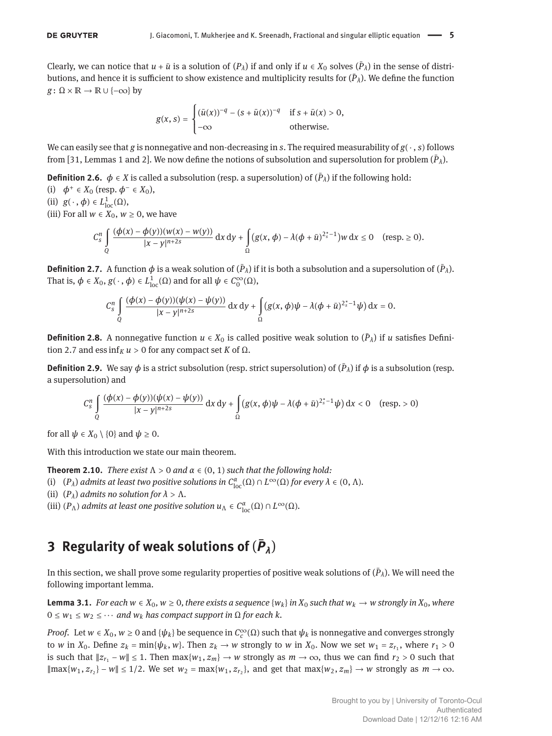Clearly, we can notice that $u + \bar{u}$ is a solution of $(P_\lambda)$ if and only if $u \in X_0$ solves $(\bar{P}_\lambda)$ in the sense of distributions, and hence it is sufficient to show existence and multiplicity results for $(\bar{P}_\lambda)$. We define the function $g\colon \Omega \times \mathbb{R} \to \mathbb{R} \cup \{-\infty\}$ by

$$g(x,s) = \begin{cases} (\bar{u}(x))^{-q} - (s + \bar{u}(x))^{-q} & \text{if } s + \bar{u}(x) > 0, \\ -\infty & \text{otherwise.} \end{cases}$$

We can easily see that $g$ is nonnegative and non-decreasing in $s$. The required measurability of $g(\cdot, s)$ follows from [31, Lemmas 1 and 2]. We now define the notions of subsolution and supersolution for problem $(\bar{P}_\lambda)$.

**Definition 2.6.** $\phi \in X$ is called a subsolution (resp. a supersolution) of $(\bar{P}_\lambda)$ if the following hold:
(i) $\phi^+ \in X_0$ (resp. $\phi^- \in X_0$),
(ii) $g(\cdot, \phi) \in L^1_{\mathrm{loc}}(\Omega)$,
(iii) For all $w \in X_0$, $w \geq 0$, we have

$$C_s^n \int_Q \frac{(\phi(x) - \phi(y))(w(x) - w(y))}{|x-y|^{n+2s}}\,\mathrm{d}x\,\mathrm{d}y + \int_\Omega \big(g(x,\phi) - \lambda(\phi + \bar{u})^{2_s^*-1}\big)w\,\mathrm{d}x \leq 0 \quad (\text{resp.} \geq 0).$$

**Definition 2.7.** A function $\phi$ is a weak solution of $(\bar{P}_\lambda)$ if it is both a subsolution and a supersolution of $(\bar{P}_\lambda)$. That is, $\phi \in X_0$, $g(\cdot, \phi) \in L^1_{\mathrm{loc}}(\Omega)$ and for all $\psi \in C_0^\infty(\Omega)$,

$$C_s^n \int_Q \frac{(\phi(x) - \phi(y))(\psi(x) - \psi(y))}{|x-y|^{n+2s}}\,\mathrm{d}x\,\mathrm{d}y + \int_\Omega \big(g(x,\phi)\psi - \lambda(\phi + \bar{u})^{2_s^*-1}\psi\big)\,\mathrm{d}x = 0.$$

**Definition 2.8.** A nonnegative function $u \in X_0$ is called positive weak solution to $(\bar{P}_\lambda)$ if $u$ satisfies Definition 2.7 and $\operatorname{ess\,inf}_K u > 0$ for any compact set $K$ of $\Omega$.

**Definition 2.9.** We say $\phi$ is a strict subsolution (resp. strict supersolution) of $(\bar{P}_\lambda)$ if $\phi$ is a subsolution (resp. a supersolution) and

$$C_s^n \int_Q \frac{(\phi(x) - \phi(y))(\psi(x) - \psi(y))}{|x-y|^{n+2s}}\,\mathrm{d}x\,\mathrm{d}y + \int_\Omega \big(g(x,\phi)\psi - \lambda(\phi + \bar{u})^{2_s^*-1}\psi\big)\,\mathrm{d}x < 0 \quad (\text{resp.} > 0)$$

for all $\psi \in X_0 \setminus \{0\}$ and $\psi \geq 0$.

With this introduction we state our main theorem.

**Theorem 2.10.** *There exist $\Lambda > 0$ and $\alpha \in (0,1)$ such that the following hold:*
(i) *$(P_\lambda)$ admits at least two positive solutions in $C^\alpha_{\mathrm{loc}}(\Omega) \cap L^\infty(\Omega)$ for every $\lambda \in (0, \Lambda)$.*
(ii) *$(P_\lambda)$ admits no solution for $\lambda > \Lambda$.*
(iii) *$(P_\Lambda)$ admits at least one positive solution $u_\Lambda \in C^\alpha_{\mathrm{loc}}(\Omega) \cap L^\infty(\Omega)$.*

# 3 Regularity of weak solutions of $(\bar{P}_\lambda)$

In this section, we shall prove some regularity properties of positive weak solutions of $(\bar{P}_\lambda)$. We will need the following important lemma.

**Lemma 3.1.** *For each $w \in X_0$, $w \geq 0$, there exists a sequence $\{w_k\}$ in $X_0$ such that $w_k \to w$ strongly in $X_0$, where $0 \leq w_1 \leq w_2 \leq \cdots$ and $w_k$ has compact support in $\Omega$ for each $k$.*

*Proof.* Let $w \in X_0$, $w \geq 0$ and $\{\psi_k\}$ be sequence in $C_c^\infty(\Omega)$ such that $\psi_k$ is nonnegative and converges strongly to $w$ in $X_0$. Define $z_k = \min\{\psi_k, w\}$. Then $z_k \to w$ strongly to $w$ in $X_0$. Now we set $w_1 = z_{r_1}$, where $r_1 > 0$ is such that $\|z_{r_1} - w\| \leq 1$. Then $\max\{w_1, z_m\} \to w$ strongly as $m \to \infty$, thus we can find $r_2 > 0$ such that $\|\max\{w_1, z_{r_2}\} - w\| \leq 1/2$. We set $w_2 = \max\{w_1, z_{r_2}\}$, and get that $\max\{w_2, z_m\} \to w$ strongly as $m \to \infty$.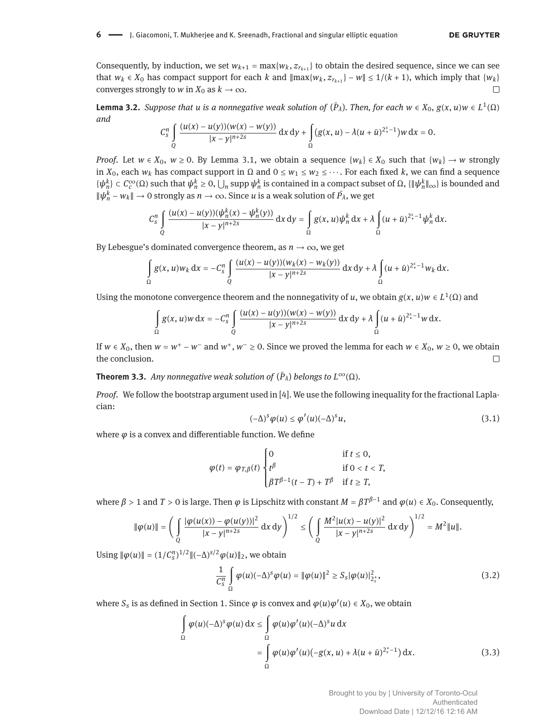Consequently, by induction, we set $w_{k+1} = \max\{w_k, z_{r_{k+1}}\}$ to obtain the desired sequence, since we can see that $w_k \in X_0$ has compact support for each $k$ and $\|\max\{w_k, z_{r_{k+1}}\} - w\| \leq 1/(k+1)$, which imply that $\{w_k\}$ converges strongly to $w$ in $X_0$ as $k \to \infty$. □

**Lemma 3.2.** *Suppose that $u$ is a nonnegative weak solution of $(\bar{P}_\lambda)$. Then, for each $w \in X_0$, $g(x,u)w \in L^1(\Omega)$ and*

$$C_s^n \int_Q \frac{(u(x)-u(y))(w(x)-w(y))}{|x-y|^{n+2s}}\, dx\, dy + \int_\Omega \big(g(x,u) - \lambda(u+\bar{u})^{2_s^*-1}\big) w\, dx = 0.$$

*Proof.* Let $w \in X_0$, $w \geq 0$. By Lemma 3.1, we obtain a sequence $\{w_k\} \in X_0$ such that $\{w_k\} \to w$ strongly in $X_0$, each $w_k$ has compact support in $\Omega$ and $0 \leq w_1 \leq w_2 \leq \cdots$. For each fixed $k$, we can find a sequence $\{\psi_n^k\} \subset C_c^\infty(\Omega)$ such that $\psi_n^k \geq 0$, $\bigcup_n \operatorname{supp} \psi_n^k$ is contained in a compact subset of $\Omega$, $\{\|\psi_n^k\|_\infty\}$ is bounded and $\|\psi_n^k - w_k\| \to 0$ strongly as $n \to \infty$. Since $u$ is a weak solution of $\bar{P_\lambda}$, we get

$$C_s^n \int_Q \frac{(u(x)-u(y))(\psi_n^k(x)-\psi_n^k(y))}{|x-y|^{n+2s}}\, dx\, dy = \int_\Omega g(x,u)\psi_n^k\, dx + \lambda \int_\Omega (u+\bar{u})^{2_s^*-1}\psi_n^k\, dx.$$

By Lebesgue's dominated convergence theorem, as $n \to \infty$, we get

$$\int_\Omega g(x,u) w_k\, dx = -C_s^n \int_Q \frac{(u(x)-u(y))(w_k(x)-w_k(y))}{|x-y|^{n+2s}}\, dx\, dy + \lambda \int_\Omega (u+\bar{u})^{2_s^*-1} w_k\, dx.$$

Using the monotone convergence theorem and the nonnegativity of $u$, we obtain $g(x,u)w \in L^1(\Omega)$ and

$$\int_\Omega g(x,u) w\, dx = -C_s^n \int_Q \frac{(u(x)-u(y))(w(x)-w(y))}{|x-y|^{n+2s}}\, dx\, dy + \lambda \int_\Omega (u+\bar{u})^{2_s^*-1} w\, dx.$$

If $w \in X_0$, then $w = w^+ - w^-$ and $w^+, w^- \geq 0$. Since we proved the lemma for each $w \in X_0$, $w \geq 0$, we obtain the conclusion. □

**Theorem 3.3.** *Any nonnegative weak solution of $(\bar{P}_\lambda)$ belongs to $L^\infty(\Omega)$.*

*Proof.* We follow the bootstrap argument used in [4]. We use the following inequality for the fractional Laplacian:

$$(-\Delta)^s \varphi(u) \leq \varphi'(u)(-\Delta)^s u, \tag{3.1}$$

where $\varphi$ is a convex and differentiable function. We define

$$\varphi(t) = \varphi_{T,\beta}(t) \begin{cases} 0 & \text{if } t \leq 0, \\ t^\beta & \text{if } 0 < t < T, \\ \beta T^{\beta-1}(t-T) + T^\beta & \text{if } t \geq T, \end{cases}$$

where $\beta > 1$ and $T > 0$ is large. Then $\varphi$ is Lipschitz with constant $M = \beta T^{\beta-1}$ and $\varphi(u) \in X_0$. Consequently,

$$\|\varphi(u)\| = \bigg(\int_Q \frac{|\varphi(u(x)) - \varphi(u(y))|^2}{|x-y|^{n+2s}}\, dx\, dy\bigg)^{1/2} \leq \bigg(\int_Q \frac{M^2|u(x)-u(y)|^2}{|x-y|^{n+2s}}\, dx\, dy\bigg)^{1/2} = M^2\|u\|.$$

Using $\|\varphi(u)\| = (1/C_s^n)^{1/2}\|(-\Delta)^{s/2}\varphi(u)\|_2$, we obtain

$$\frac{1}{C_s^n}\int_\Omega \varphi(u)(-\Delta)^s\varphi(u) = \|\varphi(u)\|^2 \geq S_s|\varphi(u)|_{2_s^*}^2, \tag{3.2}$$

where $S_s$ is as defined in Section 1. Since $\varphi$ is convex and $\varphi(u)\varphi'(u) \in X_0$, we obtain

$$\begin{aligned}\int_\Omega \varphi(u)(-\Delta)^s\varphi(u)\, dx &\leq \int_\Omega \varphi(u)\varphi'(u)(-\Delta)^s u\, dx \\ &= \int_\Omega \varphi(u)\varphi'(u)\big(-g(x,u) + \lambda(u+\bar{u})^{2_s^*-1}\big)\, dx.\end{aligned} \tag{3.3}$$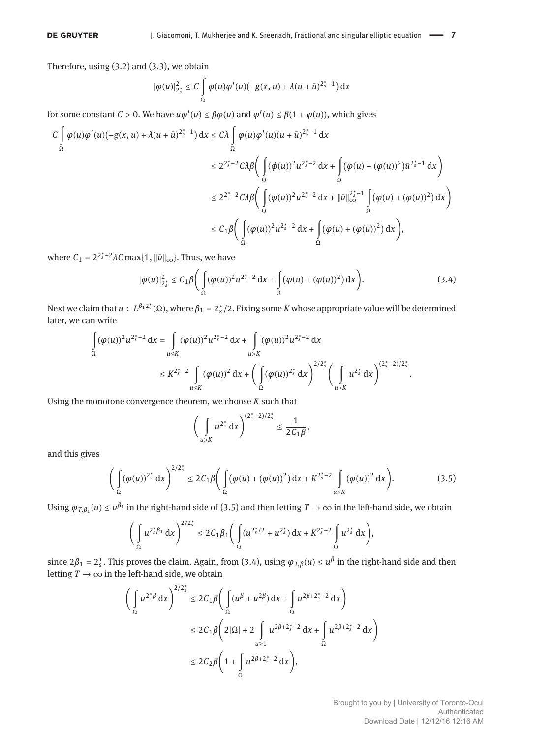Therefore, using (3.2) and (3.3), we obtain

$$|\varphi(u)|_{2_s^*}^2 \leq C \int_\Omega \varphi(u)\varphi'(u)\big(-g(x,u) + \lambda(u+\bar{u})^{2_s^*-1}\big)\,dx$$

for some constant $C > 0$. We have $u\varphi'(u) \leq \beta\varphi(u)$ and $\varphi'(u) \leq \beta(1+\varphi(u))$, which gives

$$\begin{aligned}
C \int_\Omega \varphi(u)\varphi'(u)\big(-g(x,u) + \lambda(u+\bar{u})^{2_s^*-1}\big)\,dx &\leq C\lambda \int_\Omega \varphi(u)\varphi'(u)(u+\bar{u})^{2_s^*-1}\,dx \\
&\leq 2^{2_s^*-2} C\lambda\beta\bigg(\int_\Omega (\phi(u))^2 u^{2_s^*-2}\,dx + \int_\Omega (\varphi(u) + (\varphi(u))^2)\bar{u}^{2_s^*-1}\,dx\bigg) \\
&\leq 2^{2_s^*-2} C\lambda\beta\bigg(\int_\Omega (\varphi(u))^2 u^{2_s^*-2}\,dx + \|\bar{u}\|_\infty^{2_s^*-1}\int_\Omega (\varphi(u) + (\varphi(u))^2)\,dx\bigg) \\
&\leq C_1\beta\bigg(\int_\Omega (\varphi(u))^2 u^{2_s^*-2}\,dx + \int_\Omega (\varphi(u) + (\varphi(u))^2)\,dx\bigg),
\end{aligned}$$

where $C_1 = 2^{2_s^*-2}\lambda C \max\{1, \|\bar{u}\|_\infty\}$. Thus, we have

$$|\varphi(u)|_{2_s^*}^2 \leq C_1\beta\bigg(\int_\Omega (\varphi(u))^2 u^{2_s^*-2}\,dx + \int_\Omega (\varphi(u) + (\varphi(u))^2)\,dx\bigg). \tag{3.4}$$

Next we claim that $u \in L^{\beta_1 2_s^*}(\Omega)$, where $\beta_1 = 2_s^*/2$. Fixing some $K$ whose appropriate value will be determined later, we can write

$$\begin{aligned}
\int_\Omega (\varphi(u))^2 u^{2_s^*-2}\,dx &= \int_{u\leq K} (\varphi(u))^2 u^{2_s^*-2}\,dx + \int_{u>K} (\varphi(u))^2 u^{2_s^*-2}\,dx \\
&\leq K^{2_s^*-2}\int_{u\leq K} (\varphi(u))^2\,dx + \bigg(\int_\Omega (\varphi(u))^{2_s^*}\,dx\bigg)^{2/2_s^*}\bigg(\int_{u>K} u^{2_s^*}\,dx\bigg)^{(2_s^*-2)/2_s^*}.
\end{aligned}$$

Using the monotone convergence theorem, we choose $K$ such that

$$\bigg(\int_{u>K} u^{2_s^*}\,dx\bigg)^{(2_s^*-2)/2_s^*} \leq \frac{1}{2C_1\beta},$$

and this gives

$$\bigg(\int_\Omega (\varphi(u))^{2_s^*}\,dx\bigg)^{2/2_s^*} \leq 2C_1\beta\bigg(\int_\Omega (\varphi(u) + (\varphi(u))^2)\,dx + K^{2_s^*-2}\int_{u\leq K} (\varphi(u))^2\,dx\bigg). \tag{3.5}$$

Using $\varphi_{T,\beta_1}(u) \leq u^{\beta_1}$ in the right-hand side of (3.5) and then letting $T \to \infty$ in the left-hand side, we obtain

$$\bigg(\int_\Omega u^{2_s^*\beta_1}\,dx\bigg)^{2/2_s^*} \leq 2C_1\beta_1\bigg(\int_\Omega (u^{2_s^*/2} + u^{2_s^*})\,dx + K^{2_s^*-2}\int_\Omega u^{2_s^*}\,dx\bigg),$$

since $2\beta_1 = 2_s^*$. This proves the claim. Again, from (3.4), using $\varphi_{T,\beta}(u) \leq u^\beta$ in the right-hand side and then letting $T \to \infty$ in the left-hand side, we obtain

$$\begin{aligned}
\bigg(\int_\Omega u^{2_s^*\beta}\,dx\bigg)^{2/2_s^*} &\leq 2C_1\beta\bigg(\int_\Omega (u^\beta + u^{2\beta})\,dx + \int_\Omega u^{2\beta+2_s^*-2}\,dx\bigg) \\
&\leq 2C_1\beta\bigg(2|\Omega| + 2\int_{u\geq 1} u^{2\beta+2_s^*-2}\,dx + \int_\Omega u^{2\beta+2_s^*-2}\,dx\bigg) \\
&\leq 2C_2\beta\bigg(1 + \int_\Omega u^{2\beta+2_s^*-2}\,dx\bigg),
\end{aligned}$$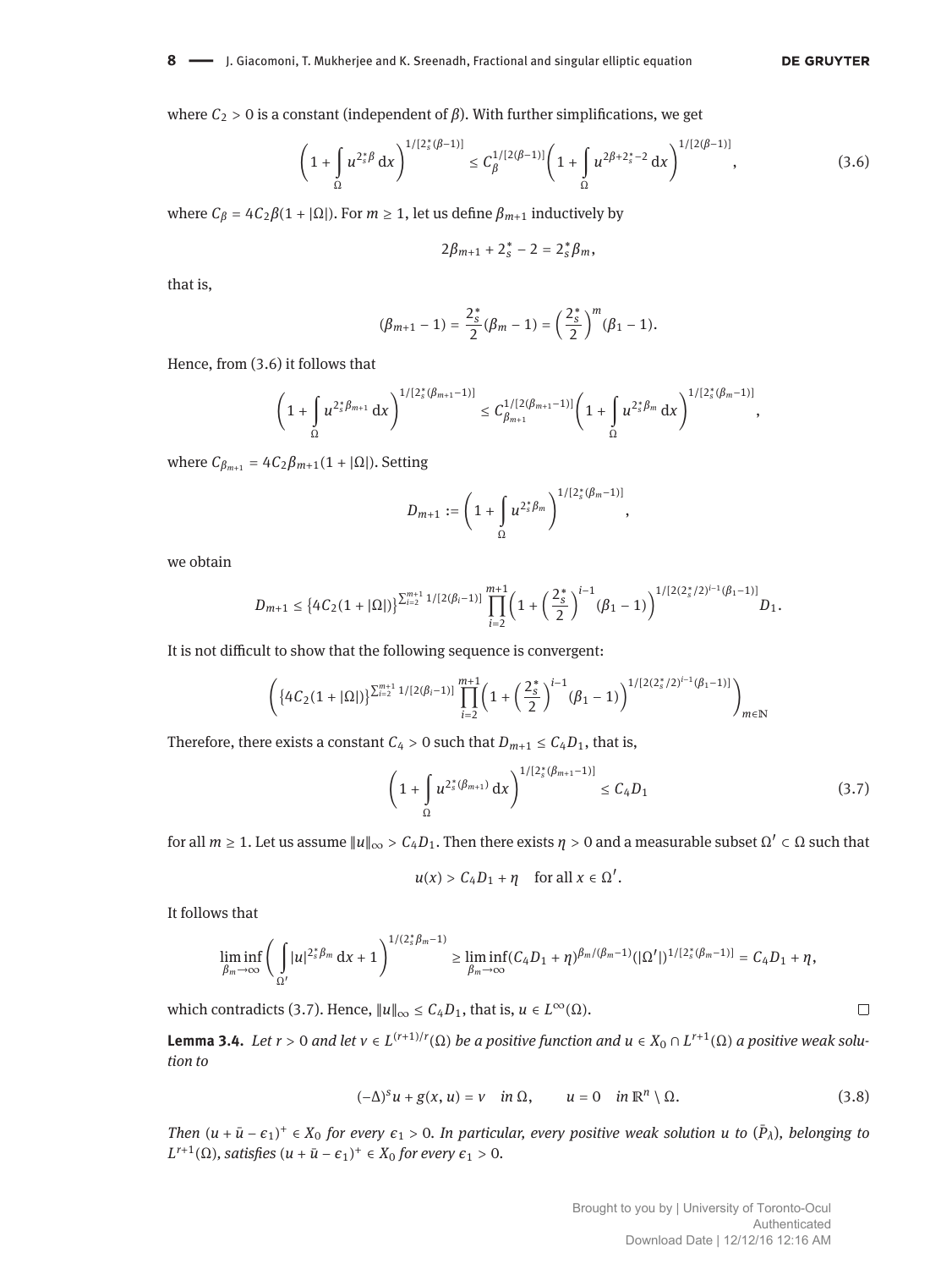where $C_2 > 0$ is a constant (independent of $\beta$). With further simplifications, we get

$$\left(1 + \int_\Omega u^{2_s^*\beta}\,dx\right)^{1/[2_s^*(\beta-1)]} \leq C_\beta^{1/[2(\beta-1)]}\left(1 + \int_\Omega u^{2\beta+2_s^*-2}\,dx\right)^{1/[2(\beta-1)]}, \tag{3.6}$$

where $C_\beta = 4C_2\beta(1 + |\Omega|)$. For $m \geq 1$, let us define $\beta_{m+1}$ inductively by

$$2\beta_{m+1} + 2_s^* - 2 = 2_s^*\beta_m,$$

that is,

$$(\beta_{m+1} - 1) = \frac{2_s^*}{2}(\beta_m - 1) = \left(\frac{2_s^*}{2}\right)^m(\beta_1 - 1).$$

Hence, from (3.6) it follows that

$$\left(1 + \int_\Omega u^{2_s^*\beta_{m+1}}\,dx\right)^{1/[2_s^*(\beta_{m+1}-1)]} \leq C_{\beta_{m+1}}^{1/[2(\beta_{m+1}-1)]}\left(1 + \int_\Omega u^{2_s^*\beta_m}\,dx\right)^{1/[2_s^*(\beta_m-1)]},$$

where $C_{\beta_{m+1}} = 4C_2\beta_{m+1}(1 + |\Omega|)$. Setting

$$D_{m+1} := \left(1 + \int_\Omega u^{2_s^*\beta_m}\right)^{1/[2_s^*(\beta_m-1)]},$$

we obtain

$$D_{m+1} \leq \{4C_2(1 + |\Omega|)\}^{\sum_{i=2}^{m+1} 1/[2(\beta_i-1)]} \prod_{i=2}^{m+1}\left(1 + \left(\frac{2_s^*}{2}\right)^{i-1}(\beta_1 - 1)\right)^{1/[2(2_s^*/2)^{i-1}(\beta_1-1)]} D_1.$$

It is not difficult to show that the following sequence is convergent:

$$\left(\{4C_2(1 + |\Omega|)\}^{\sum_{i=2}^{m+1} 1/[2(\beta_i-1)]} \prod_{i=2}^{m+1}\left(1 + \left(\frac{2_s^*}{2}\right)^{i-1}(\beta_1 - 1)\right)^{1/[2(2_s^*/2)^{i-1}(\beta_1-1)]}\right)_{m\in\mathbb{N}}$$

Therefore, there exists a constant $C_4 > 0$ such that $D_{m+1} \leq C_4 D_1$, that is,

$$\left(1 + \int_\Omega u^{2_s^*(\beta_{m+1})}\,dx\right)^{1/[2_s^*(\beta_{m+1}-1)]} \leq C_4 D_1 \tag{3.7}$$

for all $m \geq 1$. Let us assume $\|u\|_\infty > C_4 D_1$. Then there exists $\eta > 0$ and a measurable subset $\Omega' \subset \Omega$ such that

$$u(x) > C_4 D_1 + \eta \quad \text{for all } x \in \Omega'.$$

It follows that

$$\liminf_{\beta_m\to\infty}\left(\int_{\Omega'} |u|^{2_s^*\beta_m}\,dx + 1\right)^{1/(2_s^*\beta_m-1)} \geq \liminf_{\beta_m\to\infty}(C_4D_1 + \eta)^{\beta_m/(\beta_m-1)}(|\Omega'|)^{1/[2_s^*(\beta_m-1)]} = C_4D_1 + \eta,$$

which contradicts (3.7). Hence, $\|u\|_\infty \leq C_4 D_1$, that is, $u \in L^\infty(\Omega)$. $\square$

**Lemma 3.4.** *Let $r > 0$ and let $v \in L^{(r+1)/r}(\Omega)$ be a positive function and $u \in X_0 \cap L^{r+1}(\Omega)$ a positive weak solution to*

$$(-\Delta)^s u + g(x, u) = v \quad \text{in } \Omega, \qquad u = 0 \quad \text{in } \mathbb{R}^n \setminus \Omega. \tag{3.8}$$

*Then $(u + \bar{u} - \epsilon_1)^+ \in X_0$ for every $\epsilon_1 > 0$. In particular, every positive weak solution $u$ to $(\bar{P}_\lambda)$, belonging to $L^{r+1}(\Omega)$, satisfies $(u + \bar{u} - \epsilon_1)^+ \in X_0$ for every $\epsilon_1 > 0$.*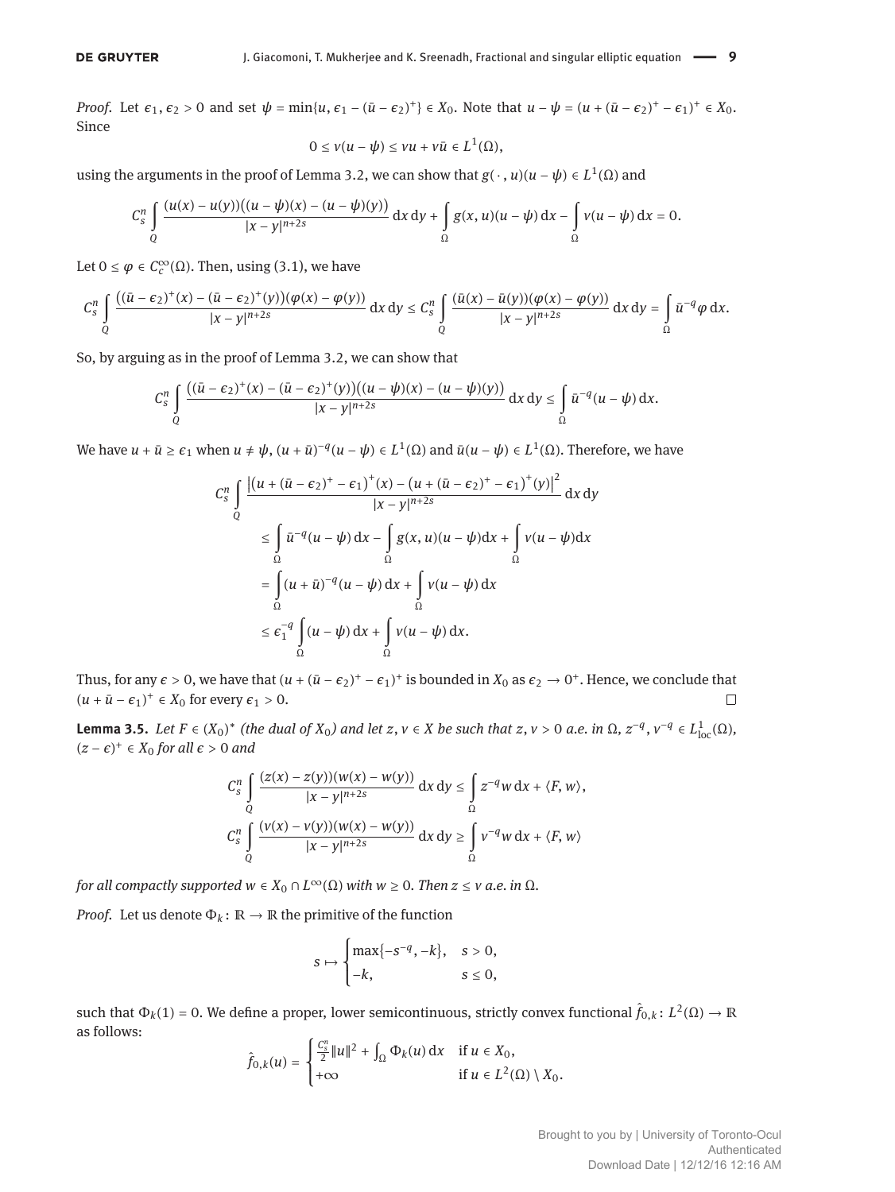*Proof.* Let $\epsilon_1, \epsilon_2 > 0$ and set $\psi = \min\{u, \epsilon_1 - (\bar{u} - \epsilon_2)^+\} \in X_0$. Note that $u - \psi = (u + (\bar{u} - \epsilon_2)^+ - \epsilon_1)^+ \in X_0$. Since

$$0 \le v(u - \psi) \le vu + v\bar{u} \in L^1(\Omega),$$

using the arguments in the proof of Lemma 3.2, we can show that $g(\cdot, u)(u - \psi) \in L^1(\Omega)$ and

$$C_s^n \int_Q \frac{(u(x) - u(y))((u - \psi)(x) - (u - \psi)(y))}{|x - y|^{n+2s}} \,dx\,dy + \int_\Omega g(x, u)(u - \psi)\,dx - \int_\Omega v(u - \psi)\,dx = 0.$$

Let $0 \le \varphi \in C_c^\infty(\Omega)$. Then, using (3.1), we have

$$C_s^n \int_Q \frac{((\bar{u} - \epsilon_2)^+(x) - (\bar{u} - \epsilon_2)^+(y))(\varphi(x) - \varphi(y))}{|x - y|^{n+2s}} \,dx\,dy \le C_s^n \int_Q \frac{(\bar{u}(x) - \bar{u}(y))(\varphi(x) - \varphi(y))}{|x - y|^{n+2s}} \,dx\,dy = \int_\Omega \bar{u}^{-q}\varphi\,dx.$$

So, by arguing as in the proof of Lemma 3.2, we can show that

$$C_s^n \int_Q \frac{((\bar{u} - \epsilon_2)^+(x) - (\bar{u} - \epsilon_2)^+(y))((u - \psi)(x) - (u - \psi)(y))}{|x - y|^{n+2s}} \,dx\,dy \le \int_\Omega \bar{u}^{-q}(u - \psi)\,dx.$$

We have $u + \bar{u} \ge \epsilon_1$ when $u \ne \psi$, $(u + \bar{u})^{-q}(u - \psi) \in L^1(\Omega)$ and $\bar{u}(u - \psi) \in L^1(\Omega)$. Therefore, we have

$$\begin{aligned}
C_s^n \int_Q &\frac{\left|(u + (\bar{u} - \epsilon_2)^+ - \epsilon_1)^+(x) - (u + (\bar{u} - \epsilon_2)^+ - \epsilon_1)^+(y)\right|^2}{|x - y|^{n+2s}} \,dx\,dy \\
&\le \int_\Omega \bar{u}^{-q}(u - \psi)\,dx - \int_\Omega g(x, u)(u - \psi)\,dx + \int_\Omega v(u - \psi)\,dx \\
&= \int_\Omega (u + \bar{u})^{-q}(u - \psi)\,dx + \int_\Omega v(u - \psi)\,dx \\
&\le \epsilon_1^{-q} \int_\Omega (u - \psi)\,dx + \int_\Omega v(u - \psi)\,dx.
\end{aligned}$$

Thus, for any $\epsilon > 0$, we have that $(u + (\bar{u} - \epsilon_2)^+ - \epsilon_1)^+$ is bounded in $X_0$ as $\epsilon_2 \to 0^+$. Hence, we conclude that $(u + \bar{u} - \epsilon_1)^+ \in X_0$ for every $\epsilon_1 > 0$. □

**Lemma 3.5.** *Let $F \in (X_0)^*$ (the dual of $X_0$) and let $z, v \in X$ be such that $z, v > 0$ a.e. in $\Omega$, $z^{-q}, v^{-q} \in L^1_{\text{loc}}(\Omega)$, $(z - \epsilon)^+ \in X_0$ for all $\epsilon > 0$ and*

$$C_s^n \int_Q \frac{(z(x) - z(y))(w(x) - w(y))}{|x - y|^{n+2s}} \,dx\,dy \le \int_\Omega z^{-q}w\,dx + \langle F, w\rangle,$$

$$C_s^n \int_Q \frac{(v(x) - v(y))(w(x) - w(y))}{|x - y|^{n+2s}} \,dx\,dy \ge \int_\Omega v^{-q}w\,dx + \langle F, w\rangle$$

*for all compactly supported $w \in X_0 \cap L^\infty(\Omega)$ with $w \ge 0$. Then $z \le v$ a.e. in $\Omega$.*

*Proof.* Let us denote $\Phi_k \colon \mathbb{R} \to \mathbb{R}$ the primitive of the function

$$s \mapsto \begin{cases} \max\{-s^{-q}, -k\}, & s > 0, \\ -k, & s \le 0, \end{cases}$$

such that $\Phi_k(1) = 0$. We define a proper, lower semicontinuous, strictly convex functional $\hat{f}_{0,k} \colon L^2(\Omega) \to \mathbb{R}$ as follows:

$$\hat{f}_{0,k}(u) = \begin{cases} \frac{C_s^n}{2}\|u\|^2 + \int_\Omega \Phi_k(u)\,dx & \text{if } u \in X_0, \\ +\infty & \text{if } u \in L^2(\Omega) \setminus X_0. \end{cases}$$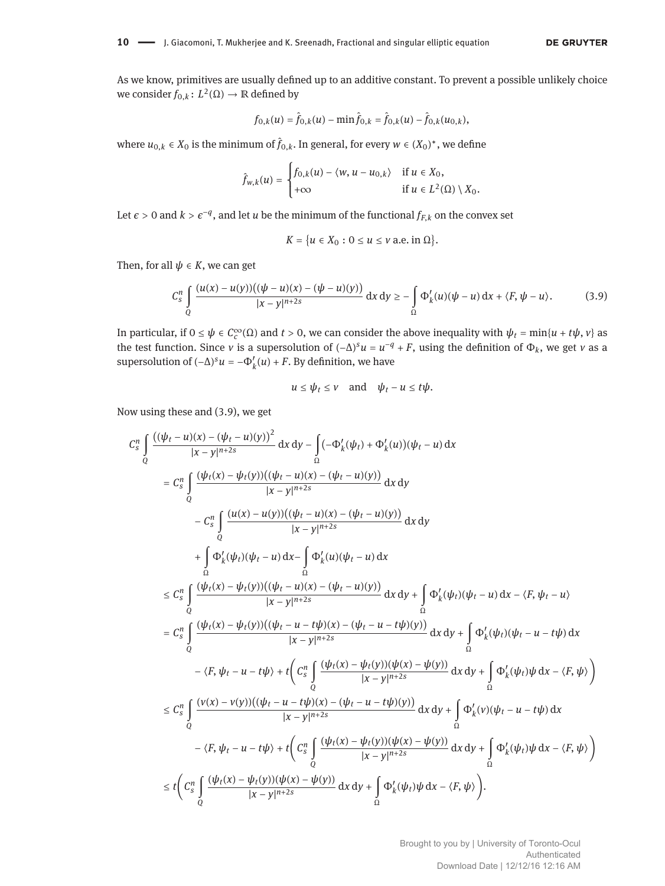As we know, primitives are usually defined up to an additive constant. To prevent a possible unlikely choice we consider $f_{0,k}\colon L^2(\Omega) \to \mathbb{R}$ defined by

$$f_{0,k}(u) = \hat{f}_{0,k}(u) - \min \hat{f}_{0,k} = \hat{f}_{0,k}(u) - \hat{f}_{0,k}(u_{0,k}),$$

where $u_{0,k} \in X_0$ is the minimum of $\hat{f}_{0,k}$. In general, for every $w \in (X_0)^*$, we define

$$\hat{f}_{w,k}(u) = \begin{cases} f_{0,k}(u) - \langle w, u - u_{0,k} \rangle & \text{if } u \in X_0, \\ +\infty & \text{if } u \in L^2(\Omega) \setminus X_0. \end{cases}$$

Let $\epsilon > 0$ and $k > \epsilon^{-q}$, and let $u$ be the minimum of the functional $f_{F,k}$ on the convex set

$$K = \{u \in X_0 : 0 \le u \le v \text{ a.e. in } \Omega\}.$$

Then, for all $\psi \in K$, we can get

$$C_s^n \int_Q \frac{(u(x) - u(y))((\psi - u)(x) - (\psi - u)(y))}{|x - y|^{n+2s}} \,\mathrm{d}x \,\mathrm{d}y \ge - \int_\Omega \Phi_k'(u)(\psi - u) \,\mathrm{d}x + \langle F, \psi - u \rangle. \tag{3.9}$$

In particular, if $0 \le \psi \in C_c^\infty(\Omega)$ and $t > 0$, we can consider the above inequality with $\psi_t = \min\{u + t\psi, v\}$ as the test function. Since $v$ is a supersolution of $(-\Delta)^s u = u^{-q} + F$, using the definition of $\Phi_k$, we get $v$ as a supersolution of $(-\Delta)^s u = -\Phi_k'(u) + F$. By definition, we have

$$u \le \psi_t \le v \quad \text{and} \quad \psi_t - u \le t\psi.$$

Now using these and (3.9), we get

$$\begin{aligned}
C_s^n \int_Q & \frac{((\psi_t - u)(x) - (\psi_t - u)(y))^2}{|x - y|^{n+2s}} \,\mathrm{d}x \,\mathrm{d}y - \int_\Omega (-\Phi_k'(\psi_t) + \Phi_k'(u))(\psi_t - u) \,\mathrm{d}x \\
&= C_s^n \int_Q \frac{(\psi_t(x) - \psi_t(y))((\psi_t - u)(x) - (\psi_t - u)(y))}{|x - y|^{n+2s}} \,\mathrm{d}x \,\mathrm{d}y \\
&\quad - C_s^n \int_Q \frac{(u(x) - u(y))((\psi_t - u)(x) - (\psi_t - u)(y))}{|x - y|^{n+2s}} \,\mathrm{d}x \,\mathrm{d}y \\
&\quad + \int_\Omega \Phi_k'(\psi_t)(\psi_t - u) \,\mathrm{d}x - \int_\Omega \Phi_k'(u)(\psi_t - u) \,\mathrm{d}x \\
&\le C_s^n \int_Q \frac{(\psi_t(x) - \psi_t(y))((\psi_t - u)(x) - (\psi_t - u)(y))}{|x - y|^{n+2s}} \,\mathrm{d}x \,\mathrm{d}y + \int_\Omega \Phi_k'(\psi_t)(\psi_t - u) \,\mathrm{d}x - \langle F, \psi_t - u \rangle \\
&= C_s^n \int_Q \frac{(\psi_t(x) - \psi_t(y))((\psi_t - u - t\psi)(x) - (\psi_t - u - t\psi)(y))}{|x - y|^{n+2s}} \,\mathrm{d}x \,\mathrm{d}y + \int_\Omega \Phi_k'(\psi_t)(\psi_t - u - t\psi) \,\mathrm{d}x \\
&\quad - \langle F, \psi_t - u - t\psi \rangle + t\bigg( C_s^n \int_Q \frac{(\psi_t(x) - \psi_t(y))(\psi(x) - \psi(y))}{|x - y|^{n+2s}} \,\mathrm{d}x \,\mathrm{d}y + \int_\Omega \Phi_k'(\psi_t)\psi \,\mathrm{d}x - \langle F, \psi \rangle \bigg) \\
&\le C_s^n \int_Q \frac{(v(x) - v(y))((\psi_t - u - t\psi)(x) - (\psi_t - u - t\psi)(y))}{|x - y|^{n+2s}} \,\mathrm{d}x \,\mathrm{d}y + \int_\Omega \Phi_k'(v)(\psi_t - u - t\psi) \,\mathrm{d}x \\
&\quad - \langle F, \psi_t - u - t\psi \rangle + t\bigg( C_s^n \int_Q \frac{(\psi_t(x) - \psi_t(y))(\psi(x) - \psi(y))}{|x - y|^{n+2s}} \,\mathrm{d}x \,\mathrm{d}y + \int_\Omega \Phi_k'(\psi_t)\psi \,\mathrm{d}x - \langle F, \psi \rangle \bigg) \\
&\le t\bigg( C_s^n \int_Q \frac{(\psi_t(x) - \psi_t(y))(\psi(x) - \psi(y))}{|x - y|^{n+2s}} \,\mathrm{d}x \,\mathrm{d}y + \int_\Omega \Phi_k'(\psi_t)\psi \,\mathrm{d}x - \langle F, \psi \rangle \bigg).
\end{aligned}$$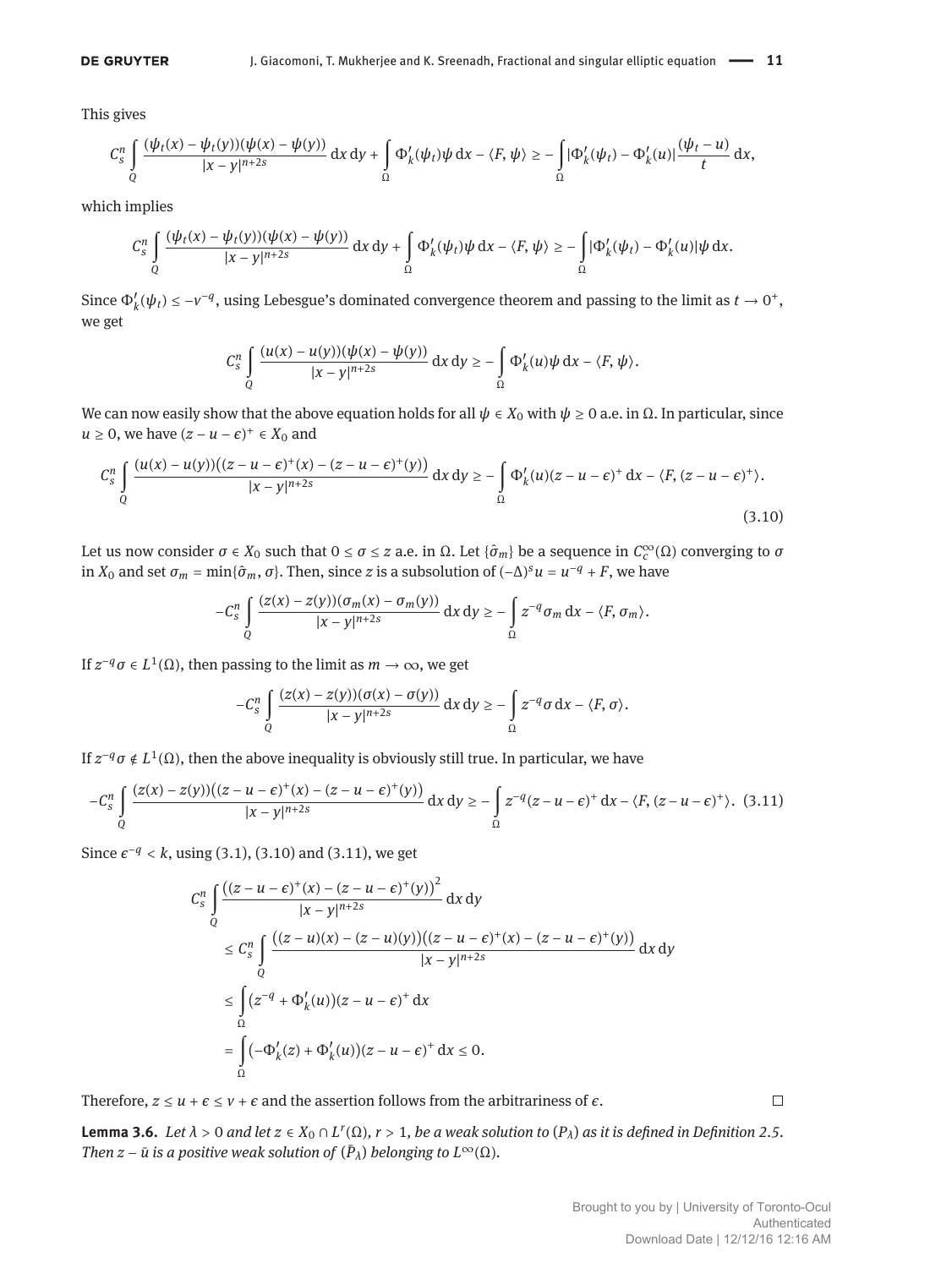This gives

$$C_s^n \int_Q \frac{(\psi_t(x) - \psi_t(y))(\psi(x) - \psi(y))}{|x-y|^{n+2s}}\,dx\,dy + \int_\Omega \Phi_k'(\psi_t)\psi\,dx - \langle F, \psi\rangle \geq -\int_\Omega |\Phi_k'(\psi_t) - \Phi_k'(u)|\frac{(\psi_t - u)}{t}\,dx,$$

which implies

$$C_s^n \int_Q \frac{(\psi_t(x) - \psi_t(y))(\psi(x) - \psi(y))}{|x-y|^{n+2s}}\,dx\,dy + \int_\Omega \Phi_k'(\psi_t)\psi\,dx - \langle F, \psi\rangle \geq -\int_\Omega |\Phi_k'(\psi_t) - \Phi_k'(u)|\psi\,dx.$$

Since $\Phi_k'(\psi_t) \leq -v^{-q}$, using Lebesgue's dominated convergence theorem and passing to the limit as $t \to 0^+$, we get

$$C_s^n \int_Q \frac{(u(x) - u(y))(\psi(x) - \psi(y))}{|x-y|^{n+2s}}\,dx\,dy \geq -\int_\Omega \Phi_k'(u)\psi\,dx - \langle F, \psi\rangle.$$

We can now easily show that the above equation holds for all $\psi \in X_0$ with $\psi \geq 0$ a.e. in $\Omega$. In particular, since $u \geq 0$, we have $(z - u - \epsilon)^+ \in X_0$ and

$$C_s^n \int_Q \frac{(u(x) - u(y))\big((z-u-\epsilon)^+(x) - (z-u-\epsilon)^+(y)\big)}{|x-y|^{n+2s}}\,dx\,dy \geq -\int_\Omega \Phi_k'(u)(z-u-\epsilon)^+\,dx - \langle F, (z-u-\epsilon)^+\rangle. \tag{3.10}$$

Let us now consider $\sigma \in X_0$ such that $0 \leq \sigma \leq z$ a.e. in $\Omega$. Let $\{\hat{\sigma}_m\}$ be a sequence in $C_c^\infty(\Omega)$ converging to $\sigma$ in $X_0$ and set $\sigma_m = \min\{\hat{\sigma}_m, \sigma\}$. Then, since $z$ is a subsolution of $(-\Delta)^s u = u^{-q} + F$, we have

$$-C_s^n \int_Q \frac{(z(x) - z(y))(\sigma_m(x) - \sigma_m(y))}{|x-y|^{n+2s}}\,dx\,dy \geq -\int_\Omega z^{-q}\sigma_m\,dx - \langle F, \sigma_m\rangle.$$

If $z^{-q}\sigma \in L^1(\Omega)$, then passing to the limit as $m \to \infty$, we get

$$-C_s^n \int_Q \frac{(z(x) - z(y))(\sigma(x) - \sigma(y))}{|x-y|^{n+2s}}\,dx\,dy \geq -\int_\Omega z^{-q}\sigma\,dx - \langle F, \sigma\rangle.$$

If $z^{-q}\sigma \notin L^1(\Omega)$, then the above inequality is obviously still true. In particular, we have

$$-C_s^n \int_Q \frac{(z(x) - z(y))\big((z-u-\epsilon)^+(x) - (z-u-\epsilon)^+(y)\big)}{|x-y|^{n+2s}}\,dx\,dy \geq -\int_\Omega z^{-q}(z-u-\epsilon)^+\,dx - \langle F, (z-u-\epsilon)^+\rangle. \tag{3.11}$$

Since $\epsilon^{-q} < k$, using (3.1), (3.10) and (3.11), we get

$$\begin{aligned}
C_s^n \int_Q & \frac{\big((z-u-\epsilon)^+(x) - (z-u-\epsilon)^+(y)\big)^2}{|x-y|^{n+2s}}\,dx\,dy \\
&\leq C_s^n \int_Q \frac{\big((z-u)(x) - (z-u)(y)\big)\big((z-u-\epsilon)^+(x) - (z-u-\epsilon)^+(y)\big)}{|x-y|^{n+2s}}\,dx\,dy \\
&\leq \int_\Omega \big(z^{-q} + \Phi_k'(u)\big)(z-u-\epsilon)^+\,dx \\
&= \int_\Omega \big(-\Phi_k'(z) + \Phi_k'(u)\big)(z-u-\epsilon)^+\,dx \leq 0.
\end{aligned}$$

Therefore, $z \leq u + \epsilon \leq v + \epsilon$ and the assertion follows from the arbitrariness of $\epsilon$. □

**Lemma 3.6.** *Let $\lambda > 0$ and let $z \in X_0 \cap L^r(\Omega)$, $r > 1$, be a weak solution to $(P_\lambda)$ as it is defined in Definition 2.5. Then $z - \bar{u}$ is a positive weak solution of $(\bar{P}_\lambda)$ belonging to $L^\infty(\Omega)$.*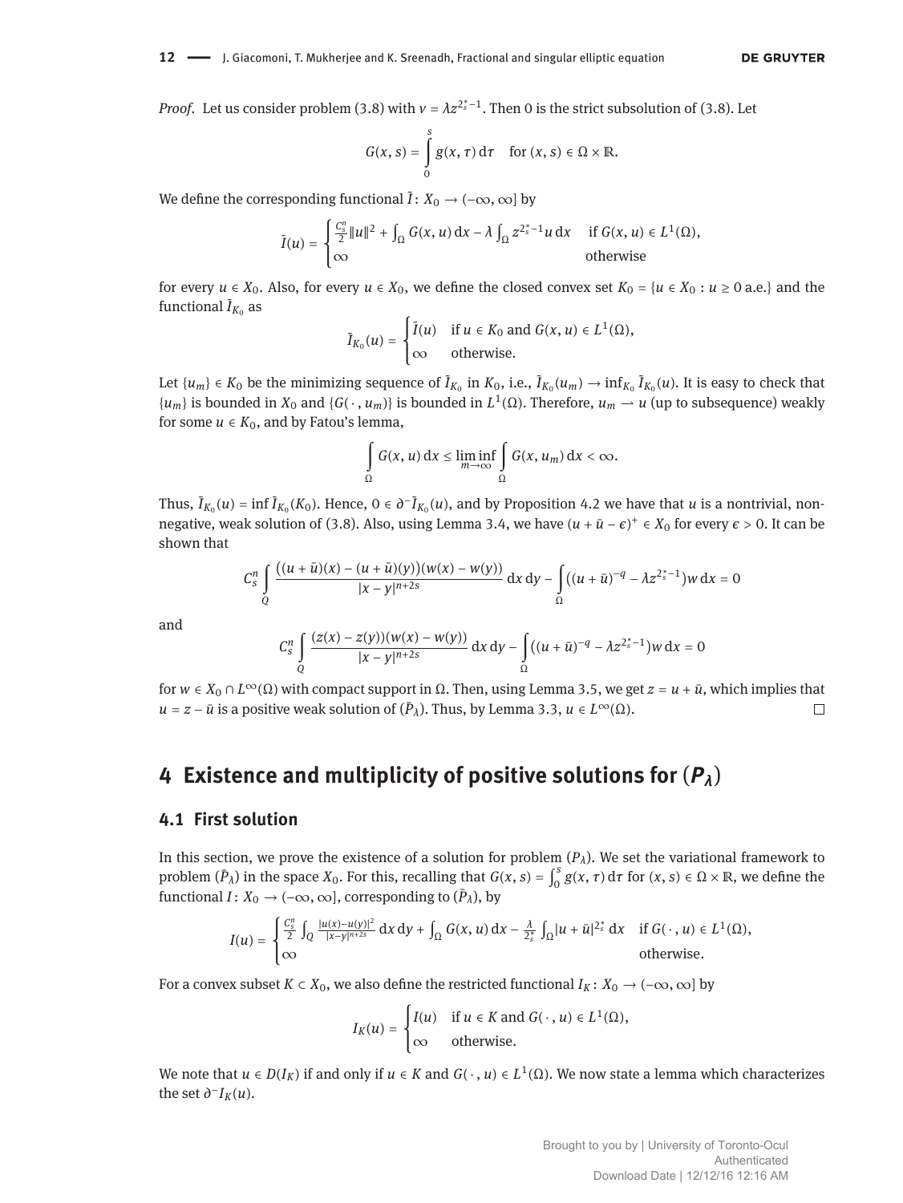*Proof.* Let us consider problem (3.8) with $v = \lambda z^{2_s^*-1}$. Then 0 is the strict subsolution of (3.8). Let

$$G(x,s) = \int_0^s g(x,\tau)\,d\tau \quad \text{for } (x,s) \in \Omega \times \mathbb{R}.$$

We define the corresponding functional $\tilde{I}\colon X_0 \to (-\infty, \infty]$ by

$$\tilde{I}(u) = \begin{cases} \frac{C_s^n}{2}\|u\|^2 + \int_\Omega G(x,u)\,dx - \lambda \int_\Omega z^{2_s^*-1} u\,dx & \text{if } G(x,u) \in L^1(\Omega), \\ \infty & \text{otherwise} \end{cases}$$

for every $u \in X_0$. Also, for every $u \in X_0$, we define the closed convex set $K_0 = \{u \in X_0 : u \geq 0 \text{ a.e.}\}$ and the functional $\tilde{I}_{K_0}$ as

$$\tilde{I}_{K_0}(u) = \begin{cases} \tilde{I}(u) & \text{if } u \in K_0 \text{ and } G(x,u) \in L^1(\Omega), \\ \infty & \text{otherwise.} \end{cases}$$

Let $\{u_m\} \in K_0$ be the minimizing sequence of $\tilde{I}_{K_0}$ in $K_0$, i.e., $\tilde{I}_{K_0}(u_m) \to \inf_{K_0} \tilde{I}_{K_0}(u)$. It is easy to check that $\{u_m\}$ is bounded in $X_0$ and $\{G(\cdot, u_m)\}$ is bounded in $L^1(\Omega)$. Therefore, $u_m \rightharpoonup u$ (up to subsequence) weakly for some $u \in K_0$, and by Fatou's lemma,

$$\int_\Omega G(x,u)\,dx \leq \liminf_{m\to\infty} \int_\Omega G(x,u_m)\,dx < \infty.$$

Thus, $\tilde{I}_{K_0}(u) = \inf \tilde{I}_{K_0}(K_0)$. Hence, $0 \in \partial^- \tilde{I}_{K_0}(u)$, and by Proposition 4.2 we have that $u$ is a nontrivial, nonnegative, weak solution of (3.8). Also, using Lemma 3.4, we have $(u + \bar{u} - \epsilon)^+ \in X_0$ for every $\epsilon > 0$. It can be shown that

$$C_s^n \int_Q \frac{((u+\bar{u})(x) - (u+\bar{u})(y))(w(x) - w(y))}{|x-y|^{n+2s}}\,dx\,dy - \int_\Omega ((u+\bar{u})^{-q} - \lambda z^{2_s^*-1}) w\,dx = 0$$

and

$$C_s^n \int_Q \frac{(z(x) - z(y))(w(x) - w(y))}{|x-y|^{n+2s}}\,dx\,dy - \int_\Omega ((u+\bar{u})^{-q} - \lambda z^{2_s^*-1}) w\,dx = 0$$

for $w \in X_0 \cap L^\infty(\Omega)$ with compact support in $\Omega$. Then, using Lemma 3.5, we get $z = u + \bar{u}$, which implies that $u = z - \bar{u}$ is a positive weak solution of $(\bar{P}_\lambda)$. Thus, by Lemma 3.3, $u \in L^\infty(\Omega)$. □

# 4 Existence and multiplicity of positive solutions for $(P_\lambda)$

## 4.1 First solution

In this section, we prove the existence of a solution for problem $(P_\lambda)$. We set the variational framework to problem $(\bar{P}_\lambda)$ in the space $X_0$. For this, recalling that $G(x,s) = \int_0^s g(x,\tau)\,d\tau$ for $(x,s) \in \Omega \times \mathbb{R}$, we define the functional $I\colon X_0 \to (-\infty, \infty]$, corresponding to $(\bar{P}_\lambda)$, by

$$I(u) = \begin{cases} \frac{C_s^n}{2} \int_Q \frac{|u(x)-u(y)|^2}{|x-y|^{n+2s}}\,dx\,dy + \int_\Omega G(x,u)\,dx - \frac{\lambda}{2_s^*} \int_\Omega |u+\bar{u}|^{2_s^*}\,dx & \text{if } G(\cdot, u) \in L^1(\Omega), \\ \infty & \text{otherwise.} \end{cases}$$

For a convex subset $K \subset X_0$, we also define the restricted functional $I_K\colon X_0 \to (-\infty, \infty]$ by

$$I_K(u) = \begin{cases} I(u) & \text{if } u \in K \text{ and } G(\cdot, u) \in L^1(\Omega), \\ \infty & \text{otherwise.} \end{cases}$$

We note that $u \in D(I_K)$ if and only if $u \in K$ and $G(\cdot, u) \in L^1(\Omega)$. We now state a lemma which characterizes the set $\partial^- I_K(u)$.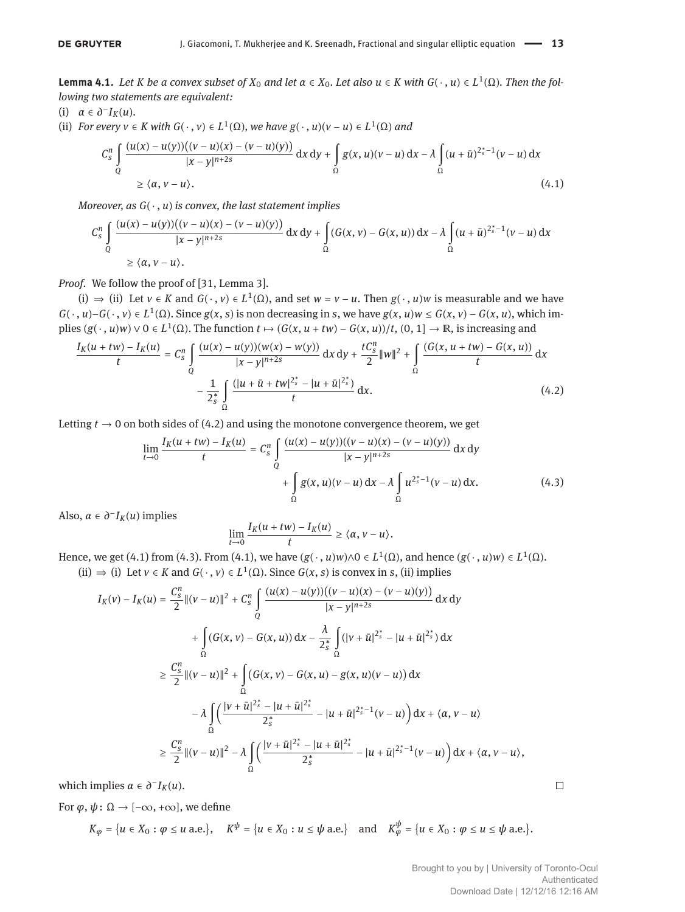**Lemma 4.1.** *Let $K$ be a convex subset of $X_0$ and let $\alpha \in X_0$. Let also $u \in K$ with $G(\cdot, u) \in L^1(\Omega)$. Then the following two statements are equivalent:*

(i) $\alpha \in \partial^- I_K(u)$.

(ii) *For every $v \in K$ with $G(\cdot, v) \in L^1(\Omega)$, we have $g(\cdot, u)(v-u) \in L^1(\Omega)$ and*

$$C_s^n \int_Q \frac{(u(x)-u(y))\big((v-u)(x)-(v-u)(y)\big)}{|x-y|^{n+2s}}\,dx\,dy + \int_\Omega g(x,u)(v-u)\,dx - \lambda \int_\Omega (u+\bar{u})^{2_s^*-1}(v-u)\,dx \geq \langle \alpha, v-u \rangle. \tag{4.1}$$

*Moreover, as $G(\cdot, u)$ is convex, the last statement implies*

$$C_s^n \int_Q \frac{(u(x)-u(y))\big((v-u)(x)-(v-u)(y)\big)}{|x-y|^{n+2s}}\,dx\,dy + \int_\Omega (G(x,v)-G(x,u))\,dx - \lambda \int_\Omega (u+\bar{u})^{2_s^*-1}(v-u)\,dx \geq \langle \alpha, v-u \rangle.$$

*Proof.* We follow the proof of [31, Lemma 3].

(i) $\Rightarrow$ (ii) Let $v \in K$ and $G(\cdot, v) \in L^1(\Omega)$, and set $w = v-u$. Then $g(\cdot, u)w$ is measurable and we have $G(\cdot, u) - G(\cdot, v) \in L^1(\Omega)$. Since $g(x,s)$ is non decreasing in $s$, we have $g(x,u)w \leq G(x,v) - G(x,u)$, which implies $(g(\cdot, u)w) \vee 0 \in L^1(\Omega)$. The function $t \mapsto (G(x, u+tw) - G(x,u))/t$, $(0,1] \to \mathbb{R}$, is increasing and

$$\frac{I_K(u+tw) - I_K(u)}{t} = C_s^n \int_Q \frac{(u(x)-u(y))(w(x)-w(y))}{|x-y|^{n+2s}}\,dx\,dy + \frac{tC_s^n}{2}\|w\|^2 + \int_\Omega \frac{(G(x,u+tw)-G(x,u))}{t}\,dx - \frac{1}{2_s^*}\int_\Omega \frac{(|u+\bar{u}+tw|^{2_s^*} - |u+\bar{u}|^{2_s^*})}{t}\,dx. \tag{4.2}$$

Letting $t \to 0$ on both sides of (4.2) and using the monotone convergence theorem, we get

$$\lim_{t\to 0} \frac{I_K(u+tw) - I_K(u)}{t} = C_s^n \int_Q \frac{(u(x)-u(y))((v-u)(x)-(v-u)(y))}{|x-y|^{n+2s}}\,dx\,dy + \int_\Omega g(x,u)(v-u)\,dx - \lambda \int_\Omega u^{2_s^*-1}(v-u)\,dx. \tag{4.3}$$

Also, $\alpha \in \partial^- I_K(u)$ implies

$$\lim_{t\to 0} \frac{I_K(u+tw) - I_K(u)}{t} \geq \langle \alpha, v-u \rangle.$$

Hence, we get (4.1) from (4.3). From (4.1), we have $(g(\cdot, u)w) \wedge 0 \in L^1(\Omega)$, and hence $(g(\cdot, u)w) \in L^1(\Omega)$.

(ii) $\Rightarrow$ (i) Let $v \in K$ and $G(\cdot, v) \in L^1(\Omega)$. Since $G(x,s)$ is convex in $s$, (ii) implies

$$\begin{aligned}
I_K(v) - I_K(u) &= \frac{C_s^n}{2}\|(v-u)\|^2 + C_s^n \int_Q \frac{(u(x)-u(y))\big((v-u)(x)-(v-u)(y)\big)}{|x-y|^{n+2s}}\,dx\,dy \\
&\quad + \int_\Omega (G(x,v)-G(x,u))\,dx - \frac{\lambda}{2_s^*}\int_\Omega (|v+\bar{u}|^{2_s^*} - |u+\bar{u}|^{2_s^*})\,dx \\
&\geq \frac{C_s^n}{2}\|(v-u)\|^2 + \int_\Omega \big(G(x,v) - G(x,u) - g(x,u)(v-u)\big)\,dx \\
&\quad - \lambda \int_\Omega \Big(\frac{|v+\bar{u}|^{2_s^*} - |u+\bar{u}|^{2_s^*}}{2_s^*} - |u+\bar{u}|^{2_s^*-1}(v-u)\Big)\,dx + \langle \alpha, v-u \rangle \\
&\geq \frac{C_s^n}{2}\|(v-u)\|^2 - \lambda \int_\Omega \Big(\frac{|v+\bar{u}|^{2_s^*} - |u+\bar{u}|^{2_s^*}}{2_s^*} - |u+\bar{u}|^{2_s^*-1}(v-u)\Big)\,dx + \langle \alpha, v-u \rangle,
\end{aligned}$$

which implies $\alpha \in \partial^- I_K(u)$. $\square$

For $\varphi, \psi : \Omega \to [-\infty, +\infty]$, we define

$$K_\varphi = \{u \in X_0 : \varphi \leq u \text{ a.e.}\}, \quad K^\psi = \{u \in X_0 : u \leq \psi \text{ a.e.}\} \quad \text{and} \quad K_\varphi^\psi = \{u \in X_0 : \varphi \leq u \leq \psi \text{ a.e.}\}.$$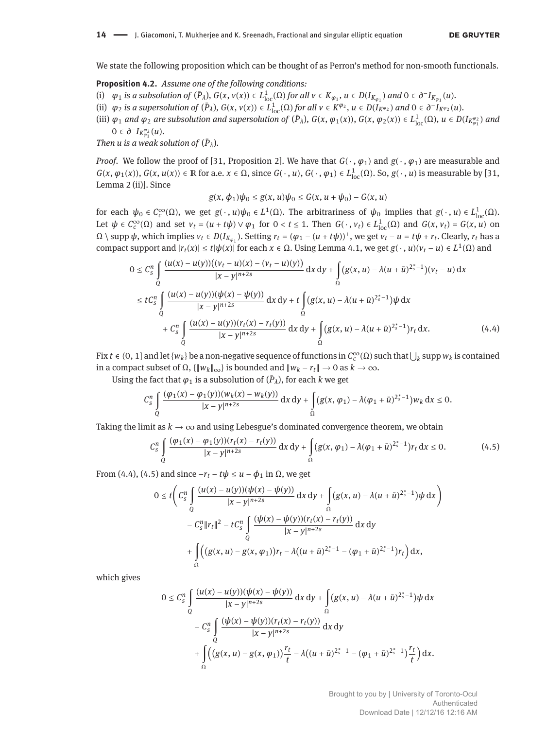We state the following proposition which can be thought of as Perron's method for non-smooth functionals.

**Proposition 4.2.** *Assume one of the following conditions:*

(i) *$\varphi_1$ is a subsolution of $(\bar{P}_\lambda)$, $G(x, v(x)) \in L^1_{\mathrm{loc}}(\Omega)$ for all $v \in K_{\varphi_1}$, $u \in D(I_{K_{\varphi_1}})$ and $0 \in \partial^- I_{K_{\varphi_1}}(u)$.*

(ii) *$\varphi_2$ is a supersolution of $(\bar{P}_\lambda)$, $G(x, v(x)) \in L^1_{\mathrm{loc}}(\Omega)$ for all $v \in K^{\varphi_2}$, $u \in D(I_{K^{\varphi_2}})$ and $0 \in \partial^- I_{K^{\varphi_2}}(u)$.*

(iii) *$\varphi_1$ and $\varphi_2$ are subsolution and supersolution of $(\bar{P}_\lambda)$, $G(x, \varphi_1(x))$, $G(x, \varphi_2(x)) \in L^1_{\mathrm{loc}}(\Omega)$, $u \in D(I_{K^{\varphi_2}_{\varphi_1}})$ and $0 \in \partial^- I_{K^{\varphi_2}_{\varphi_1}}(u)$.*

*Then $u$ is a weak solution of $(\bar{P}_\lambda)$.*

*Proof.* We follow the proof of [31, Proposition 2]. We have that $G(\cdot, \varphi_1)$ and $g(\cdot, \varphi_1)$ are measurable and $G(x, \varphi_1(x)), G(x, u(x)) \in \mathbb{R}$ for a.e. $x \in \Omega$, since $G(\cdot, u), G(\cdot, \varphi_1) \in L^1_{\mathrm{loc}}(\Omega)$. So, $g(\cdot, u)$ is measurable by [31, Lemma 2 (ii)]. Since

$$g(x, \phi_1)\psi_0 \leq g(x, u)\psi_0 \leq G(x, u + \psi_0) - G(x, u)$$

for each $\psi_0 \in C_c^\infty(\Omega)$, we get $g(\cdot, u)\psi_0 \in L^1(\Omega)$. The arbitrariness of $\psi_0$ implies that $g(\cdot, u) \in L^1_{\mathrm{loc}}(\Omega)$. Let $\psi \in C_c^\infty(\Omega)$ and set $v_t = (u + t\psi) \vee \varphi_1$ for $0 < t \leq 1$. Then $G(\cdot, v_t) \in L^1_{\mathrm{loc}}(\Omega)$ and $G(x, v_t) = G(x, u)$ on $\Omega \setminus \operatorname{supp} \psi$, which implies $v_t \in D(I_{K_{\varphi_1}})$. Setting $r_t = (\varphi_1 - (u + t\psi))^+$, we get $v_t - u = t\psi + r_t$. Clearly, $r_t$ has a compact support and $|r_t(x)| \leq t|\psi(x)|$ for each $x \in \Omega$. Using Lemma 4.1, we get $g(\cdot, u)(v_t - u) \in L^1(\Omega)$ and

$$\begin{aligned}
0 &\leq C_s^n \int_Q \frac{(u(x) - u(y))\big((v_t - u)(x) - (v_t - u)(y)\big)}{|x - y|^{n+2s}} \, dx \, dy + \int_\Omega \big(g(x, u) - \lambda(u + \bar{u})^{2_s^*-1}\big)(v_t - u) \, dx \\
&\leq tC_s^n \int_Q \frac{(u(x) - u(y))(\psi(x) - \psi(y))}{|x - y|^{n+2s}} \, dx \, dy + t \int_\Omega \big(g(x, u) - \lambda(u + \bar{u})^{2_s^*-1}\big)\psi \, dx \\
&\quad + C_s^n \int_Q \frac{(u(x) - u(y))(r_t(x) - r_t(y))}{|x - y|^{n+2s}} \, dx \, dy + \int_\Omega \big(g(x, u) - \lambda(u + \bar{u})^{2_s^*-1}\big) r_t \, dx. \qquad (4.4)
\end{aligned}$$

Fix $t \in (0, 1]$ and let $\{w_k\}$ be a non-negative sequence of functions in $C_c^\infty(\Omega)$ such that $\bigcup_k \operatorname{supp} w_k$ is contained in a compact subset of $\Omega$, $\{\|w_k\|_\infty\}$ is bounded and $\|w_k - r_t\| \to 0$ as $k \to \infty$.

Using the fact that $\varphi_1$ is a subsolution of $(\bar{P}_\lambda)$, for each $k$ we get

$$C_s^n \int_Q \frac{(\varphi_1(x) - \varphi_1(y))(w_k(x) - w_k(y))}{|x - y|^{n+2s}} \, dx \, dy + \int_\Omega \big(g(x, \varphi_1) - \lambda(\varphi_1 + \bar{u})^{2_s^*-1}\big) w_k \, dx \leq 0.$$

Taking the limit as $k \to \infty$ and using Lebesgue's dominated convergence theorem, we obtain

$$C_s^n \int_Q \frac{(\varphi_1(x) - \varphi_1(y))(r_t(x) - r_t(y))}{|x - y|^{n+2s}} \, dx \, dy + \int_\Omega \big(g(x, \varphi_1) - \lambda(\varphi_1 + \bar{u})^{2_s^*-1}\big) r_t \, dx \leq 0. \qquad (4.5)$$

From (4.4), (4.5) and since $-r_t - t\psi \leq u - \phi_1$ in $\Omega$, we get

$$\begin{aligned}
0 \leq t\bigg(&C_s^n \int_Q \frac{(u(x) - u(y))(\psi(x) - \psi(y))}{|x - y|^{n+2s}} \, dx \, dy + \int_\Omega \big(g(x, u) - \lambda(u + \bar{u})^{2_s^*-1}\big)\psi \, dx\bigg) \\
&- C_s^n \|r_t\|^2 - tC_s^n \int_Q \frac{(\psi(x) - \psi(y))(r_t(x) - r_t(y))}{|x - y|^{n+2s}} \, dx \, dy \\
&+ \int_\Omega \Big(\big(g(x, u) - g(x, \varphi_1)\big) r_t - \lambda\big((u + \bar{u})^{2_s^*-1} - (\varphi_1 + \bar{u})^{2_s^*-1}\big) r_t\Big) \, dx,
\end{aligned}$$

which gives

$$\begin{aligned}
0 \leq\ &C_s^n \int_Q \frac{(u(x) - u(y))(\psi(x) - \psi(y))}{|x - y|^{n+2s}} \, dx \, dy + \int_\Omega \big(g(x, u) - \lambda(u + \bar{u})^{2_s^*-1}\big)\psi \, dx \\
&- C_s^n \int_Q \frac{(\psi(x) - \psi(y))(r_t(x) - r_t(y))}{|x - y|^{n+2s}} \, dx \, dy \\
&+ \int_\Omega \Big(\big(g(x, u) - g(x, \varphi_1)\big)\frac{r_t}{t} - \lambda\big((u + \bar{u})^{2_s^*-1} - (\varphi_1 + \bar{u})^{2_s^*-1}\big)\frac{r_t}{t}\Big) \, dx.
\end{aligned}$$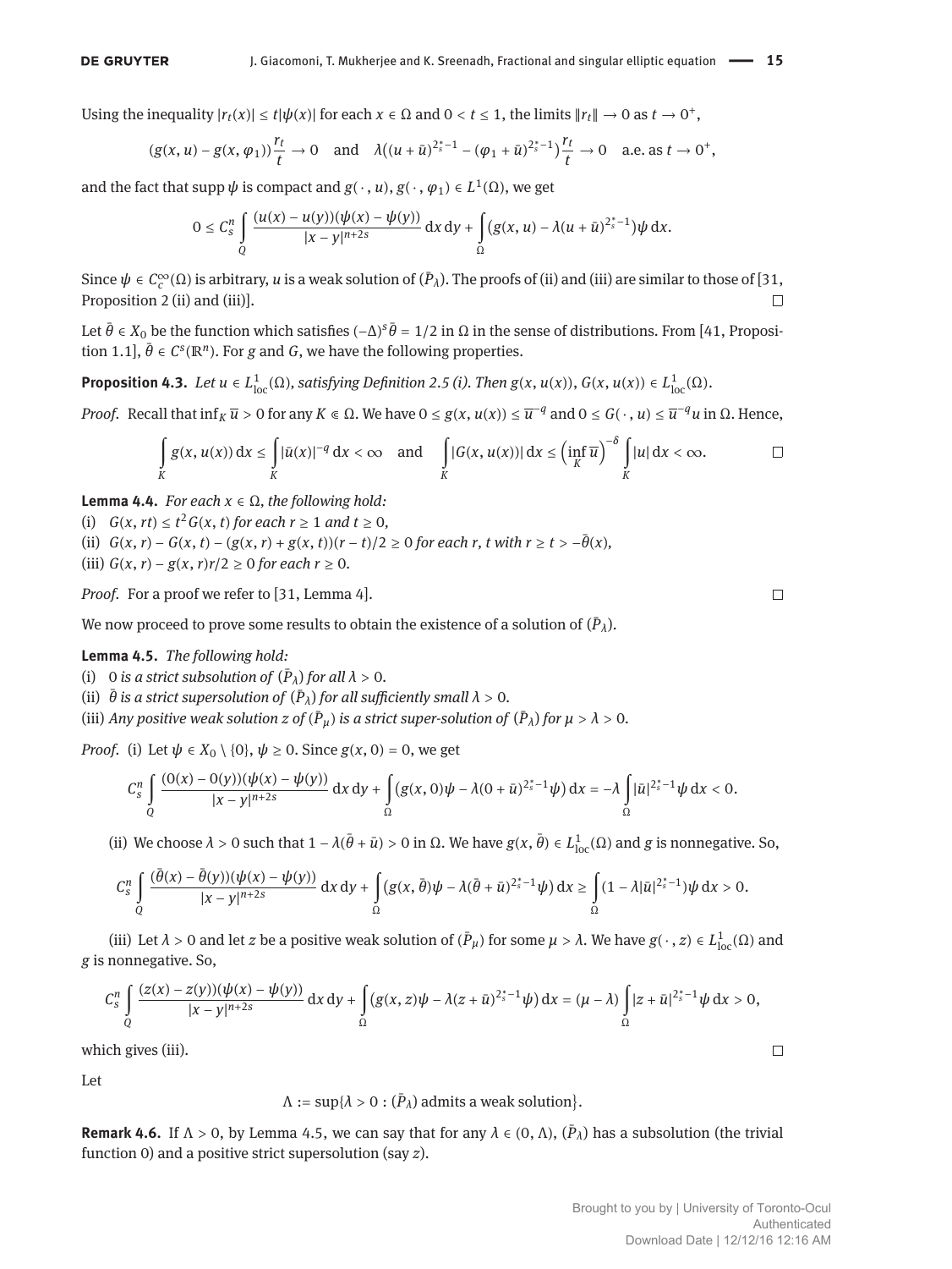Using the inequality $|r_t(x)| \le t|\psi(x)|$ for each $x \in \Omega$ and $0 < t \le 1$, the limits $\|r_t\| \to 0$ as $t \to 0^+$,

$$(g(x,u) - g(x,\varphi_1))\frac{r_t}{t} \to 0 \quad \text{and} \quad \lambda\big((u+\bar{u})^{2_s^*-1} - (\varphi_1+\bar{u})^{2_s^*-1}\big)\frac{r_t}{t} \to 0 \quad \text{a.e. as } t \to 0^+,$$

and the fact that supp $\psi$ is compact and $g(\cdot,u), g(\cdot,\varphi_1) \in L^1(\Omega)$, we get

$$0 \le C_s^n \int_Q \frac{(u(x)-u(y))(\psi(x)-\psi(y))}{|x-y|^{n+2s}}\,dx\,dy + \int_\Omega \big(g(x,u) - \lambda(u+\bar{u})^{2_s^*-1}\big)\psi\,dx.$$

Since $\psi \in C_c^\infty(\Omega)$ is arbitrary, $u$ is a weak solution of $(\bar{P}_\lambda)$. The proofs of (ii) and (iii) are similar to those of [31, Proposition 2 (ii) and (iii)]. □

Let $\bar{\theta} \in X_0$ be the function which satisfies $(-\Delta)^s\bar{\theta} = 1/2$ in $\Omega$ in the sense of distributions. From [41, Proposition 1.1], $\bar{\theta} \in C^s(\mathbb{R}^n)$. For $g$ and $G$, we have the following properties.

**Proposition 4.3.** *Let $u \in L^1_{\mathrm{loc}}(\Omega)$, satisfying Definition 2.5 (i). Then $g(x,u(x)), G(x,u(x)) \in L^1_{\mathrm{loc}}(\Omega)$.*

*Proof.* Recall that $\inf_K \overline{u} > 0$ for any $K \Subset \Omega$. We have $0 \le g(x,u(x)) \le \overline{u}^{-q}$ and $0 \le G(\cdot,u) \le \overline{u}^{-q}u$ in $\Omega$. Hence,

$$\int_K g(x,u(x))\,dx \le \int_K |\bar{u}(x)|^{-q}\,dx < \infty \quad \text{and} \quad \int_K |G(x,u(x))|\,dx \le \Big(\inf_K \overline{u}\Big)^{-\delta}\int_K |u|\,dx < \infty. \qquad \square$$

**Lemma 4.4.** *For each $x \in \Omega$, the following hold:*
(i) *$G(x,rt) \le t^2G(x,t)$ for each $r \ge 1$ and $t \ge 0$,*
(ii) *$G(x,r) - G(x,t) - (g(x,r)+g(x,t))(r-t)/2 \ge 0$ for each $r, t$ with $r \ge t > -\bar{\theta}(x)$,*
(iii) *$G(x,r) - g(x,r)r/2 \ge 0$ for each $r \ge 0$.*

*Proof.* For a proof we refer to [31, Lemma 4]. □

We now proceed to prove some results to obtain the existence of a solution of $(\bar{P}_\lambda)$.

**Lemma 4.5.** *The following hold:*
(i) *0 is a strict subsolution of $(\bar{P}_\lambda)$ for all $\lambda > 0$.*
(ii) *$\bar{\theta}$ is a strict supersolution of $(\bar{P}_\lambda)$ for all sufficiently small $\lambda > 0$.*
(iii) *Any positive weak solution $z$ of $(\bar{P}_\mu)$ is a strict super-solution of $(\bar{P}_\lambda)$ for $\mu > \lambda > 0$.*

*Proof.* (i) Let $\psi \in X_0 \setminus \{0\}$, $\psi \ge 0$. Since $g(x,0) = 0$, we get

$$C_s^n \int_Q \frac{(0(x)-0(y))(\psi(x)-\psi(y))}{|x-y|^{n+2s}}\,dx\,dy + \int_\Omega \big(g(x,0)\psi - \lambda(0+\bar{u})^{2_s^*-1}\psi\big)\,dx = -\lambda\int_\Omega |\bar{u}|^{2_s^*-1}\psi\,dx < 0.$$

(ii) We choose $\lambda > 0$ such that $1 - \lambda(\bar{\theta}+\bar{u}) > 0$ in $\Omega$. We have $g(x,\bar{\theta}) \in L^1_{\mathrm{loc}}(\Omega)$ and $g$ is nonnegative. So,

$$C_s^n \int_Q \frac{(\bar{\theta}(x)-\bar{\theta}(y))(\psi(x)-\psi(y))}{|x-y|^{n+2s}}\,dx\,dy + \int_\Omega \big(g(x,\bar{\theta})\psi - \lambda(\bar{\theta}+\bar{u})^{2_s^*-1}\psi\big)\,dx \ge \int_\Omega (1-\lambda|\bar{u}|^{2_s^*-1})\psi\,dx > 0.$$

(iii) Let $\lambda > 0$ and let $z$ be a positive weak solution of $(\bar{P}_\mu)$ for some $\mu > \lambda$. We have $g(\cdot,z) \in L^1_{\mathrm{loc}}(\Omega)$ and $g$ is nonnegative. So,

$$C_s^n \int_Q \frac{(z(x)-z(y))(\psi(x)-\psi(y))}{|x-y|^{n+2s}}\,dx\,dy + \int_\Omega \big(g(x,z)\psi - \lambda(z+\bar{u})^{2_s^*-1}\psi\big)\,dx = (\mu-\lambda)\int_\Omega |z+\bar{u}|^{2_s^*-1}\psi\,dx > 0,$$

which gives (iii). □

Let

$$\Lambda := \sup\{\lambda > 0 : (\bar{P}_\lambda) \text{ admits a weak solution}\}.$$

**Remark 4.6.** If $\Lambda > 0$, by Lemma 4.5, we can say that for any $\lambda \in (0,\Lambda)$, $(\bar{P}_\lambda)$ has a subsolution (the trivial function 0) and a positive strict supersolution (say $z$).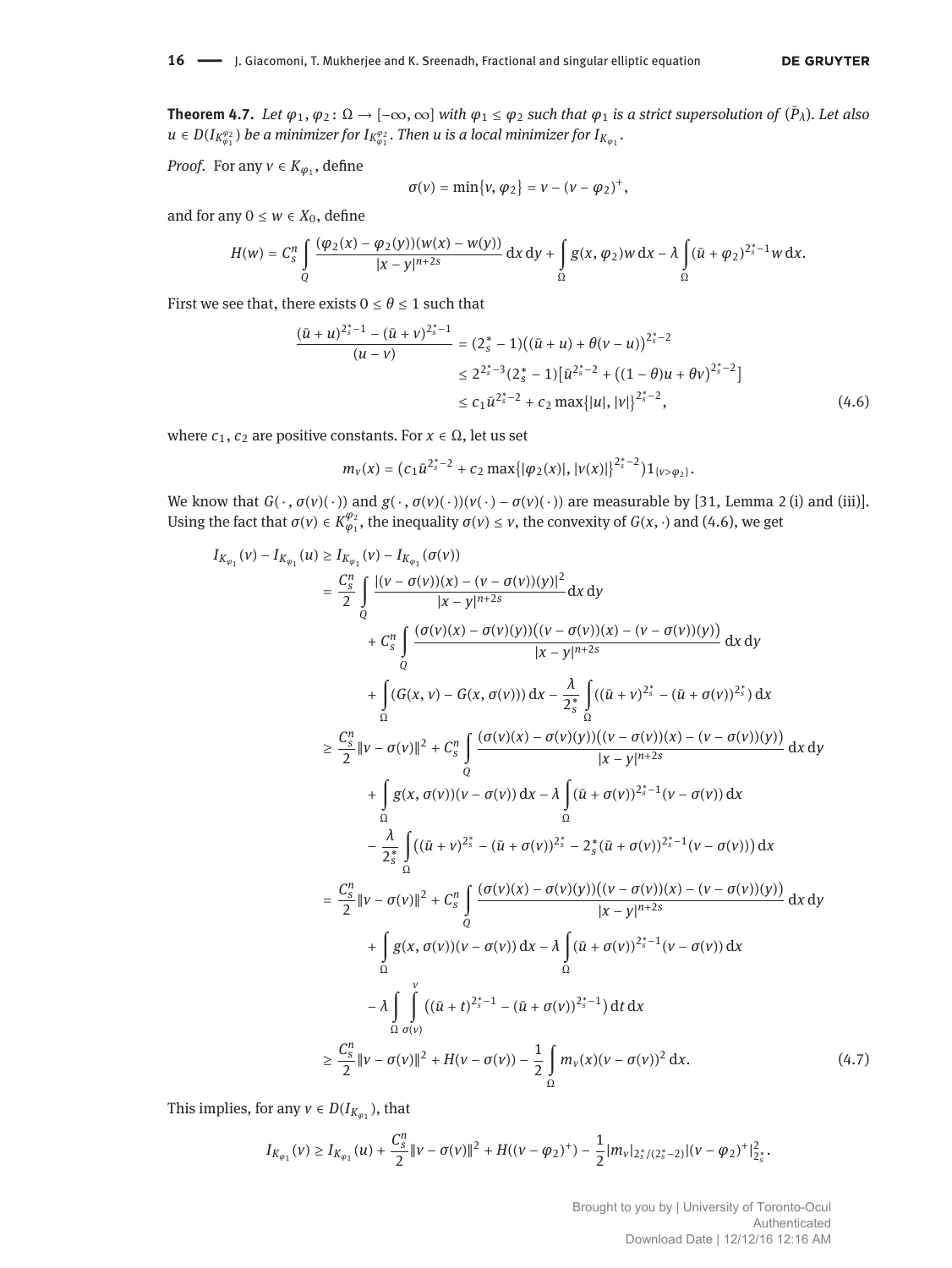**Theorem 4.7.** *Let $\varphi_1, \varphi_2 \colon \Omega \to [-\infty, \infty]$ with $\varphi_1 \leq \varphi_2$ such that $\varphi_1$ is a strict supersolution of $(\bar{P}_\lambda)$. Let also $u \in D(I_{K_{\varphi_1}^{\varphi_2}})$ be a minimizer for $I_{K_{\varphi_1}^{\varphi_2}}$. Then $u$ is a local minimizer for $I_{K_{\varphi_1}}$.*

*Proof.* For any $v \in K_{\varphi_1}$, define

$$\sigma(v) = \min\{v, \varphi_2\} = v - (v - \varphi_2)^+,$$

and for any $0 \leq w \in X_0$, define

$$H(w) = C_s^n \int_Q \frac{(\varphi_2(x) - \varphi_2(y))(w(x) - w(y))}{|x - y|^{n+2s}} \, dx \, dy + \int_\Omega g(x, \varphi_2) w \, dx - \lambda \int_\Omega (\bar{u} + \varphi_2)^{2_s^* - 1} w \, dx.$$

First we see that, there exists $0 \leq \theta \leq 1$ such that

$$\begin{aligned}
\frac{(\bar{u} + u)^{2_s^*-1} - (\bar{u} + v)^{2_s^*-1}}{(u - v)} &= (2_s^* - 1)\big((\bar{u} + u) + \theta(v - u)\big)^{2_s^*-2} \\
&\leq 2^{2_s^*-3}(2_s^* - 1)\big[\bar{u}^{2_s^*-2} + \big((1 - \theta)u + \theta v\big)^{2_s^*-2}\big] \\
&\leq c_1 \bar{u}^{2_s^*-2} + c_2 \max\{|u|, |v|\}^{2_s^*-2},
\end{aligned} \tag{4.6}$$

where $c_1, c_2$ are positive constants. For $x \in \Omega$, let us set

$$m_v(x) = \big(c_1 \bar{u}^{2_s^*-2} + c_2 \max\{|\varphi_2(x)|, |v(x)|\}^{2_s^*-2}\big) 1_{\{v > \varphi_2\}}.$$

We know that $G(\cdot, \sigma(v)(\cdot))$ and $g(\cdot, \sigma(v)(\cdot))(v(\cdot) - \sigma(v)(\cdot))$ are measurable by [31, Lemma 2 (i) and (iii)]. Using the fact that $\sigma(v) \in K_{\varphi_1}^{\varphi_2}$, the inequality $\sigma(v) \leq v$, the convexity of $G(x, \cdot)$ and (4.6), we get

$$\begin{aligned}
I_{K_{\varphi_1}}(v) - I_{K_{\varphi_1}}(u) &\geq I_{K_{\varphi_1}}(v) - I_{K_{\varphi_1}}(\sigma(v)) \\
&= \frac{C_s^n}{2} \int_Q \frac{|(v - \sigma(v))(x) - (v - \sigma(v))(y)|^2}{|x - y|^{n+2s}} dx \, dy \\
&\quad + C_s^n \int_Q \frac{(\sigma(v)(x) - \sigma(v)(y))\big((v - \sigma(v))(x) - (v - \sigma(v))(y)\big)}{|x - y|^{n+2s}} \, dx \, dy \\
&\quad + \int_\Omega (G(x, v) - G(x, \sigma(v))) \, dx - \frac{\lambda}{2_s^*} \int_\Omega ((\bar{u} + v)^{2_s^*} - (\bar{u} + \sigma(v))^{2_s^*}) \, dx \\
&\geq \frac{C_s^n}{2} \|v - \sigma(v)\|^2 + C_s^n \int_Q \frac{(\sigma(v)(x) - \sigma(v)(y))\big((v - \sigma(v))(x) - (v - \sigma(v))(y)\big)}{|x - y|^{n+2s}} \, dx \, dy \\
&\quad + \int_\Omega g(x, \sigma(v))(v - \sigma(v)) \, dx - \lambda \int_\Omega (\bar{u} + \sigma(v))^{2_s^*-1}(v - \sigma(v)) \, dx \\
&\quad - \frac{\lambda}{2_s^*} \int_\Omega \big((\bar{u} + v)^{2_s^*} - (\bar{u} + \sigma(v))^{2_s^*} - 2_s^*(\bar{u} + \sigma(v))^{2_s^*-1}(v - \sigma(v))\big) \, dx \\
&= \frac{C_s^n}{2} \|v - \sigma(v)\|^2 + C_s^n \int_Q \frac{(\sigma(v)(x) - \sigma(v)(y))\big((v - \sigma(v))(x) - (v - \sigma(v))(y)\big)}{|x - y|^{n+2s}} \, dx \, dy \\
&\quad + \int_\Omega g(x, \sigma(v))(v - \sigma(v)) \, dx - \lambda \int_\Omega (\bar{u} + \sigma(v))^{2_s^*-1}(v - \sigma(v)) \, dx \\
&\quad - \lambda \int_\Omega \int_{\sigma(v)}^{v} \big((\bar{u} + t)^{2_s^*-1} - (\bar{u} + \sigma(v))^{2_s^*-1}\big) \, dt \, dx \\
&\geq \frac{C_s^n}{2} \|v - \sigma(v)\|^2 + H(v - \sigma(v)) - \frac{1}{2} \int_\Omega m_v(x)(v - \sigma(v))^2 \, dx.
\end{aligned} \tag{4.7}$$

This implies, for any $v \in D(I_{K_{\varphi_1}})$, that

$$I_{K_{\varphi_1}}(v) \geq I_{K_{\varphi_1}}(u) + \frac{C_s^n}{2} \|v - \sigma(v)\|^2 + H((v - \varphi_2)^+) - \frac{1}{2} |m_v|_{2_s^*/(2_s^*-2)} |(v - \varphi_2)^+|_{2_s^*}^2.$$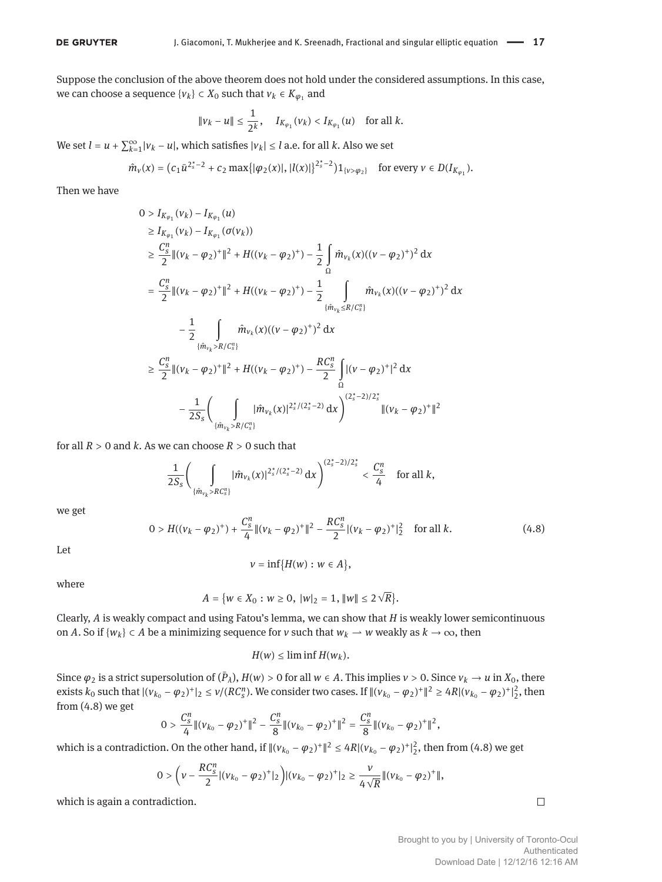Suppose the conclusion of the above theorem does not hold under the considered assumptions. In this case, we can choose a sequence $\{v_k\} \subset X_0$ such that $v_k \in K_{\varphi_1}$ and

$$\|v_k - u\| \leq \frac{1}{2^k}, \quad I_{K_{\varphi_1}}(v_k) < I_{K_{\varphi_1}}(u) \quad \text{for all } k.$$

We set $l = u + \sum_{k=1}^{\infty} |v_k - u|$, which satisfies $|v_k| \leq l$ a.e. for all $k$. Also we set

$$\hat{m}_v(x) = \big(c_1 \bar{u}^{2_s^*-2} + c_2 \max\{|\varphi_2(x)|, |l(x)|\}^{2_s^*-2}\big) 1_{\{v > \varphi_2\}} \quad \text{for every } v \in D(I_{K_{\varphi_1}}).$$

Then we have

$$\begin{aligned}
0 &> I_{K_{\varphi_1}}(v_k) - I_{K_{\varphi_1}}(u) \\
&\geq I_{K_{\varphi_1}}(v_k) - I_{K_{\varphi_1}}(\sigma(v_k)) \\
&\geq \frac{C_s^n}{2} \|(v_k - \varphi_2)^+\|^2 + H((v_k - \varphi_2)^+) - \frac{1}{2} \int_\Omega \hat{m}_{v_k}(x)((v - \varphi_2)^+)^2 \, \mathrm{d}x \\
&= \frac{C_s^n}{2} \|(v_k - \varphi_2)^+\|^2 + H((v_k - \varphi_2)^+) - \frac{1}{2} \int_{\{\hat{m}_{v_k} \leq R/C_s^n\}} \hat{m}_{v_k}(x)((v - \varphi_2)^+)^2 \, \mathrm{d}x \\
&\quad - \frac{1}{2} \int_{\{\hat{m}_{v_k} > R/C_s^n\}} \hat{m}_{v_k}(x)((v - \varphi_2)^+)^2 \, \mathrm{d}x \\
&\geq \frac{C_s^n}{2} \|(v_k - \varphi_2)^+\|^2 + H((v_k - \varphi_2)^+) - \frac{RC_s^n}{2} \int_\Omega |(v - \varphi_2)^+|^2 \, \mathrm{d}x \\
&\quad - \frac{1}{2S_s} \bigg( \int_{\{\hat{m}_{v_k} > R/C_s^n\}} |\hat{m}_{v_k}(x)|^{2_s^*/(2_s^*-2)} \, \mathrm{d}x \bigg)^{(2_s^*-2)/2_s^*} \|(v_k - \varphi_2)^+\|^2
\end{aligned}$$

for all $R > 0$ and $k$. As we can choose $R > 0$ such that

$$\frac{1}{2S_s} \bigg( \int_{\{\hat{m}_{v_k} > RC_s^n\}} |\hat{m}_{v_k}(x)|^{2_s^*/(2_s^*-2)} \, \mathrm{d}x \bigg)^{(2_s^*-2)/2_s^*} < \frac{C_s^n}{4} \quad \text{for all } k,$$

we get

$$0 > H((v_k - \varphi_2)^+) + \frac{C_s^n}{4} \|(v_k - \varphi_2)^+\|^2 - \frac{RC_s^n}{2} |(v_k - \varphi_2)^+|_2^2 \quad \text{for all } k. \tag{4.8}$$

Let

$$\nu = \inf\{H(w) : w \in A\},$$

where

$$A = \{w \in X_0 : w \geq 0, \ |w|_2 = 1, \ \|w\| \leq 2\sqrt{R}\}.$$

Clearly, $A$ is weakly compact and using Fatou's lemma, we can show that $H$ is weakly lower semicontinuous on $A$. So if $\{w_k\} \subset A$ be a minimizing sequence for $\nu$ such that $w_k \rightharpoonup w$ weakly as $k \to \infty$, then

$$H(w) \leq \liminf H(w_k).$$

Since $\varphi_2$ is a strict supersolution of $(\bar{P}_\lambda)$, $H(w) > 0$ for all $w \in A$. This implies $\nu > 0$. Since $v_k \to u$ in $X_0$, there exists $k_0$ such that $|(v_{k_0} - \varphi_2)^+|_2 \leq \nu/(RC_s^n)$. We consider two cases. If $\|(v_{k_0} - \varphi_2)^+\|^2 \geq 4R|(v_{k_0} - \varphi_2)^+|_2^2$, then from (4.8) we get

$$0 > \frac{C_s^n}{4} \|(v_{k_0} - \varphi_2)^+\|^2 - \frac{C_s^n}{8} \|(v_{k_0} - \varphi_2)^+\|^2 = \frac{C_s^n}{8} \|(v_{k_0} - \varphi_2)^+\|^2,$$

which is a contradiction. On the other hand, if $\|(v_{k_0} - \varphi_2)^+\|^2 \leq 4R|(v_{k_0} - \varphi_2)^+|_2^2$, then from (4.8) we get

$$0 > \Big(\nu - \frac{RC_s^n}{2} |(v_{k_0} - \varphi_2)^+|_2\Big) |(v_{k_0} - \varphi_2)^+|_2 \geq \frac{\nu}{4\sqrt{R}} \|(v_{k_0} - \varphi_2)^+\|,$$

which is again a contradiction. □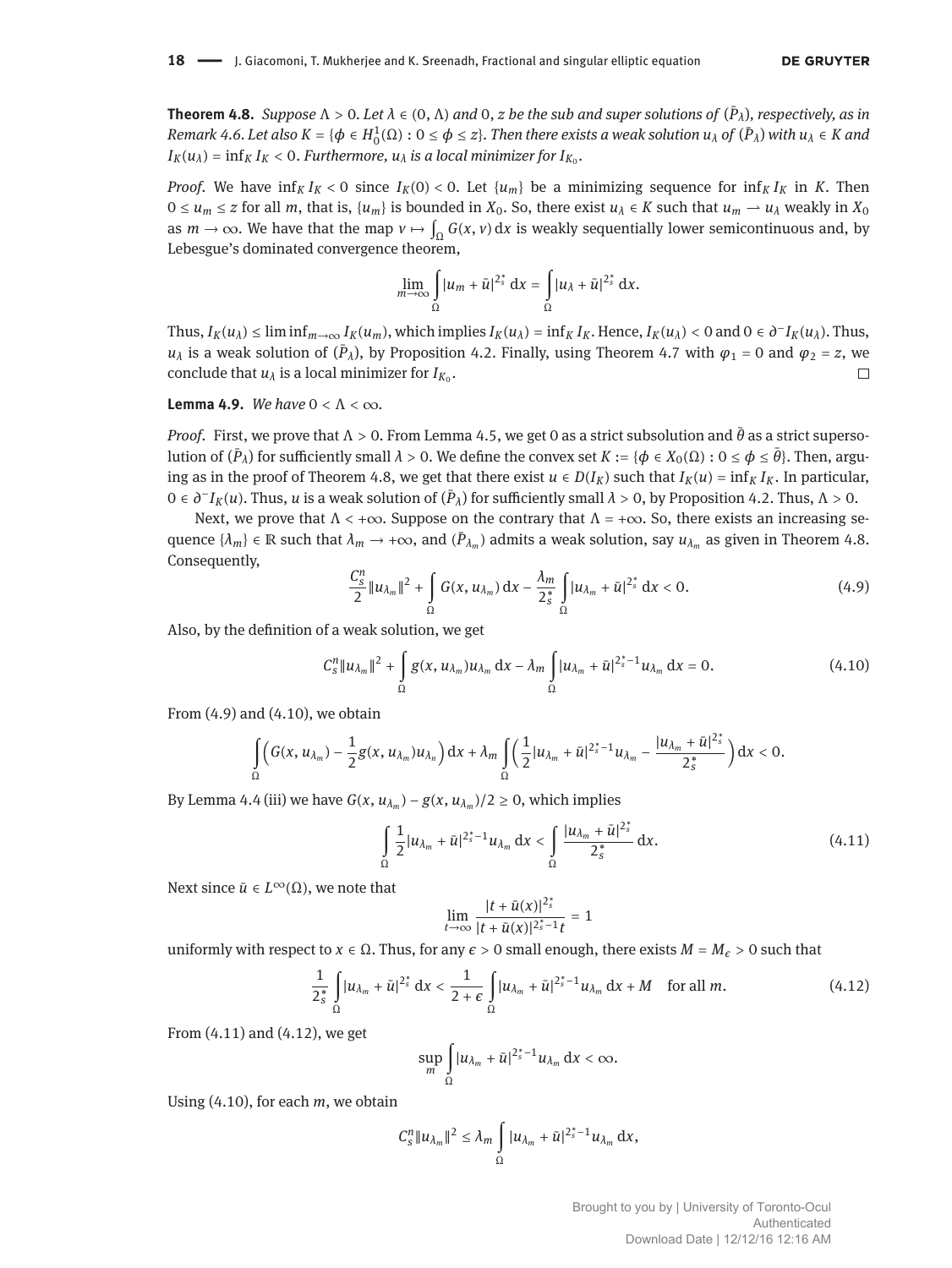**Theorem 4.8.** *Suppose $\Lambda > 0$. Let $\lambda \in (0, \Lambda)$ and $0$, $z$ be the sub and super solutions of $(\bar{P}_\lambda)$, respectively, as in Remark 4.6. Let also $K = \{\phi \in H_0^1(\Omega) : 0 \le \phi \le z\}$. Then there exists a weak solution $u_\lambda$ of $(\bar{P}_\lambda)$ with $u_\lambda \in K$ and $I_K(u_\lambda) = \inf_K I_K < 0$. Furthermore, $u_\lambda$ is a local minimizer for $I_{K_0}$.*

*Proof.* We have $\inf_K I_K < 0$ since $I_K(0) < 0$. Let $\{u_m\}$ be a minimizing sequence for $\inf_K I_K$ in $K$. Then $0 \le u_m \le z$ for all $m$, that is, $\{u_m\}$ is bounded in $X_0$. So, there exist $u_\lambda \in K$ such that $u_m \rightharpoonup u_\lambda$ weakly in $X_0$ as $m \to \infty$. We have that the map $v \mapsto \int_\Omega G(x, v)\,dx$ is weakly sequentially lower semicontinuous and, by Lebesgue's dominated convergence theorem,

$$\lim_{m\to\infty} \int_\Omega |u_m + \bar{u}|^{2_s^*}\,dx = \int_\Omega |u_\lambda + \bar{u}|^{2_s^*}\,dx.$$

Thus, $I_K(u_\lambda) \le \liminf_{m\to\infty} I_K(u_m)$, which implies $I_K(u_\lambda) = \inf_K I_K$. Hence, $I_K(u_\lambda) < 0$ and $0 \in \partial^- I_K(u_\lambda)$. Thus, $u_\lambda$ is a weak solution of $(\bar{P}_\lambda)$, by Proposition 4.2. Finally, using Theorem 4.7 with $\varphi_1 = 0$ and $\varphi_2 = z$, we conclude that $u_\lambda$ is a local minimizer for $I_{K_0}$. □

**Lemma 4.9.** *We have $0 < \Lambda < \infty$.*

*Proof.* First, we prove that $\Lambda > 0$. From Lemma 4.5, we get $0$ as a strict subsolution and $\bar{\theta}$ as a strict supersolution of $(\bar{P}_\lambda)$ for sufficiently small $\lambda > 0$. We define the convex set $K := \{\phi \in X_0(\Omega) : 0 \le \phi \le \bar{\theta}\}$. Then, arguing as in the proof of Theorem 4.8, we get that there exist $u \in D(I_K)$ such that $I_K(u) = \inf_K I_K$. In particular, $0 \in \partial^- I_K(u)$. Thus, $u$ is a weak solution of $(\bar{P}_\lambda)$ for sufficiently small $\lambda > 0$, by Proposition 4.2. Thus, $\Lambda > 0$.

Next, we prove that $\Lambda < +\infty$. Suppose on the contrary that $\Lambda = +\infty$. So, there exists an increasing sequence $\{\lambda_m\} \in \mathbb{R}$ such that $\lambda_m \to +\infty$, and $(\bar{P}_{\lambda_m})$ admits a weak solution, say $u_{\lambda_m}$ as given in Theorem 4.8. Consequently,

$$\frac{C_s^n}{2}\|u_{\lambda_m}\|^2 + \int_\Omega G(x, u_{\lambda_m})\,dx - \frac{\lambda_m}{2_s^*}\int_\Omega |u_{\lambda_m} + \bar{u}|^{2_s^*}\,dx < 0. \tag{4.9}$$

Also, by the definition of a weak solution, we get

$$C_s^n\|u_{\lambda_m}\|^2 + \int_\Omega g(x, u_{\lambda_m})u_{\lambda_m}\,dx - \lambda_m\int_\Omega |u_{\lambda_m} + \bar{u}|^{2_s^*-1}u_{\lambda_m}\,dx = 0. \tag{4.10}$$

From (4.9) and (4.10), we obtain

$$\int_\Omega \Big(G(x, u_{\lambda_m}) - \frac{1}{2}g(x, u_{\lambda_m})u_{\lambda_n}\Big)\,dx + \lambda_m\int_\Omega \Big(\frac{1}{2}|u_{\lambda_m} + \bar{u}|^{2_s^*-1}u_{\lambda_m} - \frac{|u_{\lambda_m} + \bar{u}|^{2_s^*}}{2_s^*}\Big)\,dx < 0.$$

By Lemma 4.4 (iii) we have $G(x, u_{\lambda_m}) - g(x, u_{\lambda_m})/2 \ge 0$, which implies

$$\int_\Omega \frac{1}{2}|u_{\lambda_m} + \bar{u}|^{2_s^*-1}u_{\lambda_m}\,dx < \int_\Omega \frac{|u_{\lambda_m} + \bar{u}|^{2_s^*}}{2_s^*}\,dx. \tag{4.11}$$

Next since $\bar{u} \in L^\infty(\Omega)$, we note that

$$\lim_{t\to\infty} \frac{|t + \bar{u}(x)|^{2_s^*}}{|t + \bar{u}(x)|^{2_s^*-1}t} = 1$$

uniformly with respect to $x \in \Omega$. Thus, for any $\epsilon > 0$ small enough, there exists $M = M_\epsilon > 0$ such that

$$\frac{1}{2_s^*}\int_\Omega |u_{\lambda_m} + \bar{u}|^{2_s^*}\,dx < \frac{1}{2+\epsilon}\int_\Omega |u_{\lambda_m} + \bar{u}|^{2_s^*-1}u_{\lambda_m}\,dx + M \quad \text{for all } m. \tag{4.12}$$

From (4.11) and (4.12), we get

$$\sup_m \int_\Omega |u_{\lambda_m} + \bar{u}|^{2_s^*-1}u_{\lambda_m}\,dx < \infty.$$

Using (4.10), for each $m$, we obtain

$$C_s^n\|u_{\lambda_m}\|^2 \le \lambda_m\int_\Omega |u_{\lambda_m} + \bar{u}|^{2_s^*-1}u_{\lambda_m}\,dx,$$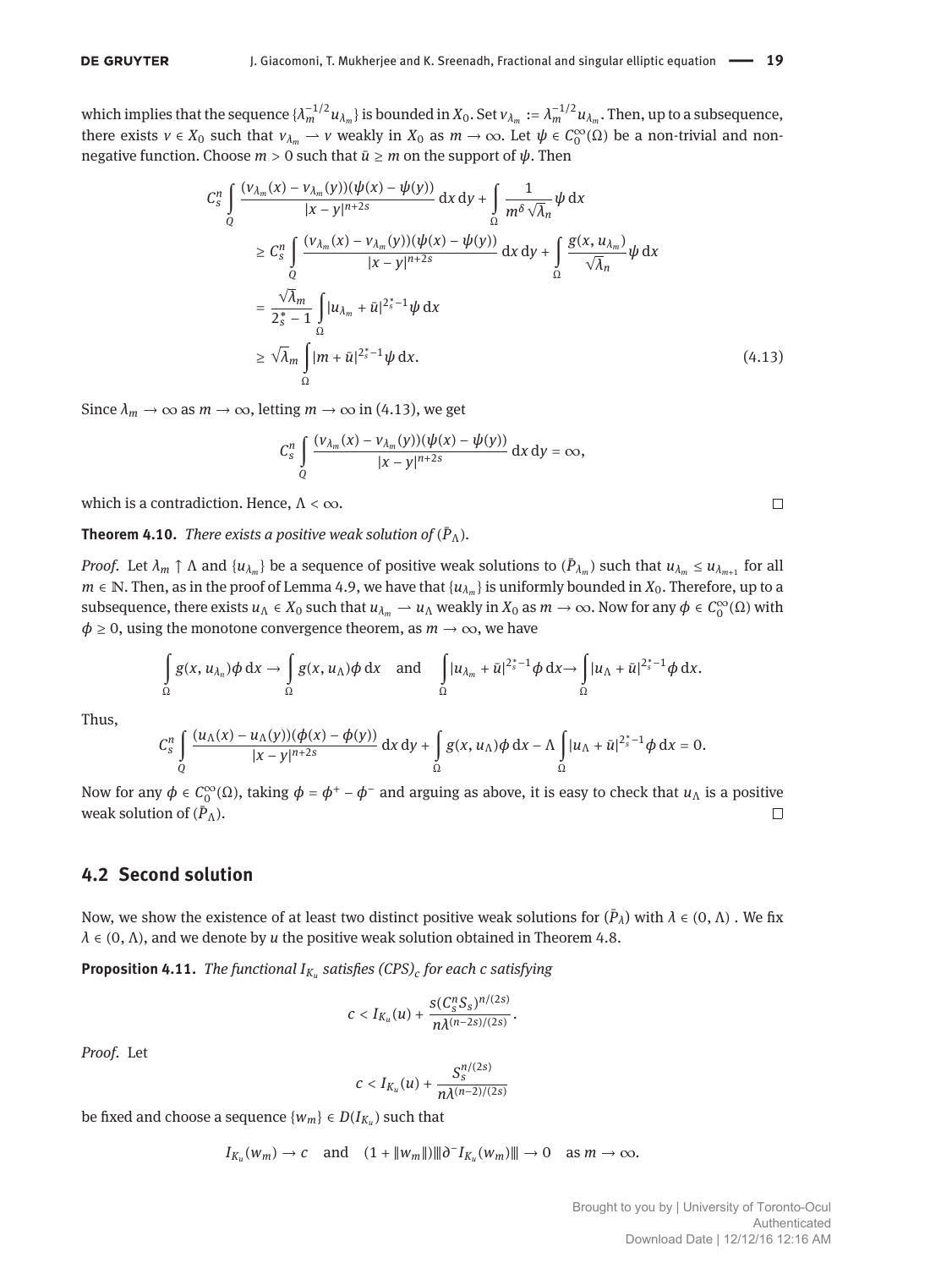which implies that the sequence $\{\lambda_m^{-1/2} u_{\lambda_m}\}$ is bounded in $X_0$. Set $v_{\lambda_m} := \lambda_m^{-1/2} u_{\lambda_m}$. Then, up to a subsequence, there exists $v \in X_0$ such that $v_{\lambda_m} \rightharpoonup v$ weakly in $X_0$ as $m \to \infty$. Let $\psi \in C_0^\infty(\Omega)$ be a non-trivial and non-negative function. Choose $m > 0$ such that $\bar{u} \geq m$ on the support of $\psi$. Then

$$
\begin{aligned}
C_s^n \int\limits_Q \frac{(v_{\lambda_m}(x) - v_{\lambda_m}(y))(\psi(x) - \psi(y))}{|x-y|^{n+2s}} \, dx \, dy &+ \int\limits_\Omega \frac{1}{m^\delta \sqrt{\lambda_n}} \psi \, dx \\
&\geq C_s^n \int\limits_Q \frac{(v_{\lambda_m}(x) - v_{\lambda_m}(y))(\psi(x) - \psi(y))}{|x-y|^{n+2s}} \, dx \, dy + \int\limits_\Omega \frac{g(x, u_{\lambda_m})}{\sqrt{\lambda_n}} \psi \, dx \\
&= \frac{\sqrt{\lambda_m}}{2_s^* - 1} \int\limits_\Omega |u_{\lambda_m} + \bar{u}|^{2_s^*-1} \psi \, dx \\
&\geq \sqrt{\lambda_m} \int\limits_\Omega |m + \bar{u}|^{2_s^*-1} \psi \, dx. \qquad (4.13)
\end{aligned}
$$

Since $\lambda_m \to \infty$ as $m \to \infty$, letting $m \to \infty$ in (4.13), we get

$$
C_s^n \int\limits_Q \frac{(v_{\lambda_m}(x) - v_{\lambda_m}(y))(\psi(x) - \psi(y))}{|x-y|^{n+2s}} \, dx \, dy = \infty,
$$

which is a contradiction. Hence, $\Lambda < \infty$. □

**Theorem 4.10.** *There exists a positive weak solution of* $(\bar{P}_\Lambda)$.

*Proof.* Let $\lambda_m \uparrow \Lambda$ and $\{u_{\lambda_m}\}$ be a sequence of positive weak solutions to $(\bar{P}_{\lambda_m})$ such that $u_{\lambda_m} \leq u_{\lambda_{m+1}}$ for all $m \in \mathbb{N}$. Then, as in the proof of Lemma 4.9, we have that $\{u_{\lambda_m}\}$ is uniformly bounded in $X_0$. Therefore, up to a subsequence, there exists $u_\Lambda \in X_0$ such that $u_{\lambda_m} \rightharpoonup u_\Lambda$ weakly in $X_0$ as $m \to \infty$. Now for any $\phi \in C_0^\infty(\Omega)$ with $\phi \geq 0$, using the monotone convergence theorem, as $m \to \infty$, we have

$$
\int\limits_\Omega g(x, u_{\lambda_n}) \phi \, dx \to \int\limits_\Omega g(x, u_\Lambda) \phi \, dx \quad \text{and} \quad \int\limits_\Omega |u_{\lambda_m} + \bar{u}|^{2_s^*-1} \phi \, dx \to \int\limits_\Omega |u_\Lambda + \bar{u}|^{2_s^*-1} \phi \, dx.
$$

Thus,

$$
C_s^n \int\limits_Q \frac{(u_\Lambda(x) - u_\Lambda(y))(\phi(x) - \phi(y))}{|x-y|^{n+2s}} \, dx \, dy + \int\limits_\Omega g(x, u_\Lambda) \phi \, dx - \Lambda \int\limits_\Omega |u_\Lambda + \bar{u}|^{2_s^*-1} \phi \, dx = 0.
$$

Now for any $\phi \in C_0^\infty(\Omega)$, taking $\phi = \phi^+ - \phi^-$ and arguing as above, it is easy to check that $u_\Lambda$ is a positive weak solution of $(\bar{P}_\Lambda)$. □

## 4.2 Second solution

Now, we show the existence of at least two distinct positive weak solutions for $(\bar{P}_\lambda)$ with $\lambda \in (0, \Lambda)$ . We fix $\lambda \in (0, \Lambda)$, and we denote by $u$ the positive weak solution obtained in Theorem 4.8.

**Proposition 4.11.** *The functional* $I_{K_u}$ *satisfies* $(CPS)_c$ *for each* $c$ *satisfying*

$$
c < I_{K_u}(u) + \frac{s(C_s^n S_s)^{n/(2s)}}{n \lambda^{(n-2s)/(2s)}}.
$$

*Proof.* Let

$$
c < I_{K_u}(u) + \frac{S_s^{n/(2s)}}{n \lambda^{(n-2)/(2s)}}
$$

be fixed and choose a sequence $\{w_m\} \in D(I_{K_u})$ such that

$$
I_{K_u}(w_m) \to c \quad \text{and} \quad (1 + \|w_m\|) |\!|\!| \partial^- I_{K_u}(w_m) |\!|\!| \to 0 \quad \text{as } m \to \infty.
$$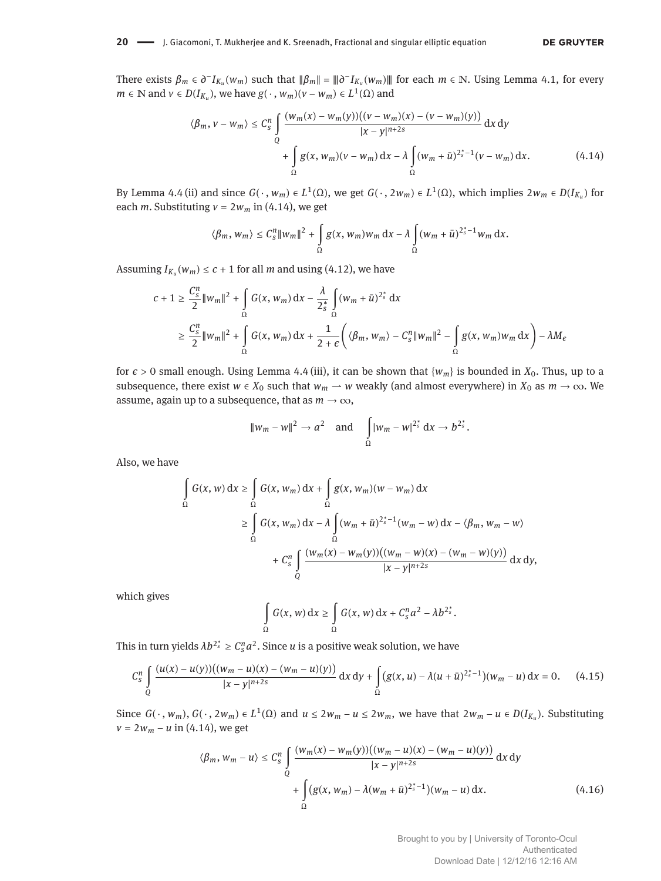There exists $\beta_m \in \partial^- I_{K_u}(w_m)$ such that $\|\beta_m\| = |||\partial^- I_{K_u}(w_m)|||$ for each $m \in \mathbb{N}$. Using Lemma 4.1, for every $m \in \mathbb{N}$ and $v \in D(I_{K_u})$, we have $g(\cdot, w_m)(v - w_m) \in L^1(\Omega)$ and

$$\langle \beta_m, v - w_m \rangle \leq C_s^n \int_Q \frac{(w_m(x) - w_m(y))((v - w_m)(x) - (v - w_m)(y))}{|x - y|^{n+2s}} \, dx \, dy + \int_\Omega g(x, w_m)(v - w_m) \, dx - \lambda \int_\Omega (w_m + \bar{u})^{2_s^* - 1}(v - w_m) \, dx. \tag{4.14}$$

By Lemma 4.4 (ii) and since $G(\cdot, w_m) \in L^1(\Omega)$, we get $G(\cdot, 2w_m) \in L^1(\Omega)$, which implies $2w_m \in D(I_{K_u})$ for each $m$. Substituting $v = 2w_m$ in (4.14), we get

$$\langle \beta_m, w_m \rangle \leq C_s^n \|w_m\|^2 + \int_\Omega g(x, w_m) w_m \, dx - \lambda \int_\Omega (w_m + \bar{u})^{2_s^* - 1} w_m \, dx.$$

Assuming $I_{K_u}(w_m) \leq c + 1$ for all $m$ and using (4.12), we have

$$\begin{aligned}
c + 1 &\geq \frac{C_s^n}{2} \|w_m\|^2 + \int_\Omega G(x, w_m) \, dx - \frac{\lambda}{2_s^*} \int_\Omega (w_m + \bar{u})^{2_s^*} \, dx \\
&\geq \frac{C_s^n}{2} \|w_m\|^2 + \int_\Omega G(x, w_m) \, dx + \frac{1}{2 + \epsilon} \left( \langle \beta_m, w_m \rangle - C_s^n \|w_m\|^2 - \int_\Omega g(x, w_m) w_m \, dx \right) - \lambda M_\epsilon
\end{aligned}$$

for $\epsilon > 0$ small enough. Using Lemma 4.4 (iii), it can be shown that $\{w_m\}$ is bounded in $X_0$. Thus, up to a subsequence, there exist $w \in X_0$ such that $w_m \rightharpoonup w$ weakly (and almost everywhere) in $X_0$ as $m \to \infty$. We assume, again up to a subsequence, that as $m \to \infty$,

$$\|w_m - w\|^2 \to a^2 \quad \text{and} \quad \int_\Omega |w_m - w|^{2_s^*} \, dx \to b^{2_s^*}.$$

Also, we have

$$\begin{aligned}
\int_\Omega G(x, w) \, dx &\geq \int_\Omega G(x, w_m) \, dx + \int_\Omega g(x, w_m)(w - w_m) \, dx \\
&\geq \int_\Omega G(x, w_m) \, dx - \lambda \int_\Omega (w_m + \bar{u})^{2_s^* - 1}(w_m - w) \, dx - \langle \beta_m, w_m - w \rangle \\
&\quad + C_s^n \int_Q \frac{(w_m(x) - w_m(y))((w_m - w)(x) - (w_m - w)(y))}{|x - y|^{n+2s}} \, dx \, dy,
\end{aligned}$$

which gives

$$\int_\Omega G(x, w) \, dx \geq \int_\Omega G(x, w) \, dx + C_s^n a^2 - \lambda b^{2_s^*}.$$

This in turn yields $\lambda b^{2_s^*} \geq C_s^n a^2$. Since $u$ is a positive weak solution, we have

$$C_s^n \int_Q \frac{(u(x) - u(y))((w_m - u)(x) - (w_m - u)(y))}{|x - y|^{n+2s}} \, dx \, dy + \int_\Omega (g(x, u) - \lambda(u + \bar{u})^{2_s^* - 1})(w_m - u) \, dx = 0. \tag{4.15}$$

Since $G(\cdot, w_m), G(\cdot, 2w_m) \in L^1(\Omega)$ and $u \leq 2w_m - u \leq 2w_m$, we have that $2w_m - u \in D(I_{K_u})$. Substituting $v = 2w_m - u$ in (4.14), we get

$$\langle \beta_m, w_m - u \rangle \leq C_s^n \int_Q \frac{(w_m(x) - w_m(y))((w_m - u)(x) - (w_m - u)(y))}{|x - y|^{n+2s}} \, dx \, dy + \int_\Omega (g(x, w_m) - \lambda(w_m + \bar{u})^{2_s^* - 1})(w_m - u) \, dx. \tag{4.16}$$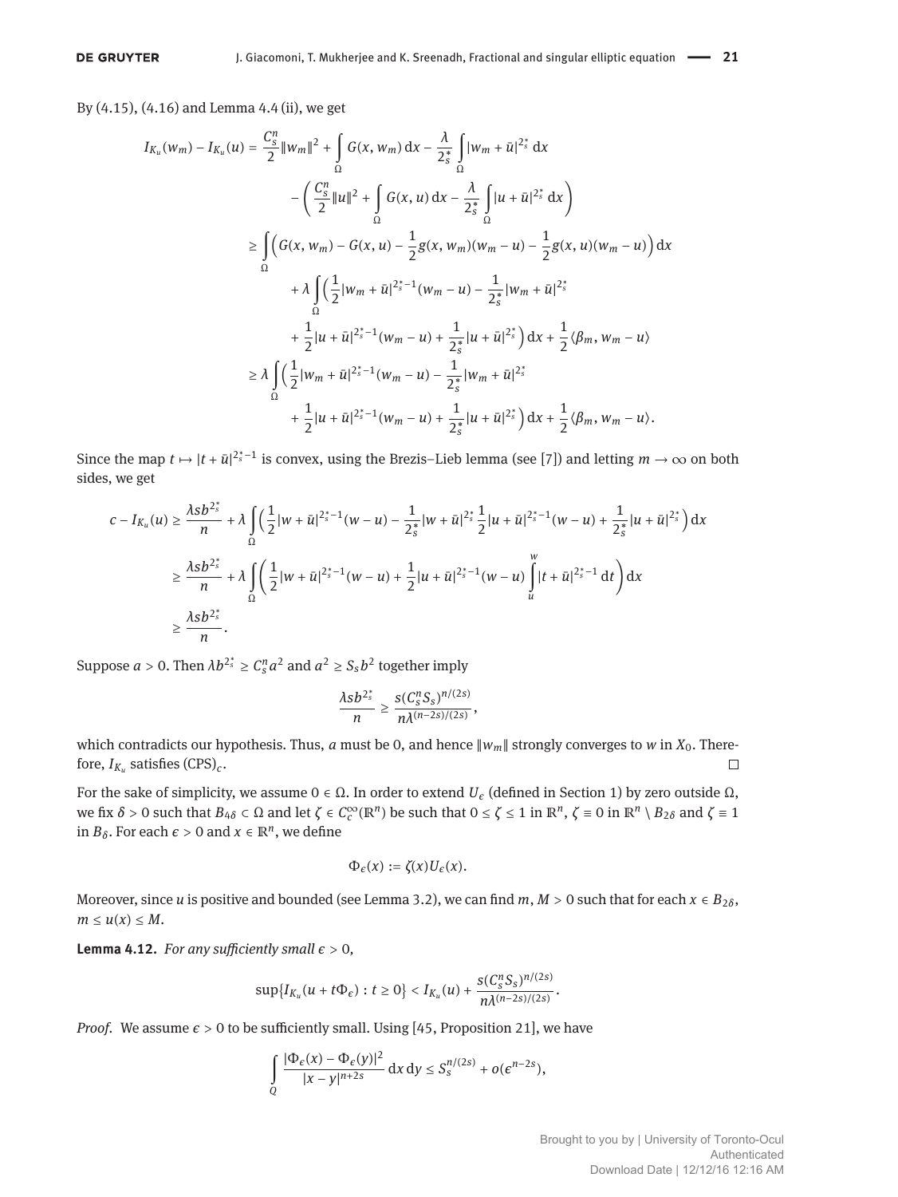By (4.15), (4.16) and Lemma 4.4 (ii), we get

$$
\begin{aligned}
I_{K_u}(w_m) - I_{K_u}(u) = {} & \frac{C_s^n}{2}\|w_m\|^2 + \int_\Omega G(x, w_m)\,dx - \frac{\lambda}{2_s^*}\int_\Omega |w_m + \bar{u}|^{2_s^*}\,dx \\
& - \left(\frac{C_s^n}{2}\|u\|^2 + \int_\Omega G(x, u)\,dx - \frac{\lambda}{2_s^*}\int_\Omega |u + \bar{u}|^{2_s^*}\,dx\right) \\
\geq {} & \int_\Omega \Big(G(x, w_m) - G(x, u) - \frac{1}{2}g(x, w_m)(w_m - u) - \frac{1}{2}g(x, u)(w_m - u)\Big)\,dx \\
& + \lambda \int_\Omega \Big(\frac{1}{2}|w_m + \bar{u}|^{2_s^*-1}(w_m - u) - \frac{1}{2_s^*}|w_m + \bar{u}|^{2_s^*} \\
& + \frac{1}{2}|u + \bar{u}|^{2_s^*-1}(w_m - u) + \frac{1}{2_s^*}|u + \bar{u}|^{2_s^*}\Big)\,dx + \frac{1}{2}\langle \beta_m, w_m - u\rangle \\
\geq {} & \lambda \int_\Omega \Big(\frac{1}{2}|w_m + \bar{u}|^{2_s^*-1}(w_m - u) - \frac{1}{2_s^*}|w_m + \bar{u}|^{2_s^*} \\
& + \frac{1}{2}|u + \bar{u}|^{2_s^*-1}(w_m - u) + \frac{1}{2_s^*}|u + \bar{u}|^{2_s^*}\Big)\,dx + \frac{1}{2}\langle \beta_m, w_m - u\rangle.
\end{aligned}
$$

Since the map $t \mapsto |t + \bar{u}|^{2_s^*-1}$ is convex, using the Brezis–Lieb lemma (see [7]) and letting $m \to \infty$ on both sides, we get

$$
\begin{aligned}
c - I_{K_u}(u) & \geq \frac{\lambda s b^{2_s^*}}{n} + \lambda \int_\Omega \Big(\frac{1}{2}|w + \bar{u}|^{2_s^*-1}(w - u) - \frac{1}{2_s^*}|w + \bar{u}|^{2_s^*} \frac{1}{2}|u + \bar{u}|^{2_s^*-1}(w - u) + \frac{1}{2_s^*}|u + \bar{u}|^{2_s^*}\Big)\,dx \\
& \geq \frac{\lambda s b^{2_s^*}}{n} + \lambda \int_\Omega \Big(\frac{1}{2}|w + \bar{u}|^{2_s^*-1}(w - u) + \frac{1}{2}|u + \bar{u}|^{2_s^*-1}(w - u) \int_u^w |t + \bar{u}|^{2_s^*-1}\,dt\Big)\,dx \\
& \geq \frac{\lambda s b^{2_s^*}}{n}.
\end{aligned}
$$

Suppose $a > 0$. Then $\lambda b^{2_s^*} \geq C_s^n a^2$ and $a^2 \geq S_s b^2$ together imply

$$
\frac{\lambda s b^{2_s^*}}{n} \geq \frac{s(C_s^n S_s)^{n/(2s)}}{n\lambda^{(n-2s)/(2s)}},
$$

which contradicts our hypothesis. Thus, $a$ must be 0, and hence $\|w_m\|$ strongly converges to $w$ in $X_0$. Therefore, $I_{K_u}$ satisfies $(\mathrm{CPS})_c$. $\square$

For the sake of simplicity, we assume $0 \in \Omega$. In order to extend $U_\epsilon$ (defined in Section 1) by zero outside $\Omega$, we fix $\delta > 0$ such that $B_{4\delta} \subset \Omega$ and let $\zeta \in C_c^\infty(\mathbb{R}^n)$ be such that $0 \leq \zeta \leq 1$ in $\mathbb{R}^n$, $\zeta \equiv 0$ in $\mathbb{R}^n \setminus B_{2\delta}$ and $\zeta \equiv 1$ in $B_\delta$. For each $\epsilon > 0$ and $x \in \mathbb{R}^n$, we define

$$
\Phi_\epsilon(x) := \zeta(x) U_\epsilon(x).
$$

Moreover, since $u$ is positive and bounded (see Lemma 3.2), we can find $m, M > 0$ such that for each $x \in B_{2\delta}$, $m \leq u(x) \leq M$.

**Lemma 4.12.** *For any sufficiently small $\epsilon > 0$,*

$$
\sup\{I_{K_u}(u + t\Phi_\epsilon) : t \geq 0\} < I_{K_u}(u) + \frac{s(C_s^n S_s)^{n/(2s)}}{n\lambda^{(n-2s)/(2s)}}.
$$

*Proof.* We assume $\epsilon > 0$ to be sufficiently small. Using [45, Proposition 21], we have

$$
\int_Q \frac{|\Phi_\epsilon(x) - \Phi_\epsilon(y)|^2}{|x - y|^{n+2s}}\,dx\,dy \leq S_s^{n/(2s)} + o(\epsilon^{n-2s}),
$$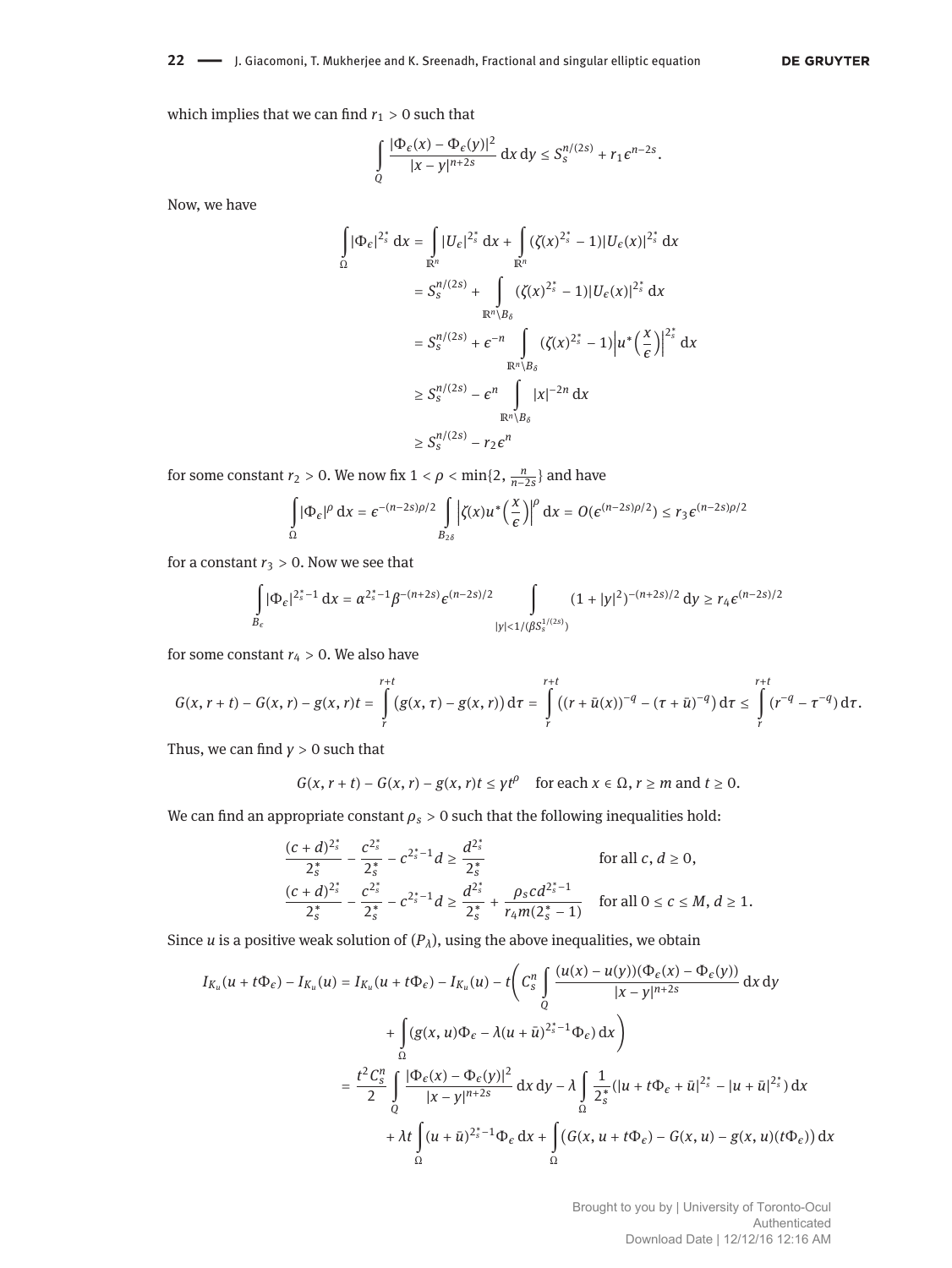which implies that we can find $r_1 > 0$ such that

$$\int_Q \frac{|\Phi_\epsilon(x) - \Phi_\epsilon(y)|^2}{|x-y|^{n+2s}}\,dx\,dy \leq S_s^{n/(2s)} + r_1\epsilon^{n-2s}.$$

Now, we have

$$\begin{aligned}
\int_\Omega |\Phi_\epsilon|^{2_s^*}\,dx &= \int_{\mathbb{R}^n} |U_\epsilon|^{2_s^*}\,dx + \int_{\mathbb{R}^n} (\zeta(x)^{2_s^*} - 1)|U_\epsilon(x)|^{2_s^*}\,dx \\
&= S_s^{n/(2s)} + \int_{\mathbb{R}^n\setminus B_\delta} (\zeta(x)^{2_s^*} - 1)|U_\epsilon(x)|^{2_s^*}\,dx \\
&= S_s^{n/(2s)} + \epsilon^{-n}\int_{\mathbb{R}^n\setminus B_\delta} (\zeta(x)^{2_s^*} - 1)\left|u^*\left(\frac{x}{\epsilon}\right)\right|^{2_s^*}\,dx \\
&\geq S_s^{n/(2s)} - \epsilon^n \int_{\mathbb{R}^n\setminus B_\delta} |x|^{-2n}\,dx \\
&\geq S_s^{n/(2s)} - r_2\epsilon^n
\end{aligned}$$

for some constant $r_2 > 0$. We now fix $1 < \rho < \min\{2, \frac{n}{n-2s}\}$ and have

$$\int_\Omega |\Phi_\epsilon|^\rho\,dx = \epsilon^{-(n-2s)\rho/2}\int_{B_{2\delta}} \left|\zeta(x)u^*\left(\frac{x}{\epsilon}\right)\right|^\rho\,dx = O(\epsilon^{(n-2s)\rho/2}) \leq r_3\epsilon^{(n-2s)\rho/2}$$

for a constant $r_3 > 0$. Now we see that

$$\int_{B_\epsilon} |\Phi_\epsilon|^{2_s^*-1}\,dx = \alpha^{2_s^*-1}\beta^{-(n+2s)}\epsilon^{(n-2s)/2}\int_{|y|<1/(\beta S_s^{1/(2s)})} (1+|y|^2)^{-(n+2s)/2}\,dy \geq r_4\epsilon^{(n-2s)/2}$$

for some constant $r_4 > 0$. We also have

$$G(x, r+t) - G(x,r) - g(x,r)t = \int_r^{r+t} (g(x,\tau) - g(x,r))\,d\tau = \int_r^{r+t} ((r+\bar{u}(x))^{-q} - (\tau+\bar{u})^{-q})\,d\tau \leq \int_r^{r+t} (r^{-q} - \tau^{-q})\,d\tau.$$

Thus, we can find $\gamma > 0$ such that

$$G(x, r+t) - G(x,r) - g(x,r)t \leq \gamma t^\rho \quad \text{for each } x \in \Omega,\ r \geq m \text{ and } t \geq 0.$$

We can find an appropriate constant $\rho_s > 0$ such that the following inequalities hold:

$$\begin{aligned}
&\frac{(c+d)^{2_s^*}}{2_s^*} - \frac{c^{2_s^*}}{2_s^*} - c^{2_s^*-1}d \geq \frac{d^{2_s^*}}{2_s^*} && \text{for all } c, d \geq 0, \\
&\frac{(c+d)^{2_s^*}}{2_s^*} - \frac{c^{2_s^*}}{2_s^*} - c^{2_s^*-1}d \geq \frac{d^{2_s^*}}{2_s^*} + \frac{\rho_s c d^{2_s^*-1}}{r_4 m(2_s^*-1)} && \text{for all } 0 \leq c \leq M,\ d \geq 1.
\end{aligned}$$

Since $u$ is a positive weak solution of $(P_\lambda)$, using the above inequalities, we obtain

$$\begin{aligned}
I_{K_u}(u+t\Phi_\epsilon) - I_{K_u}(u) &= I_{K_u}(u+t\Phi_\epsilon) - I_{K_u}(u) - t\bigg(C_s^n\int_Q \frac{(u(x)-u(y))(\Phi_\epsilon(x)-\Phi_\epsilon(y))}{|x-y|^{n+2s}}\,dx\,dy \\
&\quad + \int_\Omega (g(x,u)\Phi_\epsilon - \lambda(u+\bar{u})^{2_s^*-1}\Phi_\epsilon)\,dx\bigg) \\
&= \frac{t^2C_s^n}{2}\int_Q \frac{|\Phi_\epsilon(x)-\Phi_\epsilon(y)|^2}{|x-y|^{n+2s}}\,dx\,dy - \lambda\int_\Omega \frac{1}{2_s^*}(|u+t\Phi_\epsilon+\bar{u}|^{2_s^*} - |u+\bar{u}|^{2_s^*})\,dx \\
&\quad + \lambda t\int_\Omega (u+\bar{u})^{2_s^*-1}\Phi_\epsilon\,dx + \int_\Omega (G(x, u+t\Phi_\epsilon) - G(x,u) - g(x,u)(t\Phi_\epsilon))\,dx
\end{aligned}$$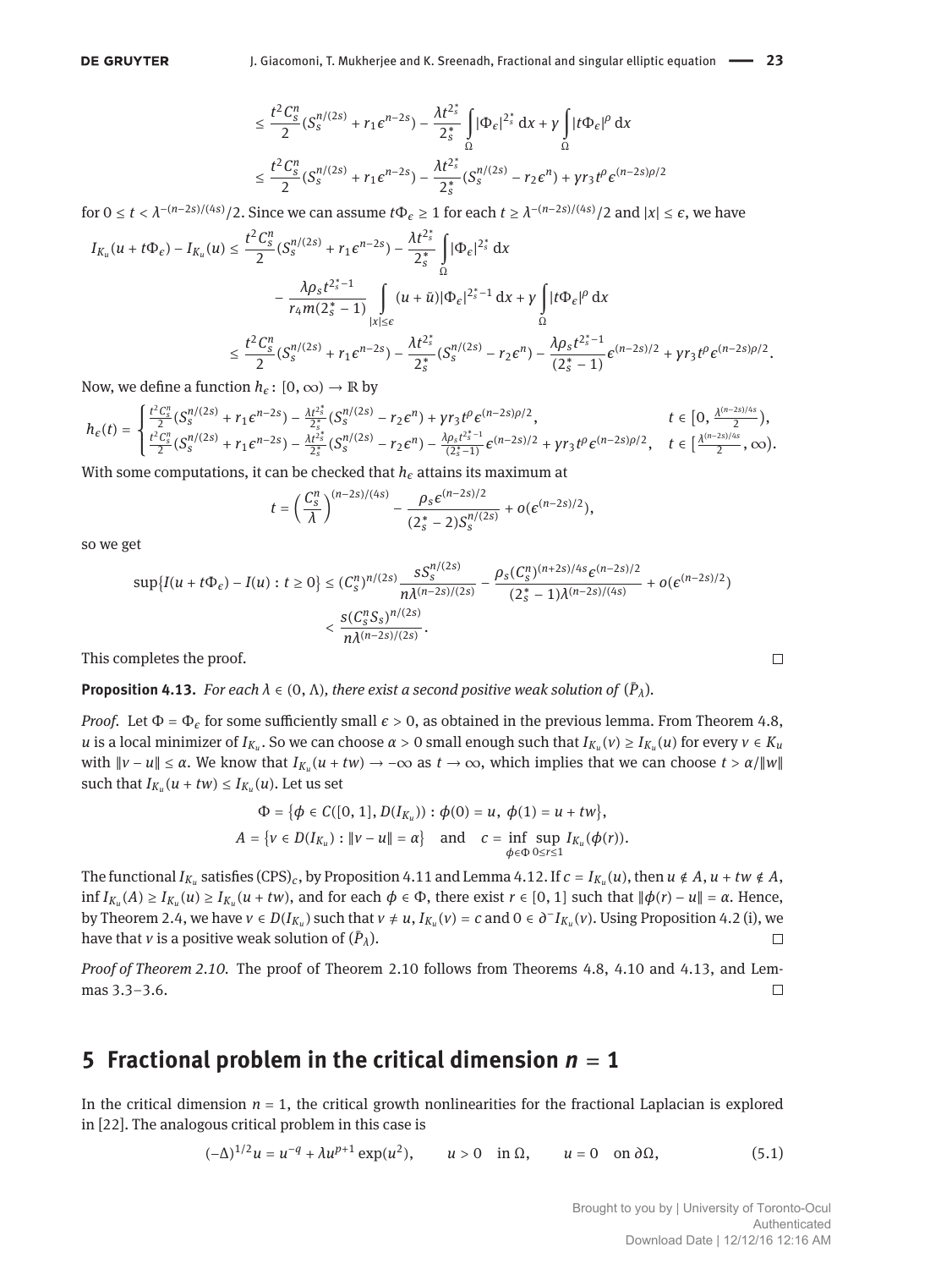$$\leq \frac{t^2 C_s^n}{2}(S_s^{n/(2s)} + r_1\epsilon^{n-2s}) - \frac{\lambda t^{2_s^*}}{2_s^*}\int_\Omega |\Phi_\epsilon|^{2_s^*}\,dx + \gamma\int_\Omega |t\Phi_\epsilon|^\rho\,dx$$

$$\leq \frac{t^2 C_s^n}{2}(S_s^{n/(2s)} + r_1\epsilon^{n-2s}) - \frac{\lambda t^{2_s^*}}{2_s^*}(S_s^{n/(2s)} - r_2\epsilon^n) + \gamma r_3 t^\rho \epsilon^{(n-2s)\rho/2}$$

for $0 \leq t < \lambda^{-(n-2s)/(4s)}/2$. Since we can assume $t\Phi_\epsilon \geq 1$ for each $t \geq \lambda^{-(n-2s)/(4s)}/2$ and $|x| \leq \epsilon$, we have

$$\begin{aligned}
I_{K_u}(u + t\Phi_\epsilon) - I_{K_u}(u) &\leq \frac{t^2 C_s^n}{2}(S_s^{n/(2s)} + r_1\epsilon^{n-2s}) - \frac{\lambda t^{2_s^*}}{2_s^*}\int_\Omega |\Phi_\epsilon|^{2_s^*}\,dx \\
&\quad - \frac{\lambda\rho_s t^{2_s^*-1}}{r_4 m(2_s^*-1)}\int_{|x|\leq\epsilon}(u+\bar{u})|\Phi_\epsilon|^{2_s^*-1}\,dx + \gamma\int_\Omega |t\Phi_\epsilon|^\rho\,dx \\
&\leq \frac{t^2 C_s^n}{2}(S_s^{n/(2s)} + r_1\epsilon^{n-2s}) - \frac{\lambda t^{2_s^*}}{2_s^*}(S_s^{n/(2s)} - r_2\epsilon^n) - \frac{\lambda\rho_s t^{2_s^*-1}}{(2_s^*-1)}\epsilon^{(n-2s)/2} + \gamma r_3 t^\rho \epsilon^{(n-2s)\rho/2}.
\end{aligned}$$

Now, we define a function $h_\epsilon : [0,\infty) \to \mathbb{R}$ by

$$h_\epsilon(t) = \begin{cases} \frac{t^2 C_s^n}{2}(S_s^{n/(2s)} + r_1\epsilon^{n-2s}) - \frac{\lambda t^{2_s^*}}{2_s^*}(S_s^{n/(2s)} - r_2\epsilon^n) + \gamma r_3 t^\rho \epsilon^{(n-2s)\rho/2}, & t \in [0, \frac{\lambda^{(n-2s)/4s}}{2}), \\ \frac{t^2 C_s^n}{2}(S_s^{n/(2s)} + r_1\epsilon^{n-2s}) - \frac{\lambda t^{2_s^*}}{2_s^*}(S_s^{n/(2s)} - r_2\epsilon^n) - \frac{\lambda\rho_s t^{2_s^*-1}}{(2_s^*-1)}\epsilon^{(n-2s)/2} + \gamma r_3 t^\rho \epsilon^{(n-2s)\rho/2}, & t \in [\frac{\lambda^{(n-2s)/4s}}{2}, \infty). \end{cases}$$

With some computations, it can be checked that $h_\epsilon$ attains its maximum at

$$t = \Big(\frac{C_s^n}{\lambda}\Big)^{(n-2s)/(4s)} - \frac{\rho_s \epsilon^{(n-2s)/2}}{(2_s^*-2)S_s^{n/(2s)}} + o(\epsilon^{(n-2s)/2}),$$

so we get

$$\begin{aligned}
\sup\{I(u + t\Phi_\epsilon) - I(u) : t \geq 0\} &\leq (C_s^n)^{n/(2s)}\frac{sS_s^{n/(2s)}}{n\lambda^{(n-2s)/(2s)}} - \frac{\rho_s (C_s^n)^{(n+2s)/4s}\epsilon^{(n-2s)/2}}{(2_s^*-1)\lambda^{(n-2s)/(4s)}} + o(\epsilon^{(n-2s)/2}) \\
&< \frac{s(C_s^n S_s)^{n/(2s)}}{n\lambda^{(n-2s)/(2s)}}.
\end{aligned}$$

This completes the proof. □

**Proposition 4.13.** *For each $\lambda \in (0, \Lambda)$, there exist a second positive weak solution of $(\bar{P}_\lambda)$.*

*Proof.* Let $\Phi = \Phi_\epsilon$ for some sufficiently small $\epsilon > 0$, as obtained in the previous lemma. From Theorem 4.8, $u$ is a local minimizer of $I_{K_u}$. So we can choose $\alpha > 0$ small enough such that $I_{K_u}(v) \geq I_{K_u}(u)$ for every $v \in K_u$ with $\|v - u\| \leq \alpha$. We know that $I_{K_u}(u + tw) \to -\infty$ as $t \to \infty$, which implies that we can choose $t > \alpha/\|w\|$ such that $I_{K_u}(u + tw) \leq I_{K_u}(u)$. Let us set

$$\Phi = \{\phi \in C([0,1], D(I_{K_u})) : \phi(0) = u,\ \phi(1) = u + tw\},$$
$$A = \{v \in D(I_{K_u}) : \|v - u\| = \alpha\} \quad \text{and} \quad c = \inf_{\phi\in\Phi}\sup_{0\leq r\leq 1} I_{K_u}(\phi(r)).$$

The functional $I_{K_u}$ satisfies $(\mathrm{CPS})_c$, by Proposition 4.11 and Lemma 4.12. If $c = I_{K_u}(u)$, then $u \notin A$, $u + tw \notin A$, $\inf I_{K_u}(A) \geq I_{K_u}(u) \geq I_{K_u}(u + tw)$, and for each $\phi \in \Phi$, there exist $r \in [0,1]$ such that $\|\phi(r) - u\| = \alpha$. Hence, by Theorem 2.4, we have $v \in D(I_{K_u})$ such that $v \neq u$, $I_{K_u}(v) = c$ and $0 \in \partial^- I_{K_u}(v)$. Using Proposition 4.2 (i), we have that $v$ is a positive weak solution of $(\bar{P}_\lambda)$. □

*Proof of Theorem 2.10.* The proof of Theorem 2.10 follows from Theorems 4.8, 4.10 and 4.13, and Lemmas 3.3–3.6. □

## 5 Fractional problem in the critical dimension $n = 1$

In the critical dimension $n = 1$, the critical growth nonlinearities for the fractional Laplacian is explored in [22]. The analogous critical problem in this case is

$$(-\Delta)^{1/2}u = u^{-q} + \lambda u^{p+1}\exp(u^2), \qquad u > 0 \quad \text{in } \Omega, \qquad u = 0 \quad \text{on } \partial\Omega, \tag{5.1}$$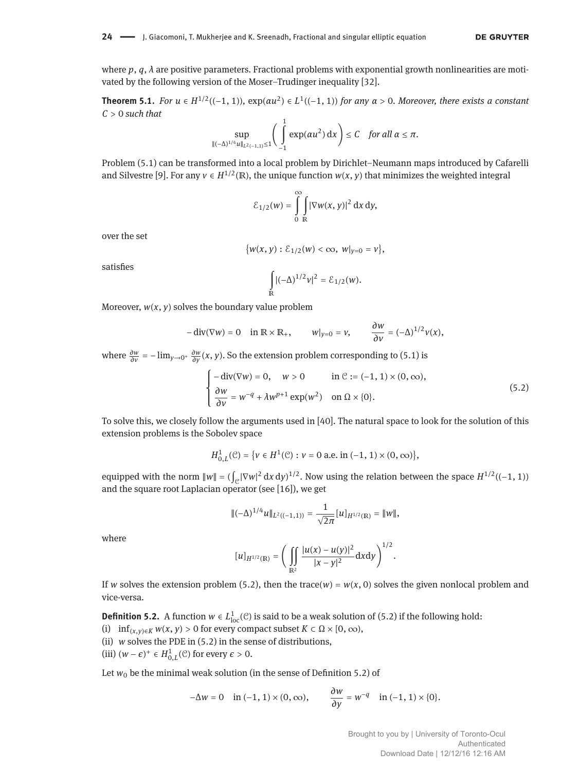where $p$, $q$, $\lambda$ are positive parameters. Fractional problems with exponential growth nonlinearities are motivated by the following version of the Moser–Trudinger inequality [32].

**Theorem 5.1.** *For $u \in H^{1/2}((-1,1))$, $\exp(\alpha u^2) \in L^1((-1,1))$ for any $\alpha > 0$. Moreover, there exists a constant $C > 0$ such that*

$$\sup_{\|(-\Delta)^{1/4}u\|_{L^2(-1,1)}\leq 1} \left( \int_{-1}^{1} \exp(\alpha u^2)\,\mathrm{d}x \right) \leq C \quad \textit{for all } \alpha \leq \pi.$$

Problem (5.1) can be transformed into a local problem by Dirichlet–Neumann maps introduced by Cafarelli and Silvestre [9]. For any $v \in H^{1/2}(\mathbb{R})$, the unique function $w(x,y)$ that minimizes the weighted integral

$$\mathcal{E}_{1/2}(w) = \int_0^\infty \int_{\mathbb{R}} |\nabla w(x,y)|^2\,\mathrm{d}x\,\mathrm{d}y,$$

over the set

$$\{w(x,y) : \mathcal{E}_{1/2}(w) < \infty,\ w|_{y=0} = v\},$$

satisfies

$$\int_{\mathbb{R}} |(-\Delta)^{1/2} v|^2 = \mathcal{E}_{1/2}(w).$$

Moreover, $w(x,y)$ solves the boundary value problem

$$-\operatorname{div}(\nabla w) = 0 \quad \text{in } \mathbb{R} \times \mathbb{R}_+, \qquad w|_{y=0} = v, \qquad \frac{\partial w}{\partial \nu} = (-\Delta)^{1/2} v(x),$$

where $\frac{\partial w}{\partial \nu} = -\lim_{y \to 0^+} \frac{\partial w}{\partial y}(x,y)$. So the extension problem corresponding to (5.1) is

$$\begin{cases} -\operatorname{div}(\nabla w) = 0, \quad w > 0 & \text{in } \mathcal{C} := (-1,1) \times (0,\infty), \\ \dfrac{\partial w}{\partial \nu} = w^{-q} + \lambda w^{p+1} \exp(w^2) & \text{on } \Omega \times \{0\}. \end{cases} \tag{5.2}$$

To solve this, we closely follow the arguments used in [40]. The natural space to look for the solution of this extension problems is the Sobolev space

$$H^1_{0,L}(\mathcal{C}) = \{v \in H^1(\mathcal{C}) : v = 0 \text{ a.e. in } (-1,1) \times (0,\infty)\},$$

equipped with the norm $\|w\| = (\int_{\mathcal{C}} |\nabla w|^2\,\mathrm{d}x\,\mathrm{d}y)^{1/2}$. Now using the relation between the space $H^{1/2}((-1,1))$ and the square root Laplacian operator (see [16]), we get

$$\|(-\Delta)^{1/4} u\|_{L^2((-1,1))} = \frac{1}{\sqrt{2\pi}} [u]_{H^{1/2}(\mathbb{R})} = \|w\|,$$

where

$$[u]_{H^{1/2}(\mathbb{R})} = \left( \iint_{\mathbb{R}^2} \frac{|u(x) - u(y)|^2}{|x-y|^2}\mathrm{d}x\mathrm{d}y \right)^{1/2}.$$

If $w$ solves the extension problem (5.2), then the trace$(w) = w(x,0)$ solves the given nonlocal problem and vice-versa.

**Definition 5.2.** A function $w \in L^1_{\mathrm{loc}}(\mathcal{C})$ is said to be a weak solution of (5.2) if the following hold:
(i) $\inf_{(x,y)\in K} w(x,y) > 0$ for every compact subset $K \subset \Omega \times [0,\infty)$,
(ii) $w$ solves the PDE in (5.2) in the sense of distributions,
(iii) $(w - \epsilon)^+ \in H^1_{0,L}(\mathcal{C})$ for every $\epsilon > 0$.

Let $w_0$ be the minimal weak solution (in the sense of Definition 5.2) of

$$-\Delta w = 0 \quad \text{in } (-1,1) \times (0,\infty), \qquad \frac{\partial w}{\partial y} = w^{-q} \quad \text{in } (-1,1) \times \{0\}.$$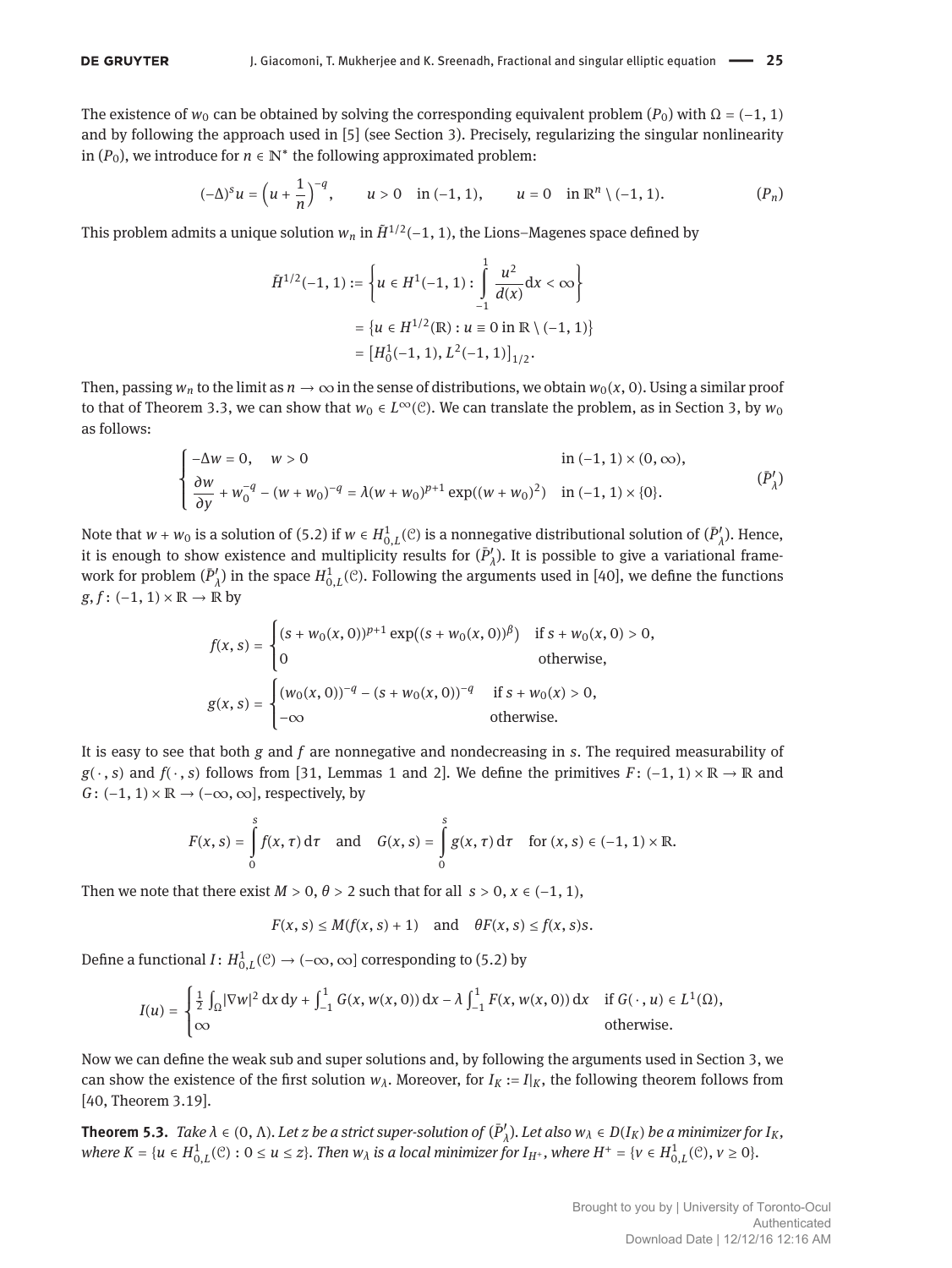The existence of $w_0$ can be obtained by solving the corresponding equivalent problem $(P_0)$ with $\Omega = (-1, 1)$ and by following the approach used in [5] (see Section 3). Precisely, regularizing the singular nonlinearity in $(P_0)$, we introduce for $n \in \mathbb{N}^*$ the following approximated problem:

$$(-\Delta)^s u = \Big(u + \frac{1}{n}\Big)^{-q}, \qquad u > 0 \quad \text{in } (-1, 1), \qquad u = 0 \quad \text{in } \mathbb{R}^n \setminus (-1, 1). \tag{$P_n$}$$

This problem admits a unique solution $w_n$ in $\tilde{H}^{1/2}(-1, 1)$, the Lions–Magenes space defined by

$$\begin{aligned}\tilde{H}^{1/2}(-1, 1) &:= \Big\{u \in H^1(-1, 1) : \int_{-1}^{1} \frac{u^2}{d(x)} \mathrm{d}x < \infty\Big\} \\ &= \{u \in H^{1/2}(\mathbb{R}) : u \equiv 0 \text{ in } \mathbb{R} \setminus (-1, 1)\} \\ &= \big[H_0^1(-1, 1), L^2(-1, 1)\big]_{1/2}.\end{aligned}$$

Then, passing $w_n$ to the limit as $n \to \infty$ in the sense of distributions, we obtain $w_0(x, 0)$. Using a similar proof to that of Theorem 3.3, we can show that $w_0 \in L^\infty(\mathcal{C})$. We can translate the problem, as in Section 3, by $w_0$ as follows:

$$\begin{cases} -\Delta w = 0, \quad w > 0 & \text{in } (-1, 1) \times (0, \infty), \\ \dfrac{\partial w}{\partial y} + w_0^{-q} - (w + w_0)^{-q} = \lambda (w + w_0)^{p+1} \exp((w + w_0)^2) & \text{in } (-1, 1) \times \{0\}. \end{cases} \tag{$\bar{P}'_\lambda$}$$

Note that $w + w_0$ is a solution of (5.2) if $w \in H_{0,L}^1(\mathcal{C})$ is a nonnegative distributional solution of $(\bar{P}'_\lambda)$. Hence, it is enough to show existence and multiplicity results for $(\bar{P}'_\lambda)$. It is possible to give a variational framework for problem $(\bar{P}'_\lambda)$ in the space $H_{0,L}^1(\mathcal{C})$. Following the arguments used in [40], we define the functions $g, f : (-1, 1) \times \mathbb{R} \to \mathbb{R}$ by

$$f(x, s) = \begin{cases} (s + w_0(x, 0))^{p+1} \exp((s + w_0(x, 0))^\beta) & \text{if } s + w_0(x, 0) > 0, \\ 0 & \text{otherwise,} \end{cases}$$

$$g(x, s) = \begin{cases} (w_0(x, 0))^{-q} - (s + w_0(x, 0))^{-q} & \text{if } s + w_0(x) > 0, \\ -\infty & \text{otherwise.} \end{cases}$$

It is easy to see that both $g$ and $f$ are nonnegative and nondecreasing in $s$. The required measurability of $g(\cdot, s)$ and $f(\cdot, s)$ follows from [31, Lemmas 1 and 2]. We define the primitives $F : (-1, 1) \times \mathbb{R} \to \mathbb{R}$ and $G : (-1, 1) \times \mathbb{R} \to (-\infty, \infty]$, respectively, by

$$F(x, s) = \int_0^s f(x, \tau)\, \mathrm{d}\tau \quad \text{and} \quad G(x, s) = \int_0^s g(x, \tau)\, \mathrm{d}\tau \quad \text{for } (x, s) \in (-1, 1) \times \mathbb{R}.$$

Then we note that there exist $M > 0$, $\theta > 2$ such that for all $s > 0$, $x \in (-1, 1)$,

$$F(x, s) \leq M(f(x, s) + 1) \quad \text{and} \quad \theta F(x, s) \leq f(x, s)s.$$

Define a functional $I : H_{0,L}^1(\mathcal{C}) \to (-\infty, \infty]$ corresponding to (5.2) by

$$I(u) = \begin{cases} \frac{1}{2} \int_\Omega |\nabla w|^2 \,\mathrm{d}x\, \mathrm{d}y + \int_{-1}^{1} G(x, w(x, 0))\, \mathrm{d}x - \lambda \int_{-1}^{1} F(x, w(x, 0))\, \mathrm{d}x & \text{if } G(\cdot, u) \in L^1(\Omega), \\ \infty & \text{otherwise.} \end{cases}$$

Now we can define the weak sub and super solutions and, by following the arguments used in Section 3, we can show the existence of the first solution $w_\lambda$. Moreover, for $I_K := I|_K$, the following theorem follows from [40, Theorem 3.19].

**Theorem 5.3.** *Take $\lambda \in (0, \Lambda)$. Let $z$ be a strict super-solution of $(\bar{P}'_\lambda)$. Let also $w_\lambda \in D(I_K)$ be a minimizer for $I_K$, where $K = \{u \in H_{0,L}^1(\mathcal{C}) : 0 \leq u \leq z\}$. Then $w_\lambda$ is a local minimizer for $I_{H^+}$, where $H^+ = \{v \in H_{0,L}^1(\mathcal{C}), v \geq 0\}$.*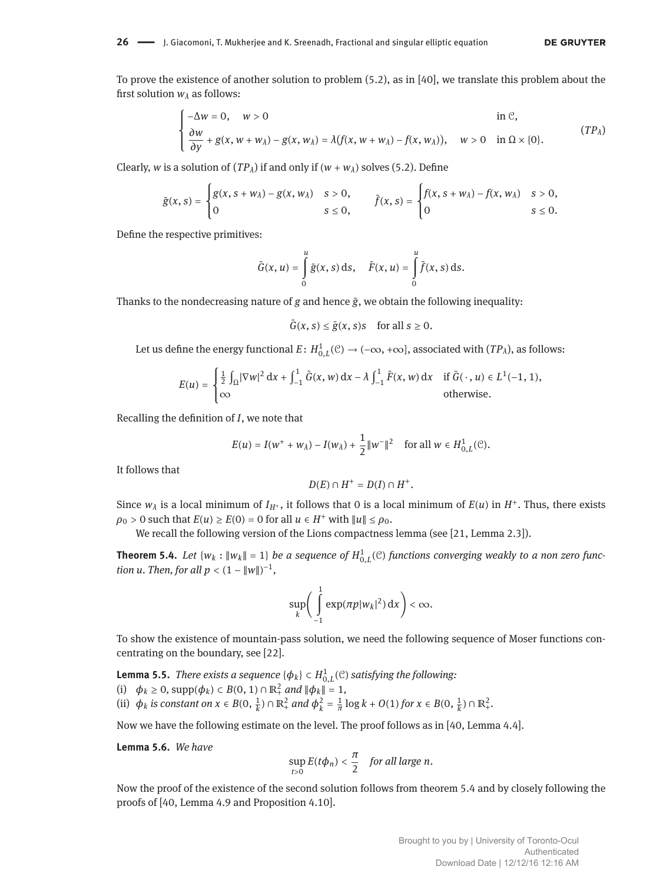To prove the existence of another solution to problem (5.2), as in [40], we translate this problem about the first solution $w_\lambda$ as follows:

$$
\begin{cases}
-\Delta w = 0, \quad w > 0 & \text{in } \mathcal{C}, \\
\dfrac{\partial w}{\partial y} + g(x, w + w_\lambda) - g(x, w_\lambda) = \lambda\big(f(x, w + w_\lambda) - f(x, w_\lambda)\big), \quad w > 0 & \text{in } \Omega \times \{0\}.
\end{cases}
\tag{$TP_\lambda$}
$$

Clearly, $w$ is a solution of $(TP_\lambda)$ if and only if $(w + w_\lambda)$ solves (5.2). Define

$$
\tilde{g}(x, s) = \begin{cases} g(x, s + w_\lambda) - g(x, w_\lambda) & s > 0, \\ 0 & s \le 0, \end{cases}
\qquad
\tilde{f}(x, s) = \begin{cases} f(x, s + w_\lambda) - f(x, w_\lambda) & s > 0, \\ 0 & s \le 0. \end{cases}
$$

Define the respective primitives:

$$
\tilde{G}(x, u) = \int_0^u \tilde{g}(x, s)\,\mathrm{d}s, \quad \tilde{F}(x, u) = \int_0^u \tilde{f}(x, s)\,\mathrm{d}s.
$$

Thanks to the nondecreasing nature of $g$ and hence $\tilde{g}$, we obtain the following inequality:

$$
\tilde{G}(x, s) \le \tilde{g}(x, s)s \quad \text{for all } s \ge 0.
$$

Let us define the energy functional $E\colon H^1_{0,L}(\mathcal{C}) \to (-\infty, +\infty]$, associated with $(TP_\lambda)$, as follows:

$$
E(u) = \begin{cases} \frac{1}{2}\int_\Omega |\nabla w|^2\,\mathrm{d}x + \int_{-1}^{1} \tilde{G}(x, w)\,\mathrm{d}x - \lambda \int_{-1}^{1} \tilde{F}(x, w)\,\mathrm{d}x & \text{if } \tilde{G}(\cdot\,, u) \in L^1(-1, 1), \\ \infty & \text{otherwise.} \end{cases}
$$

Recalling the definition of $I$, we note that

$$
E(u) = I(w^+ + w_\lambda) - I(w_\lambda) + \frac{1}{2}\|w^-\|^2 \quad \text{for all } w \in H^1_{0,L}(\mathcal{C}).
$$

It follows that

$$
D(E) \cap H^+ = D(I) \cap H^+.
$$

Since $w_\lambda$ is a local minimum of $I_{H^+}$, it follows that 0 is a local minimum of $E(u)$ in $H^+$. Thus, there exists $\rho_0 > 0$ such that $E(u) \ge E(0) = 0$ for all $u \in H^+$ with $\|u\| \le \rho_0$.

We recall the following version of the Lions compactness lemma (see [21, Lemma 2.3]).

**Theorem 5.4.** *Let $\{w_k : \|w_k\| = 1\}$ be a sequence of $H^1_{0,L}(\mathcal{C})$ functions converging weakly to a non zero function $u$. Then, for all $p < (1 - \|w\|)^{-1}$,*

$$
\sup_k \bigg( \int_{-1}^{1} \exp(\pi p |w_k|^2)\,\mathrm{d}x \bigg) < \infty.
$$

To show the existence of mountain-pass solution, we need the following sequence of Moser functions concentrating on the boundary, see [22].

**Lemma 5.5.** *There exists a sequence $\{\phi_k\} \subset H^1_{0,L}(\mathcal{C})$ satisfying the following:*
(i) $\phi_k \ge 0$, $\operatorname{supp}(\phi_k) \subset B(0, 1) \cap \mathbb{R}^2_+$ *and* $\|\phi_k\| = 1$,
(ii) $\phi_k$ *is constant on* $x \in B(0, \frac{1}{k}) \cap \mathbb{R}^2_+$ *and* $\phi_k^2 = \frac{1}{\pi}\log k + O(1)$ *for* $x \in B(0, \frac{1}{k}) \cap \mathbb{R}^2_+$.

Now we have the following estimate on the level. The proof follows as in [40, Lemma 4.4].

**Lemma 5.6.** *We have*

$$
\sup_{t>0} E(t\phi_n) < \frac{\pi}{2} \quad \textit{for all large } n.
$$

Now the proof of the existence of the second solution follows from theorem 5.4 and by closely following the proofs of [40, Lemma 4.9 and Proposition 4.10].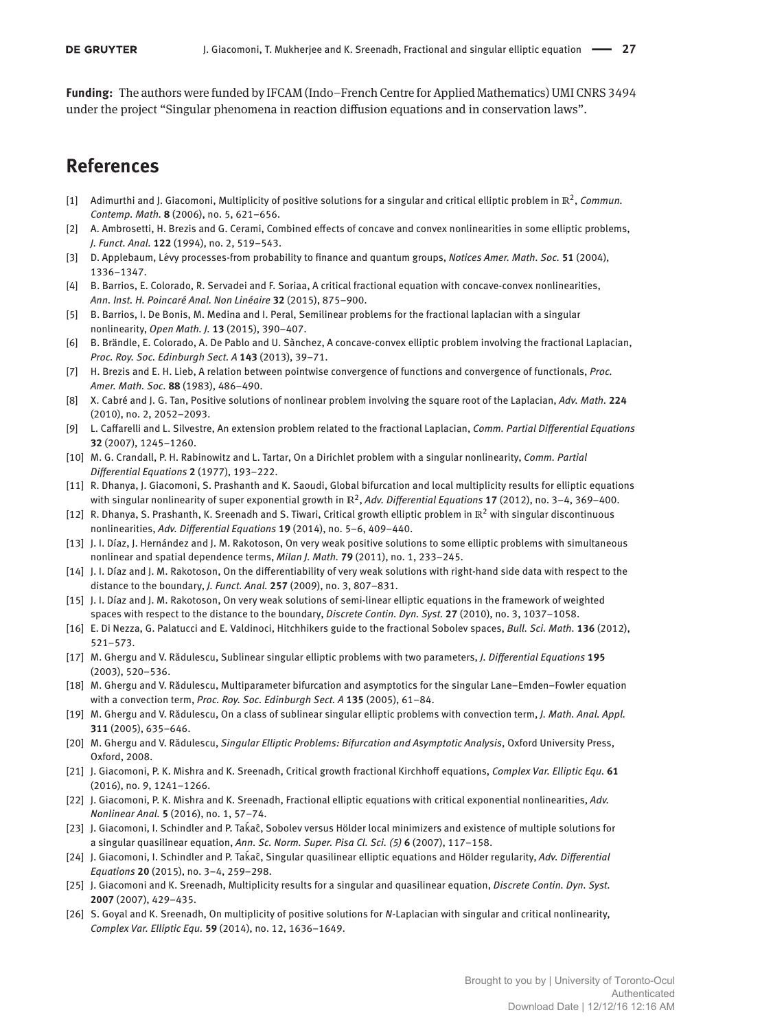**Funding:** The authors were funded by IFCAM (Indo–French Centre for Applied Mathematics) UMI CNRS 3494 under the project "Singular phenomena in reaction diffusion equations and in conservation laws".

## References

[1] Adimurthi and J. Giacomoni, Multiplicity of positive solutions for a singular and critical elliptic problem in $\mathbb{R}^2$, *Commun. Contemp. Math.* **8** (2006), no. 5, 621–656.

[2] A. Ambrosetti, H. Brezis and G. Cerami, Combined effects of concave and convex nonlinearities in some elliptic problems, *J. Funct. Anal.* **122** (1994), no. 2, 519–543.

[3] D. Applebaum, Lévy processes-from probability to finance and quantum groups, *Notices Amer. Math. Soc.* **51** (2004), 1336–1347.

[4] B. Barrios, E. Colorado, R. Servadei and F. Soriaa, A critical fractional equation with concave-convex nonlinearities, *Ann. Inst. H. Poincaré Anal. Non Linéaire* **32** (2015), 875–900.

[5] B. Barrios, I. De Bonis, M. Medina and I. Peral, Semilinear problems for the fractional laplacian with a singular nonlinearity, *Open Math. J.* **13** (2015), 390–407.

[6] B. Brändle, E. Colorado, A. De Pablo and U. Sànchez, A concave-convex elliptic problem involving the fractional Laplacian, *Proc. Roy. Soc. Edinburgh Sect. A* **143** (2013), 39–71.

[7] H. Brezis and E. H. Lieb, A relation between pointwise convergence of functions and convergence of functionals, *Proc. Amer. Math. Soc.* **88** (1983), 486–490.

[8] X. Cabré and J. G. Tan, Positive solutions of nonlinear problem involving the square root of the Laplacian, *Adv. Math.* **224** (2010), no. 2, 2052–2093.

[9] L. Caffarelli and L. Silvestre, An extension problem related to the fractional Laplacian, *Comm. Partial Differential Equations* **32** (2007), 1245–1260.

[10] M. G. Crandall, P. H. Rabinowitz and L. Tartar, On a Dirichlet problem with a singular nonlinearity, *Comm. Partial Differential Equations* **2** (1977), 193–222.

[11] R. Dhanya, J. Giacomoni, S. Prashanth and K. Saoudi, Global bifurcation and local multiplicity results for elliptic equations with singular nonlinearity of super exponential growth in $\mathbb{R}^2$, *Adv. Differential Equations* **17** (2012), no. 3–4, 369–400.

[12] R. Dhanya, S. Prashanth, K. Sreenadh and S. Tiwari, Critical growth elliptic problem in $\mathbb{R}^2$ with singular discontinuous nonlinearities, *Adv. Differential Equations* **19** (2014), no. 5–6, 409–440.

[13] J. I. Díaz, J. Hernández and J. M. Rakotoson, On very weak positive solutions to some elliptic problems with simultaneous nonlinear and spatial dependence terms, *Milan J. Math.* **79** (2011), no. 1, 233–245.

[14] J. I. Díaz and J. M. Rakotoson, On the differentiability of very weak solutions with right-hand side data with respect to the distance to the boundary, *J. Funct. Anal.* **257** (2009), no. 3, 807–831.

[15] J. I. Díaz and J. M. Rakotoson, On very weak solutions of semi-linear elliptic equations in the framework of weighted spaces with respect to the distance to the boundary, *Discrete Contin. Dyn. Syst.* **27** (2010), no. 3, 1037–1058.

[16] E. Di Nezza, G. Palatucci and E. Valdinoci, Hitchhikers guide to the fractional Sobolev spaces, *Bull. Sci. Math.* **136** (2012), 521–573.

[17] M. Ghergu and V. Rădulescu, Sublinear singular elliptic problems with two parameters, *J. Differential Equations* **195** (2003), 520–536.

[18] M. Ghergu and V. Rădulescu, Multiparameter bifurcation and asymptotics for the singular Lane–Emden–Fowler equation with a convection term, *Proc. Roy. Soc. Edinburgh Sect. A* **135** (2005), 61–84.

[19] M. Ghergu and V. Rădulescu, On a class of sublinear singular elliptic problems with convection term, *J. Math. Anal. Appl.* **311** (2005), 635–646.

[20] M. Ghergu and V. Rădulescu, *Singular Elliptic Problems: Bifurcation and Asymptotic Analysis*, Oxford University Press, Oxford, 2008.

[21] J. Giacomoni, P. K. Mishra and K. Sreenadh, Critical growth fractional Kirchhoff equations, *Complex Var. Elliptic Equ.* **61** (2016), no. 9, 1241–1266.

[22] J. Giacomoni, P. K. Mishra and K. Sreenadh, Fractional elliptic equations with critical exponential nonlinearities, *Adv. Nonlinear Anal.* **5** (2016), no. 1, 57–74.

[23] J. Giacomoni, I. Schindler and P. Takáč, Sobolev versus Hölder local minimizers and existence of multiple solutions for a singular quasilinear equation, *Ann. Sc. Norm. Super. Pisa Cl. Sci. (5)* **6** (2007), 117–158.

[24] J. Giacomoni, I. Schindler and P. Takáč, Singular quasilinear elliptic equations and Hölder regularity, *Adv. Differential Equations* **20** (2015), no. 3–4, 259–298.

[25] J. Giacomoni and K. Sreenadh, Multiplicity results for a singular and quasilinear equation, *Discrete Contin. Dyn. Syst.* **2007** (2007), 429–435.

[26] S. Goyal and K. Sreenadh, On multiplicity of positive solutions for *N*-Laplacian with singular and critical nonlinearity, *Complex Var. Elliptic Equ.* **59** (2014), no. 12, 1636–1649.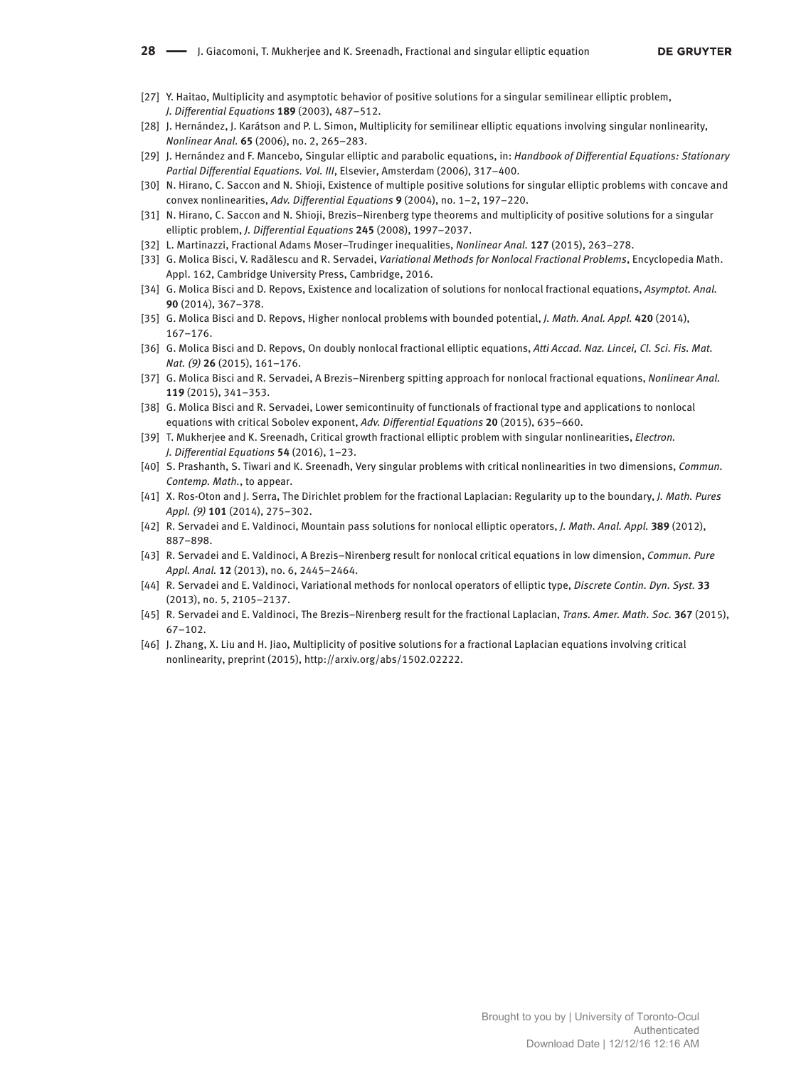[27] Y. Haitao, Multiplicity and asymptotic behavior of positive solutions for a singular semilinear elliptic problem, *J. Differential Equations* **189** (2003), 487–512.

[28] J. Hernández, J. Karátson and P. L. Simon, Multiplicity for semilinear elliptic equations involving singular nonlinearity, *Nonlinear Anal.* **65** (2006), no. 2, 265–283.

[29] J. Hernández and F. Mancebo, Singular elliptic and parabolic equations, in: *Handbook of Differential Equations: Stationary Partial Differential Equations. Vol. III*, Elsevier, Amsterdam (2006), 317–400.

[30] N. Hirano, C. Saccon and N. Shioji, Existence of multiple positive solutions for singular elliptic problems with concave and convex nonlinearities, *Adv. Differential Equations* **9** (2004), no. 1–2, 197–220.

[31] N. Hirano, C. Saccon and N. Shioji, Brezis–Nirenberg type theorems and multiplicity of positive solutions for a singular elliptic problem, *J. Differential Equations* **245** (2008), 1997–2037.

[32] L. Martinazzi, Fractional Adams Moser–Trudinger inequalities, *Nonlinear Anal.* **127** (2015), 263–278.

[33] G. Molica Bisci, V. Radălescu and R. Servadei, *Variational Methods for Nonlocal Fractional Problems*, Encyclopedia Math. Appl. 162, Cambridge University Press, Cambridge, 2016.

[34] G. Molica Bisci and D. Repovs, Existence and localization of solutions for nonlocal fractional equations, *Asymptot. Anal.* **90** (2014), 367–378.

[35] G. Molica Bisci and D. Repovs, Higher nonlocal problems with bounded potential, *J. Math. Anal. Appl.* **420** (2014), 167–176.

[36] G. Molica Bisci and D. Repovs, On doubly nonlocal fractional elliptic equations, *Atti Accad. Naz. Lincei, Cl. Sci. Fis. Mat. Nat. (9)* **26** (2015), 161–176.

[37] G. Molica Bisci and R. Servadei, A Brezis–Nirenberg spitting approach for nonlocal fractional equations, *Nonlinear Anal.* **119** (2015), 341–353.

[38] G. Molica Bisci and R. Servadei, Lower semicontinuity of functionals of fractional type and applications to nonlocal equations with critical Sobolev exponent, *Adv. Differential Equations* **20** (2015), 635–660.

[39] T. Mukherjee and K. Sreenadh, Critical growth fractional elliptic problem with singular nonlinearities, *Electron. J. Differential Equations* **54** (2016), 1–23.

[40] S. Prashanth, S. Tiwari and K. Sreenadh, Very singular problems with critical nonlinearities in two dimensions, *Commun. Contemp. Math.*, to appear.

[41] X. Ros-Oton and J. Serra, The Dirichlet problem for the fractional Laplacian: Regularity up to the boundary, *J. Math. Pures Appl. (9)* **101** (2014), 275–302.

[42] R. Servadei and E. Valdinoci, Mountain pass solutions for nonlocal elliptic operators, *J. Math. Anal. Appl.* **389** (2012), 887–898.

[43] R. Servadei and E. Valdinoci, A Brezis–Nirenberg result for nonlocal critical equations in low dimension, *Commun. Pure Appl. Anal.* **12** (2013), no. 6, 2445–2464.

[44] R. Servadei and E. Valdinoci, Variational methods for nonlocal operators of elliptic type, *Discrete Contin. Dyn. Syst.* **33** (2013), no. 5, 2105–2137.

[45] R. Servadei and E. Valdinoci, The Brezis–Nirenberg result for the fractional Laplacian, *Trans. Amer. Math. Soc.* **367** (2015), 67–102.

[46] J. Zhang, X. Liu and H. Jiao, Multiplicity of positive solutions for a fractional Laplacian equations involving critical nonlinearity, preprint (2015), http://arxiv.org/abs/1502.02222.